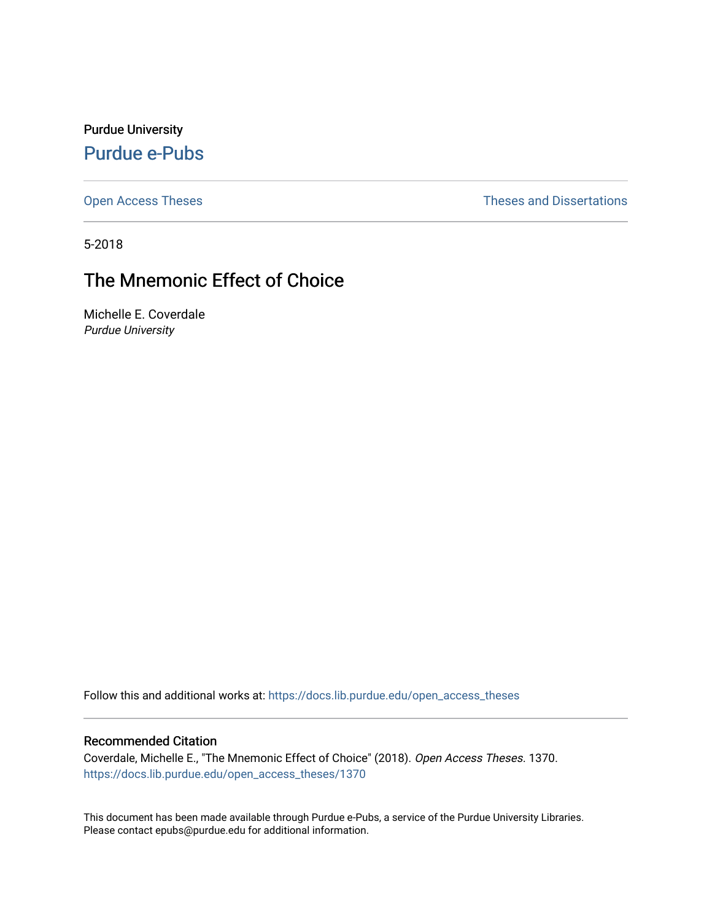Purdue University

Purdue e-Pubs

Open Access Theses

Theses and Dissertations

5-2018

# The Mnemonic Effect of Choice

Michelle E. Coverdale
*Purdue University*

Follow this and additional works at: https://docs.lib.purdue.edu/open_access_theses

## Recommended Citation

Coverdale, Michelle E., "The Mnemonic Effect of Choice" (2018). *Open Access Theses*. 1370.
https://docs.lib.purdue.edu/open_access_theses/1370

This document has been made available through Purdue e-Pubs, a service of the Purdue University Libraries. Please contact epubs@purdue.edu for additional information.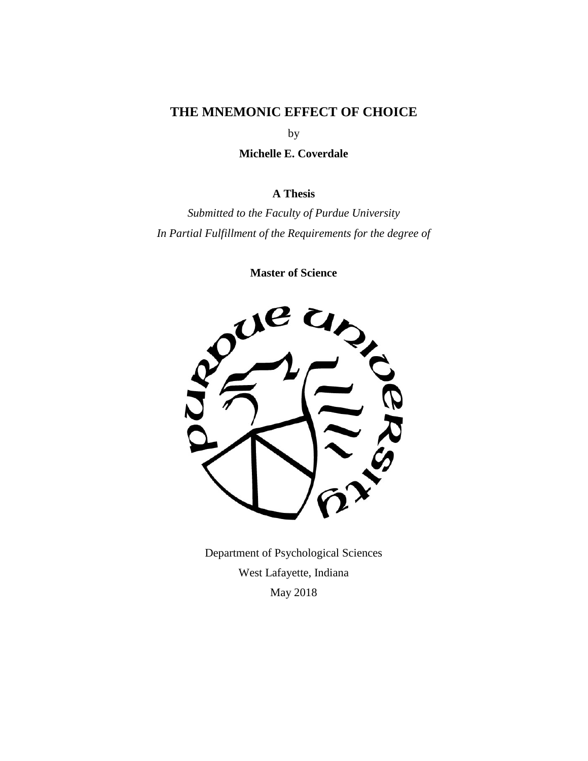# THE MNEMONIC EFFECT OF CHOICE

by

**Michelle E. Coverdale**

**A Thesis**

*Submitted to the Faculty of Purdue University*
*In Partial Fulfillment of the Requirements for the degree of*

**Master of Science**

Department of Psychological Sciences
West Lafayette, Indiana
May 2018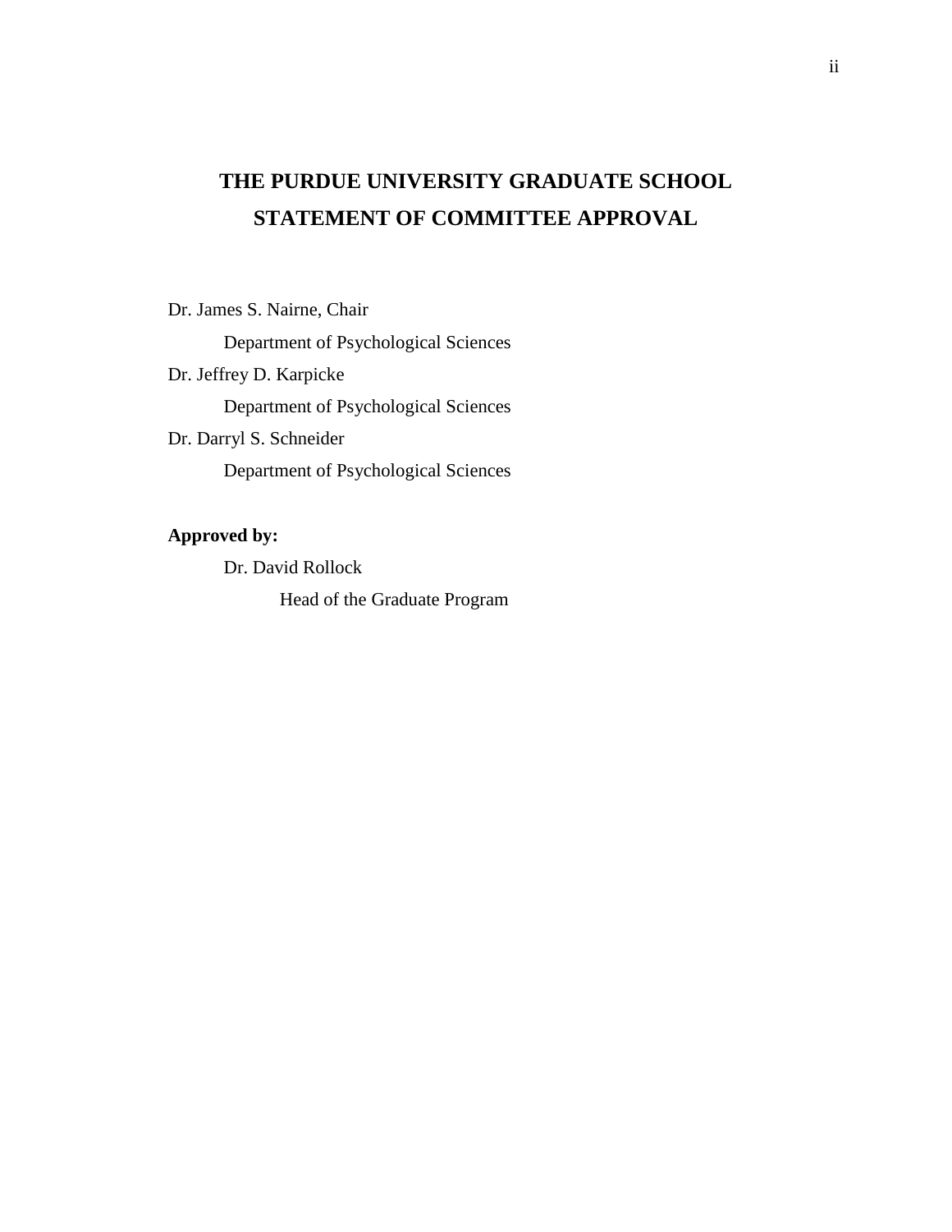# THE PURDUE UNIVERSITY GRADUATE SCHOOL
# STATEMENT OF COMMITTEE APPROVAL

Dr. James S. Nairne, Chair

Department of Psychological Sciences

Dr. Jeffrey D. Karpicke

Department of Psychological Sciences

Dr. Darryl S. Schneider

Department of Psychological Sciences

**Approved by:**

Dr. David Rollock

Head of the Graduate Program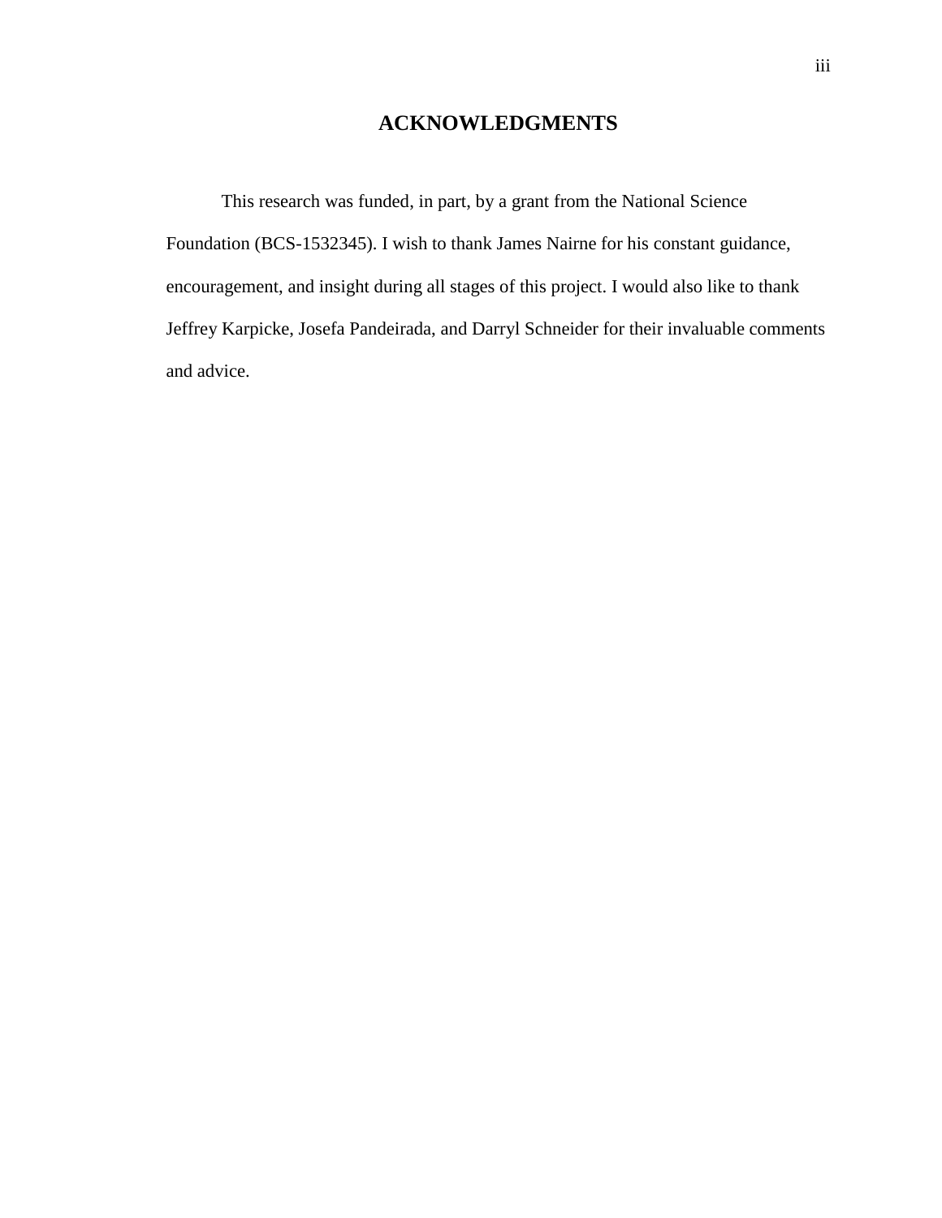# ACKNOWLEDGMENTS

This research was funded, in part, by a grant from the National Science Foundation (BCS-1532345). I wish to thank James Nairne for his constant guidance, encouragement, and insight during all stages of this project. I would also like to thank Jeffrey Karpicke, Josefa Pandeirada, and Darryl Schneider for their invaluable comments and advice.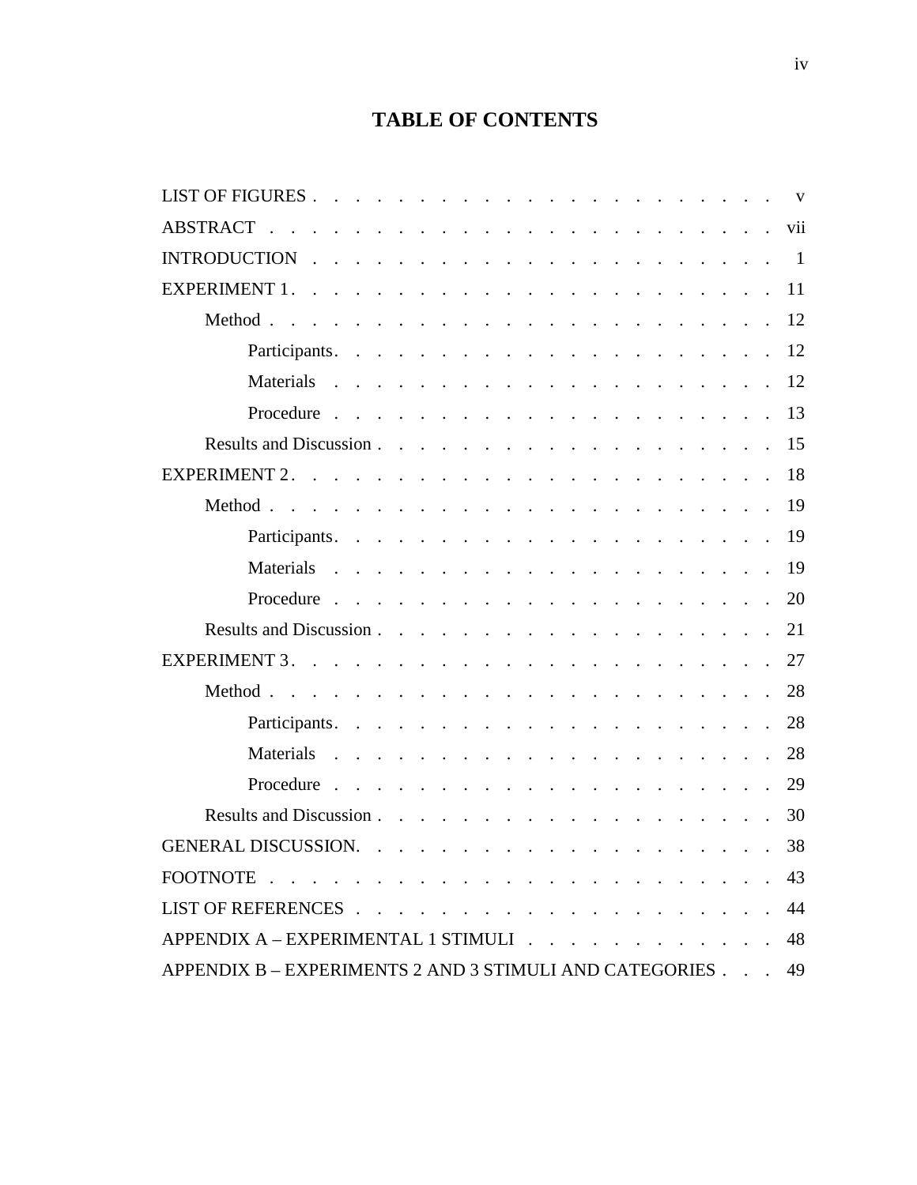# TABLE OF CONTENTS

| | |
|---|---|
| LIST OF FIGURES | v |
| ABSTRACT | vii |
| INTRODUCTION | 1 |
| EXPERIMENT 1 | 11 |
| &nbsp;&nbsp;&nbsp;&nbsp;Method | 12 |
| &nbsp;&nbsp;&nbsp;&nbsp;&nbsp;&nbsp;&nbsp;&nbsp;Participants | 12 |
| &nbsp;&nbsp;&nbsp;&nbsp;&nbsp;&nbsp;&nbsp;&nbsp;Materials | 12 |
| &nbsp;&nbsp;&nbsp;&nbsp;&nbsp;&nbsp;&nbsp;&nbsp;Procedure | 13 |
| &nbsp;&nbsp;&nbsp;&nbsp;Results and Discussion | 15 |
| EXPERIMENT 2 | 18 |
| &nbsp;&nbsp;&nbsp;&nbsp;Method | 19 |
| &nbsp;&nbsp;&nbsp;&nbsp;&nbsp;&nbsp;&nbsp;&nbsp;Participants | 19 |
| &nbsp;&nbsp;&nbsp;&nbsp;&nbsp;&nbsp;&nbsp;&nbsp;Materials | 19 |
| &nbsp;&nbsp;&nbsp;&nbsp;&nbsp;&nbsp;&nbsp;&nbsp;Procedure | 20 |
| &nbsp;&nbsp;&nbsp;&nbsp;Results and Discussion | 21 |
| EXPERIMENT 3 | 27 |
| &nbsp;&nbsp;&nbsp;&nbsp;Method | 28 |
| &nbsp;&nbsp;&nbsp;&nbsp;&nbsp;&nbsp;&nbsp;&nbsp;Participants | 28 |
| &nbsp;&nbsp;&nbsp;&nbsp;&nbsp;&nbsp;&nbsp;&nbsp;Materials | 28 |
| &nbsp;&nbsp;&nbsp;&nbsp;&nbsp;&nbsp;&nbsp;&nbsp;Procedure | 29 |
| &nbsp;&nbsp;&nbsp;&nbsp;Results and Discussion | 30 |
| GENERAL DISCUSSION | 38 |
| FOOTNOTE | 43 |
| LIST OF REFERENCES | 44 |
| APPENDIX A – EXPERIMENTAL 1 STIMULI | 48 |
| APPENDIX B – EXPERIMENTS 2 AND 3 STIMULI AND CATEGORIES | 49 |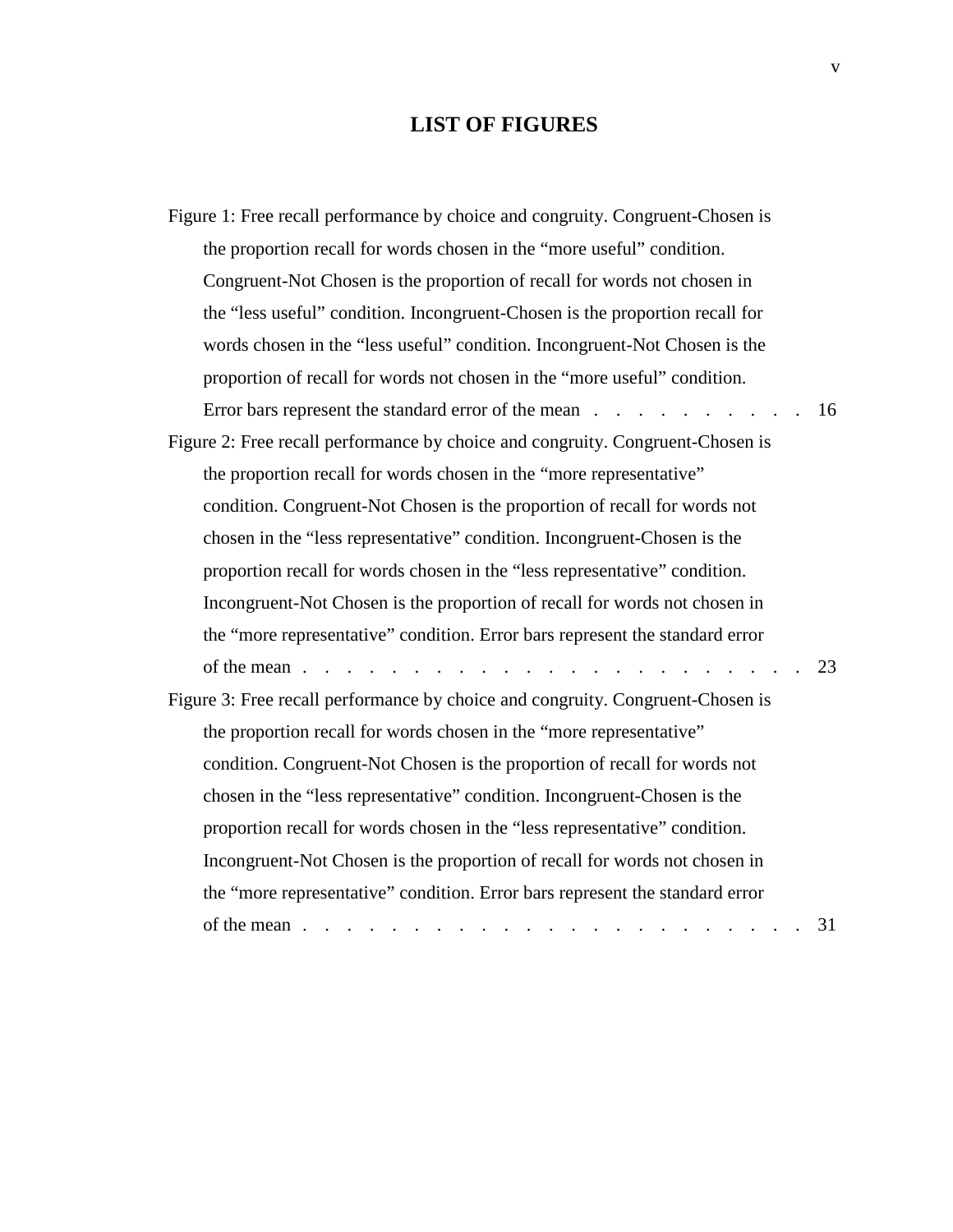# LIST OF FIGURES

Figure 1: Free recall performance by choice and congruity. Congruent-Chosen is the proportion recall for words chosen in the “more useful” condition. Congruent-Not Chosen is the proportion of recall for words not chosen in the “less useful” condition. Incongruent-Chosen is the proportion recall for words chosen in the “less useful” condition. Incongruent-Not Chosen is the proportion of recall for words not chosen in the “more useful” condition. Error bars represent the standard error of the mean . . . . . . . . . . 16

Figure 2: Free recall performance by choice and congruity. Congruent-Chosen is the proportion recall for words chosen in the “more representative” condition. Congruent-Not Chosen is the proportion of recall for words not chosen in the “less representative” condition. Incongruent-Chosen is the proportion recall for words chosen in the “less representative” condition. Incongruent-Not Chosen is the proportion of recall for words not chosen in the “more representative” condition. Error bars represent the standard error of the mean . . . . . . . . . . . . . . . . . . . . . . . . 23

Figure 3: Free recall performance by choice and congruity. Congruent-Chosen is the proportion recall for words chosen in the “more representative” condition. Congruent-Not Chosen is the proportion of recall for words not chosen in the “less representative” condition. Incongruent-Chosen is the proportion recall for words chosen in the “less representative” condition. Incongruent-Not Chosen is the proportion of recall for words not chosen in the “more representative” condition. Error bars represent the standard error of the mean . . . . . . . . . . . . . . . . . . . . . . . . 31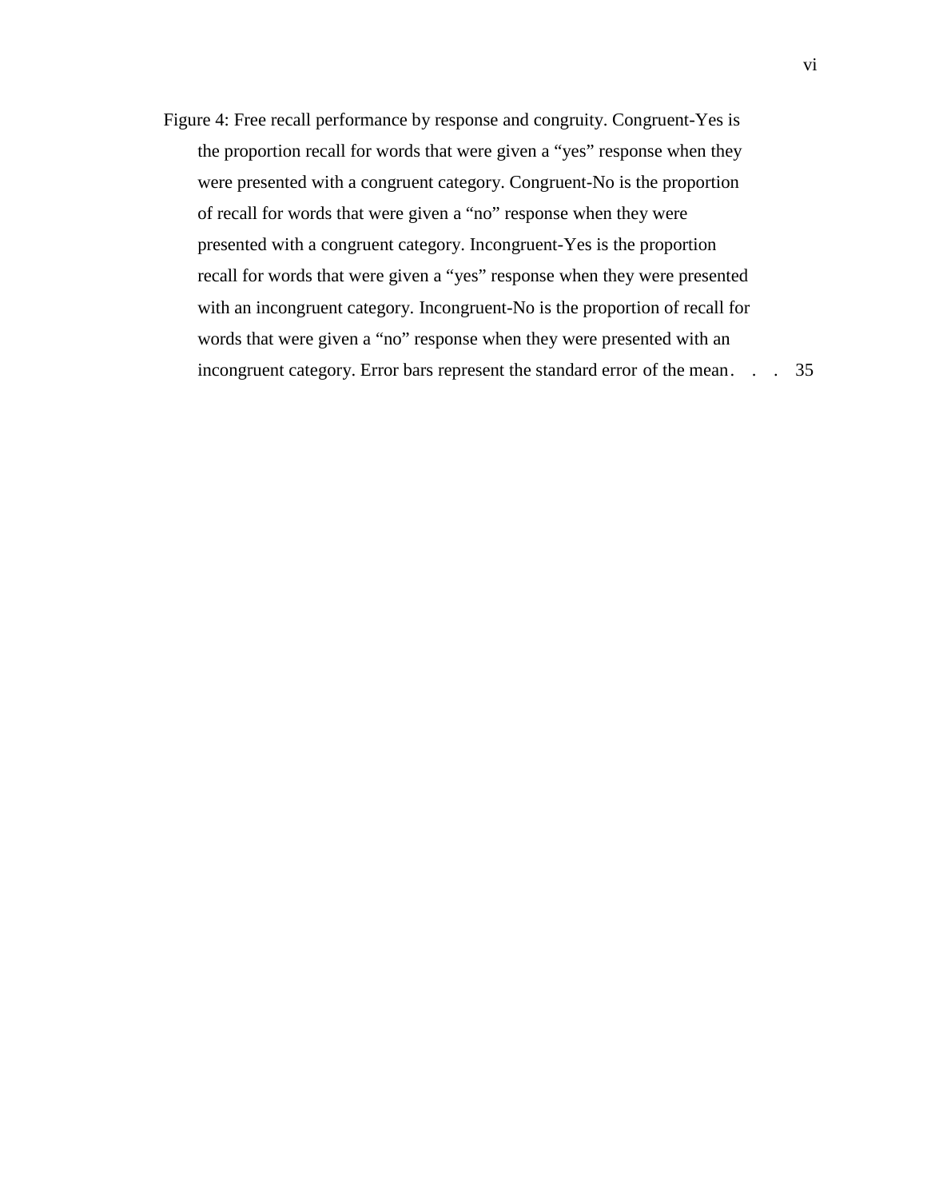Figure 4: Free recall performance by response and congruity. Congruent-Yes is the proportion recall for words that were given a “yes” response when they were presented with a congruent category. Congruent-No is the proportion of recall for words that were given a “no” response when they were presented with a congruent category. Incongruent-Yes is the proportion recall for words that were given a “yes” response when they were presented with an incongruent category. Incongruent-No is the proportion of recall for words that were given a “no” response when they were presented with an incongruent category. Error bars represent the standard error of the mean . . . 35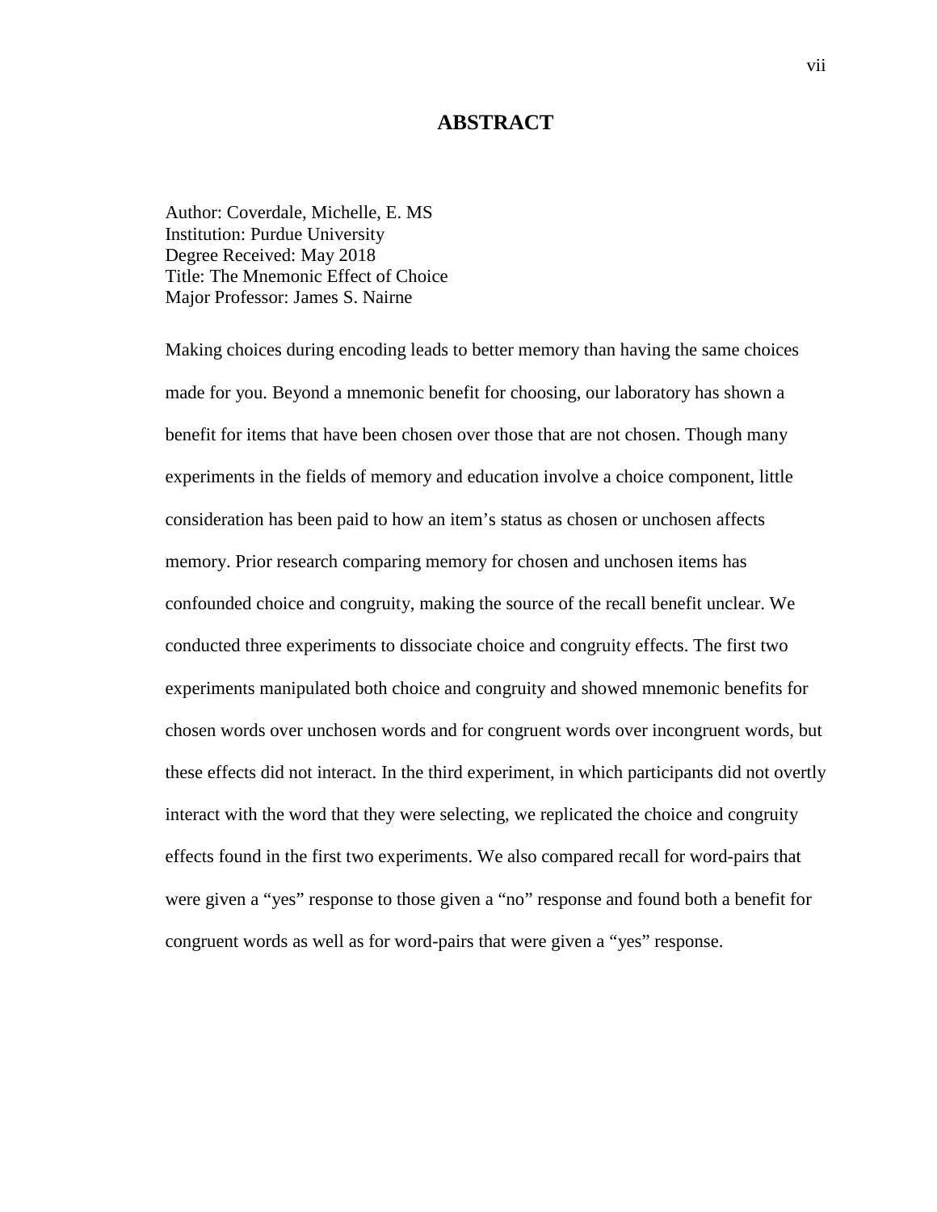# ABSTRACT

Author: Coverdale, Michelle, E. MS
Institution: Purdue University
Degree Received: May 2018
Title: The Mnemonic Effect of Choice
Major Professor: James S. Nairne

Making choices during encoding leads to better memory than having the same choices made for you. Beyond a mnemonic benefit for choosing, our laboratory has shown a benefit for items that have been chosen over those that are not chosen. Though many experiments in the fields of memory and education involve a choice component, little consideration has been paid to how an item's status as chosen or unchosen affects memory. Prior research comparing memory for chosen and unchosen items has confounded choice and congruity, making the source of the recall benefit unclear. We conducted three experiments to dissociate choice and congruity effects. The first two experiments manipulated both choice and congruity and showed mnemonic benefits for chosen words over unchosen words and for congruent words over incongruent words, but these effects did not interact. In the third experiment, in which participants did not overtly interact with the word that they were selecting, we replicated the choice and congruity effects found in the first two experiments. We also compared recall for word-pairs that were given a "yes" response to those given a "no" response and found both a benefit for congruent words as well as for word-pairs that were given a "yes" response.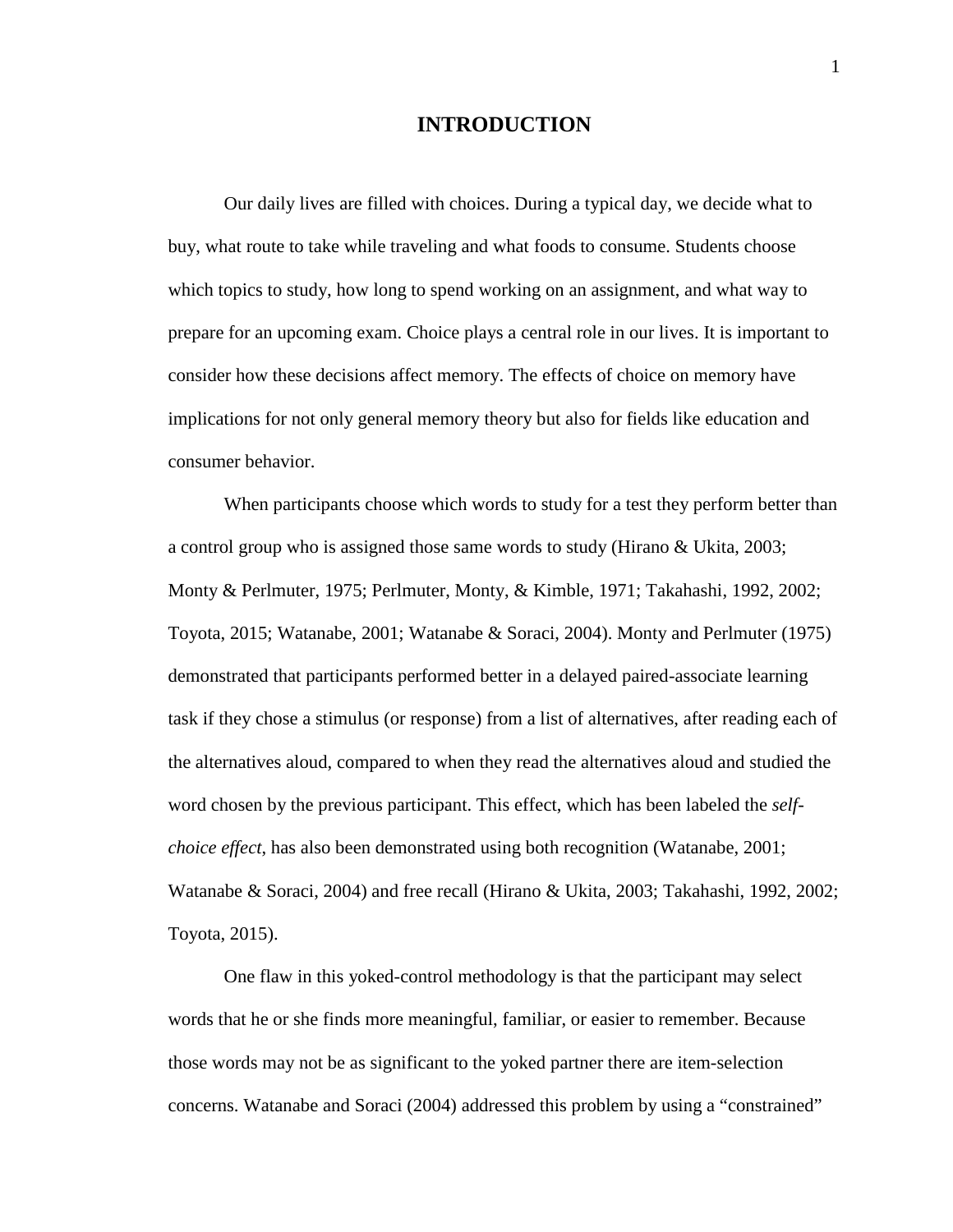# INTRODUCTION

Our daily lives are filled with choices. During a typical day, we decide what to buy, what route to take while traveling and what foods to consume. Students choose which topics to study, how long to spend working on an assignment, and what way to prepare for an upcoming exam. Choice plays a central role in our lives. It is important to consider how these decisions affect memory. The effects of choice on memory have implications for not only general memory theory but also for fields like education and consumer behavior.

When participants choose which words to study for a test they perform better than a control group who is assigned those same words to study (Hirano & Ukita, 2003; Monty & Perlmuter, 1975; Perlmuter, Monty, & Kimble, 1971; Takahashi, 1992, 2002; Toyota, 2015; Watanabe, 2001; Watanabe & Soraci, 2004). Monty and Perlmuter (1975) demonstrated that participants performed better in a delayed paired-associate learning task if they chose a stimulus (or response) from a list of alternatives, after reading each of the alternatives aloud, compared to when they read the alternatives aloud and studied the word chosen by the previous participant. This effect, which has been labeled the *self-choice effect*, has also been demonstrated using both recognition (Watanabe, 2001; Watanabe & Soraci, 2004) and free recall (Hirano & Ukita, 2003; Takahashi, 1992, 2002; Toyota, 2015).

One flaw in this yoked-control methodology is that the participant may select words that he or she finds more meaningful, familiar, or easier to remember. Because those words may not be as significant to the yoked partner there are item-selection concerns. Watanabe and Soraci (2004) addressed this problem by using a "constrained"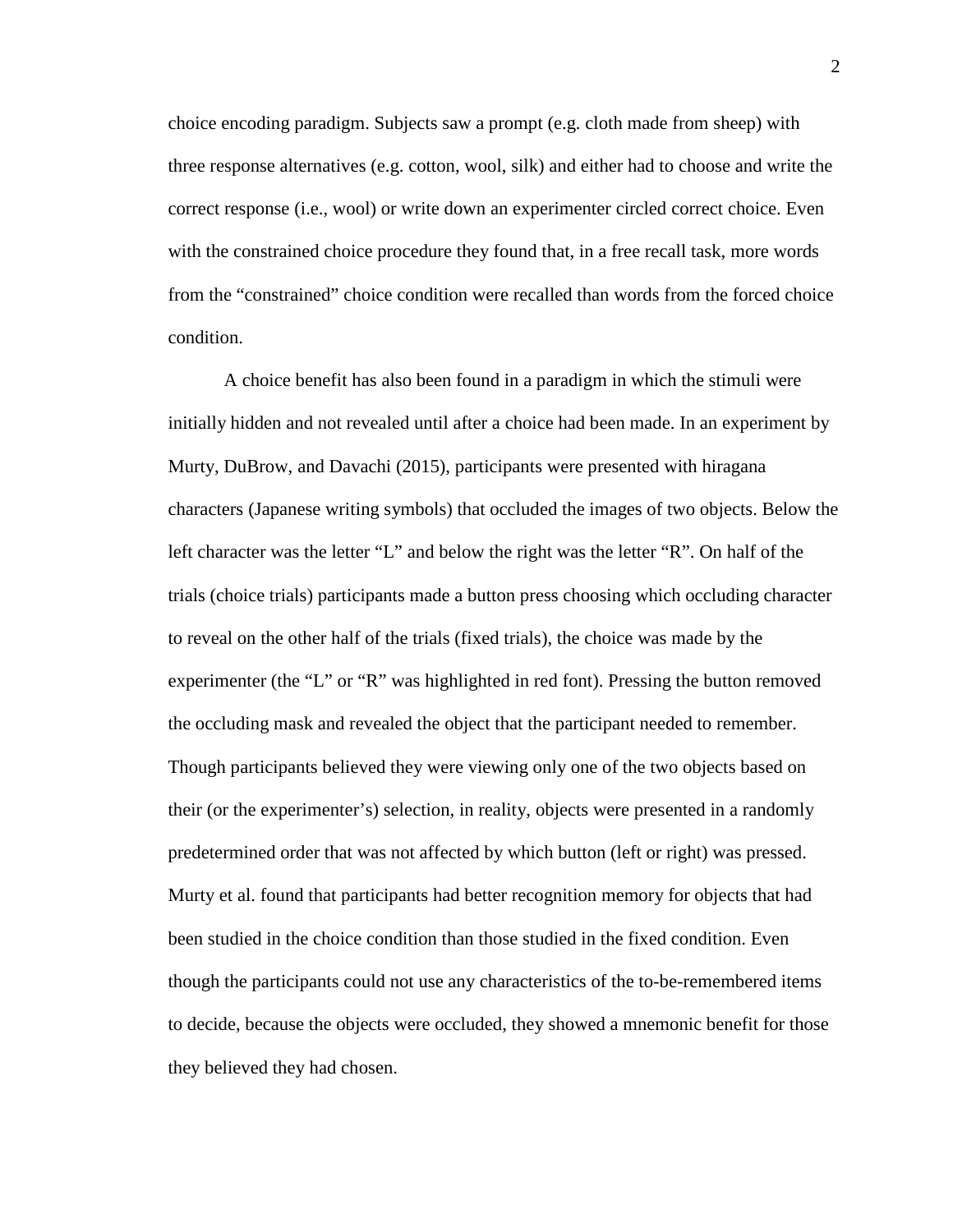choice encoding paradigm. Subjects saw a prompt (e.g. cloth made from sheep) with three response alternatives (e.g. cotton, wool, silk) and either had to choose and write the correct response (i.e., wool) or write down an experimenter circled correct choice. Even with the constrained choice procedure they found that, in a free recall task, more words from the "constrained" choice condition were recalled than words from the forced choice condition.

A choice benefit has also been found in a paradigm in which the stimuli were initially hidden and not revealed until after a choice had been made. In an experiment by Murty, DuBrow, and Davachi (2015), participants were presented with hiragana characters (Japanese writing symbols) that occluded the images of two objects. Below the left character was the letter "L" and below the right was the letter "R". On half of the trials (choice trials) participants made a button press choosing which occluding character to reveal on the other half of the trials (fixed trials), the choice was made by the experimenter (the "L" or "R" was highlighted in red font). Pressing the button removed the occluding mask and revealed the object that the participant needed to remember. Though participants believed they were viewing only one of the two objects based on their (or the experimenter's) selection, in reality, objects were presented in a randomly predetermined order that was not affected by which button (left or right) was pressed. Murty et al. found that participants had better recognition memory for objects that had been studied in the choice condition than those studied in the fixed condition. Even though the participants could not use any characteristics of the to-be-remembered items to decide, because the objects were occluded, they showed a mnemonic benefit for those they believed they had chosen.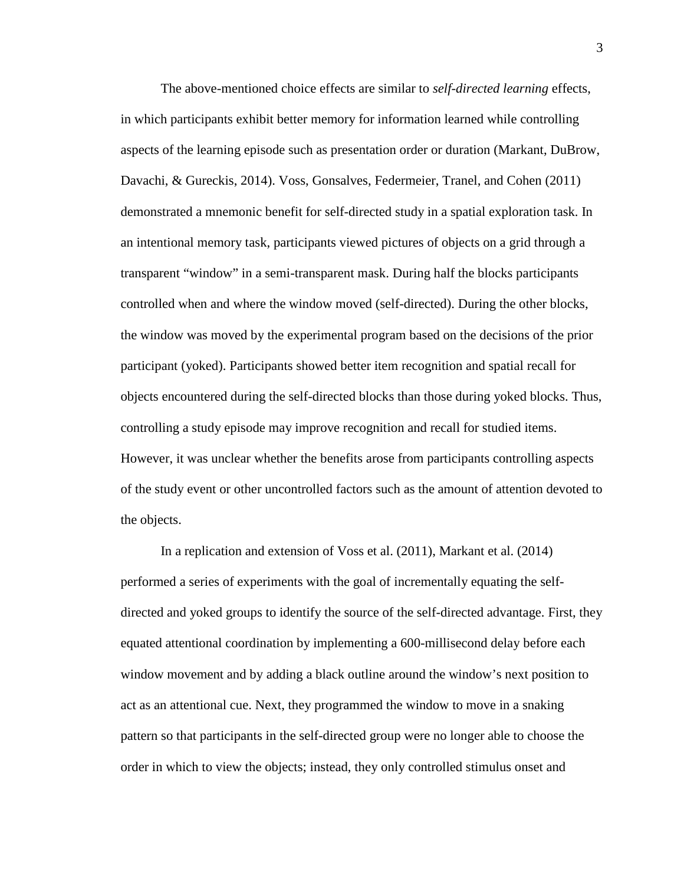The above-mentioned choice effects are similar to *self-directed learning* effects, in which participants exhibit better memory for information learned while controlling aspects of the learning episode such as presentation order or duration (Markant, DuBrow, Davachi, & Gureckis, 2014). Voss, Gonsalves, Federmeier, Tranel, and Cohen (2011) demonstrated a mnemonic benefit for self-directed study in a spatial exploration task. In an intentional memory task, participants viewed pictures of objects on a grid through a transparent "window" in a semi-transparent mask. During half the blocks participants controlled when and where the window moved (self-directed). During the other blocks, the window was moved by the experimental program based on the decisions of the prior participant (yoked). Participants showed better item recognition and spatial recall for objects encountered during the self-directed blocks than those during yoked blocks. Thus, controlling a study episode may improve recognition and recall for studied items. However, it was unclear whether the benefits arose from participants controlling aspects of the study event or other uncontrolled factors such as the amount of attention devoted to the objects.

In a replication and extension of Voss et al. (2011), Markant et al. (2014) performed a series of experiments with the goal of incrementally equating the self-directed and yoked groups to identify the source of the self-directed advantage. First, they equated attentional coordination by implementing a 600-millisecond delay before each window movement and by adding a black outline around the window's next position to act as an attentional cue. Next, they programmed the window to move in a snaking pattern so that participants in the self-directed group were no longer able to choose the order in which to view the objects; instead, they only controlled stimulus onset and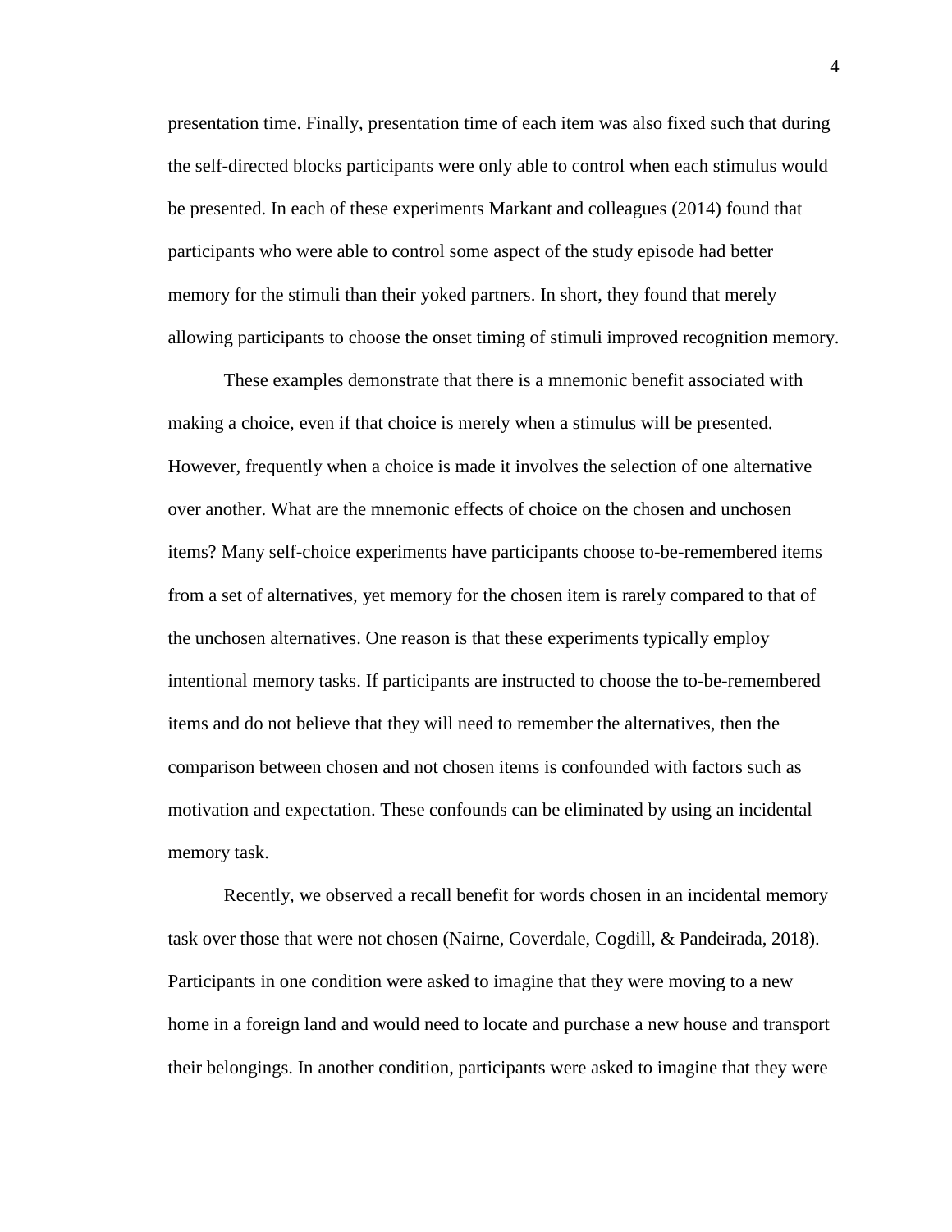presentation time. Finally, presentation time of each item was also fixed such that during the self-directed blocks participants were only able to control when each stimulus would be presented. In each of these experiments Markant and colleagues (2014) found that participants who were able to control some aspect of the study episode had better memory for the stimuli than their yoked partners. In short, they found that merely allowing participants to choose the onset timing of stimuli improved recognition memory.

These examples demonstrate that there is a mnemonic benefit associated with making a choice, even if that choice is merely when a stimulus will be presented. However, frequently when a choice is made it involves the selection of one alternative over another. What are the mnemonic effects of choice on the chosen and unchosen items? Many self-choice experiments have participants choose to-be-remembered items from a set of alternatives, yet memory for the chosen item is rarely compared to that of the unchosen alternatives. One reason is that these experiments typically employ intentional memory tasks. If participants are instructed to choose the to-be-remembered items and do not believe that they will need to remember the alternatives, then the comparison between chosen and not chosen items is confounded with factors such as motivation and expectation. These confounds can be eliminated by using an incidental memory task.

Recently, we observed a recall benefit for words chosen in an incidental memory task over those that were not chosen (Nairne, Coverdale, Cogdill, & Pandeirada, 2018). Participants in one condition were asked to imagine that they were moving to a new home in a foreign land and would need to locate and purchase a new house and transport their belongings. In another condition, participants were asked to imagine that they were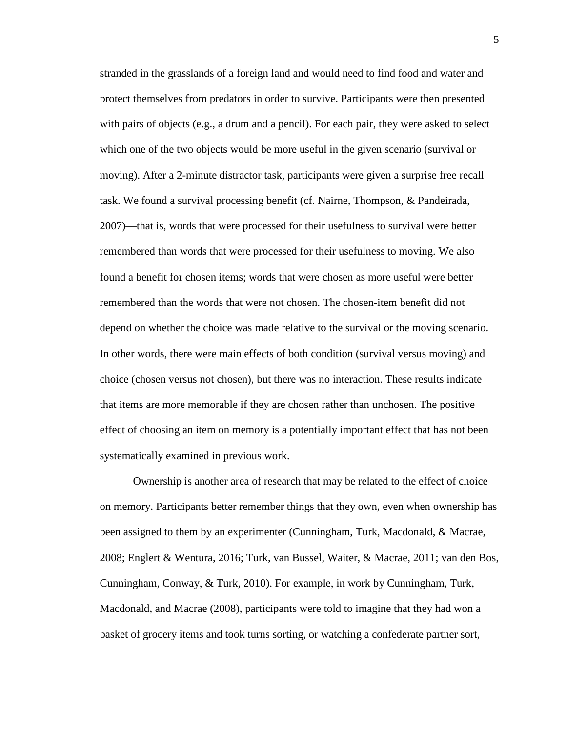stranded in the grasslands of a foreign land and would need to find food and water and protect themselves from predators in order to survive. Participants were then presented with pairs of objects (e.g., a drum and a pencil). For each pair, they were asked to select which one of the two objects would be more useful in the given scenario (survival or moving). After a 2-minute distractor task, participants were given a surprise free recall task. We found a survival processing benefit (cf. Nairne, Thompson, & Pandeirada, 2007)—that is, words that were processed for their usefulness to survival were better remembered than words that were processed for their usefulness to moving. We also found a benefit for chosen items; words that were chosen as more useful were better remembered than the words that were not chosen. The chosen-item benefit did not depend on whether the choice was made relative to the survival or the moving scenario. In other words, there were main effects of both condition (survival versus moving) and choice (chosen versus not chosen), but there was no interaction. These results indicate that items are more memorable if they are chosen rather than unchosen. The positive effect of choosing an item on memory is a potentially important effect that has not been systematically examined in previous work.

Ownership is another area of research that may be related to the effect of choice on memory. Participants better remember things that they own, even when ownership has been assigned to them by an experimenter (Cunningham, Turk, Macdonald, & Macrae, 2008; Englert & Wentura, 2016; Turk, van Bussel, Waiter, & Macrae, 2011; van den Bos, Cunningham, Conway, & Turk, 2010). For example, in work by Cunningham, Turk, Macdonald, and Macrae (2008), participants were told to imagine that they had won a basket of grocery items and took turns sorting, or watching a confederate partner sort,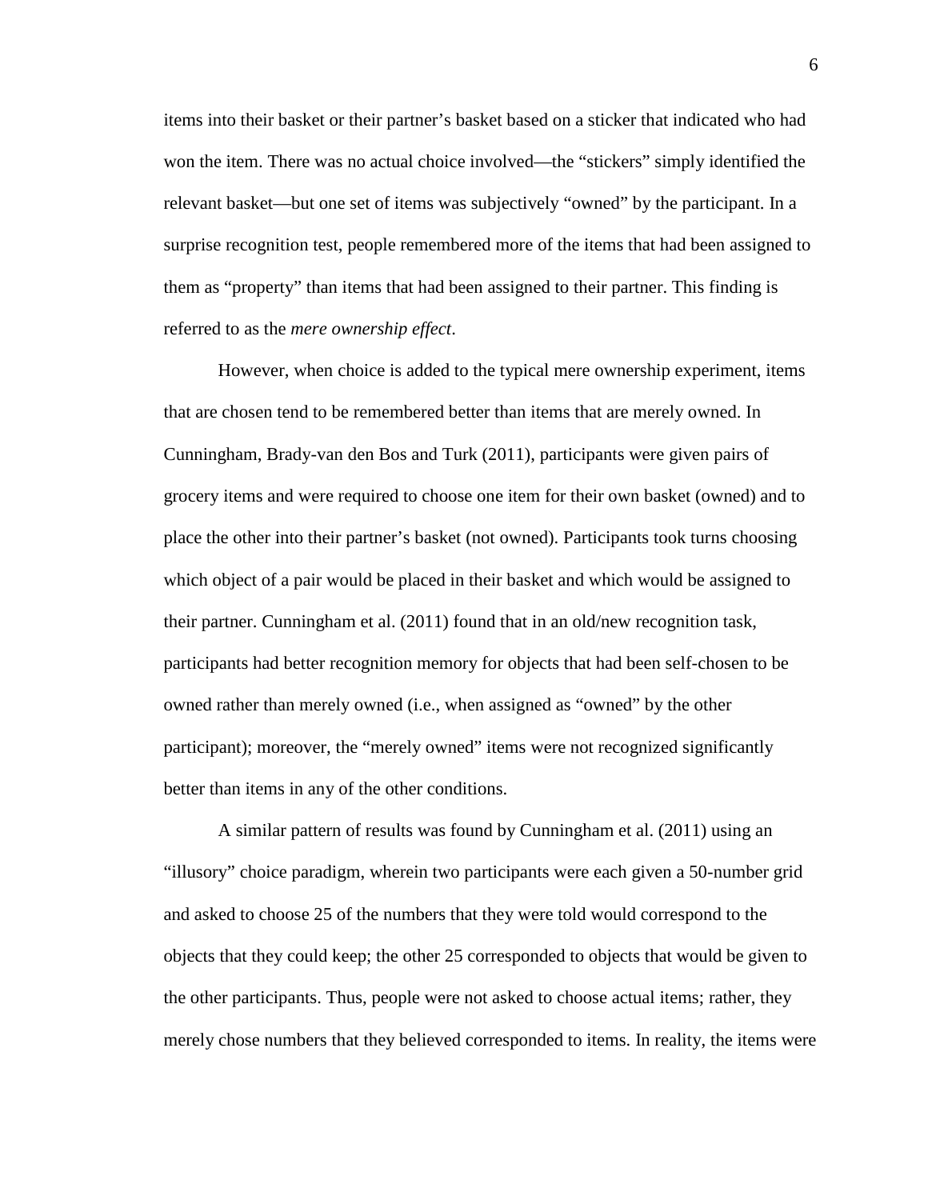items into their basket or their partner's basket based on a sticker that indicated who had won the item. There was no actual choice involved—the "stickers" simply identified the relevant basket—but one set of items was subjectively "owned" by the participant. In a surprise recognition test, people remembered more of the items that had been assigned to them as "property" than items that had been assigned to their partner. This finding is referred to as the *mere ownership effect*.

However, when choice is added to the typical mere ownership experiment, items that are chosen tend to be remembered better than items that are merely owned. In Cunningham, Brady-van den Bos and Turk (2011), participants were given pairs of grocery items and were required to choose one item for their own basket (owned) and to place the other into their partner's basket (not owned). Participants took turns choosing which object of a pair would be placed in their basket and which would be assigned to their partner. Cunningham et al. (2011) found that in an old/new recognition task, participants had better recognition memory for objects that had been self-chosen to be owned rather than merely owned (i.e., when assigned as "owned" by the other participant); moreover, the "merely owned" items were not recognized significantly better than items in any of the other conditions.

A similar pattern of results was found by Cunningham et al. (2011) using an "illusory" choice paradigm, wherein two participants were each given a 50-number grid and asked to choose 25 of the numbers that they were told would correspond to the objects that they could keep; the other 25 corresponded to objects that would be given to the other participants. Thus, people were not asked to choose actual items; rather, they merely chose numbers that they believed corresponded to items. In reality, the items were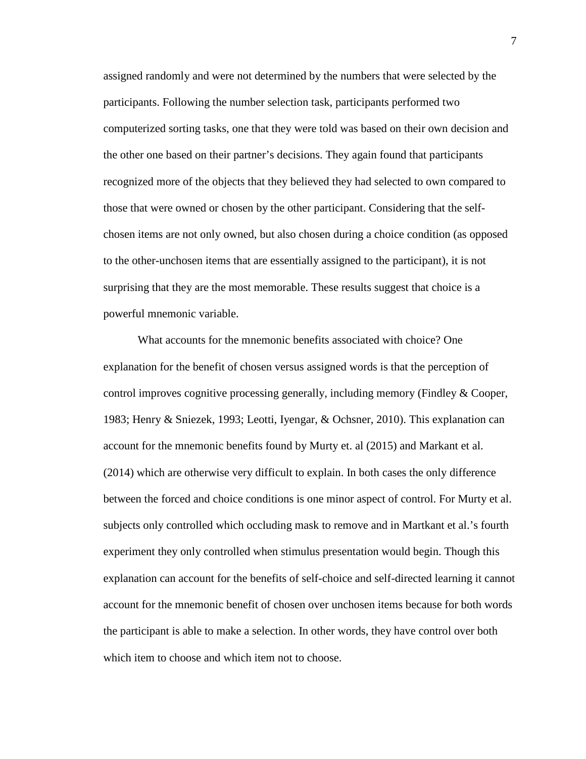assigned randomly and were not determined by the numbers that were selected by the participants. Following the number selection task, participants performed two computerized sorting tasks, one that they were told was based on their own decision and the other one based on their partner's decisions. They again found that participants recognized more of the objects that they believed they had selected to own compared to those that were owned or chosen by the other participant. Considering that the self-chosen items are not only owned, but also chosen during a choice condition (as opposed to the other-unchosen items that are essentially assigned to the participant), it is not surprising that they are the most memorable. These results suggest that choice is a powerful mnemonic variable.

What accounts for the mnemonic benefits associated with choice? One explanation for the benefit of chosen versus assigned words is that the perception of control improves cognitive processing generally, including memory (Findley & Cooper, 1983; Henry & Sniezek, 1993; Leotti, Iyengar, & Ochsner, 2010). This explanation can account for the mnemonic benefits found by Murty et. al (2015) and Markant et al. (2014) which are otherwise very difficult to explain. In both cases the only difference between the forced and choice conditions is one minor aspect of control. For Murty et al. subjects only controlled which occluding mask to remove and in Martkant et al.'s fourth experiment they only controlled when stimulus presentation would begin. Though this explanation can account for the benefits of self-choice and self-directed learning it cannot account for the mnemonic benefit of chosen over unchosen items because for both words the participant is able to make a selection. In other words, they have control over both which item to choose and which item not to choose.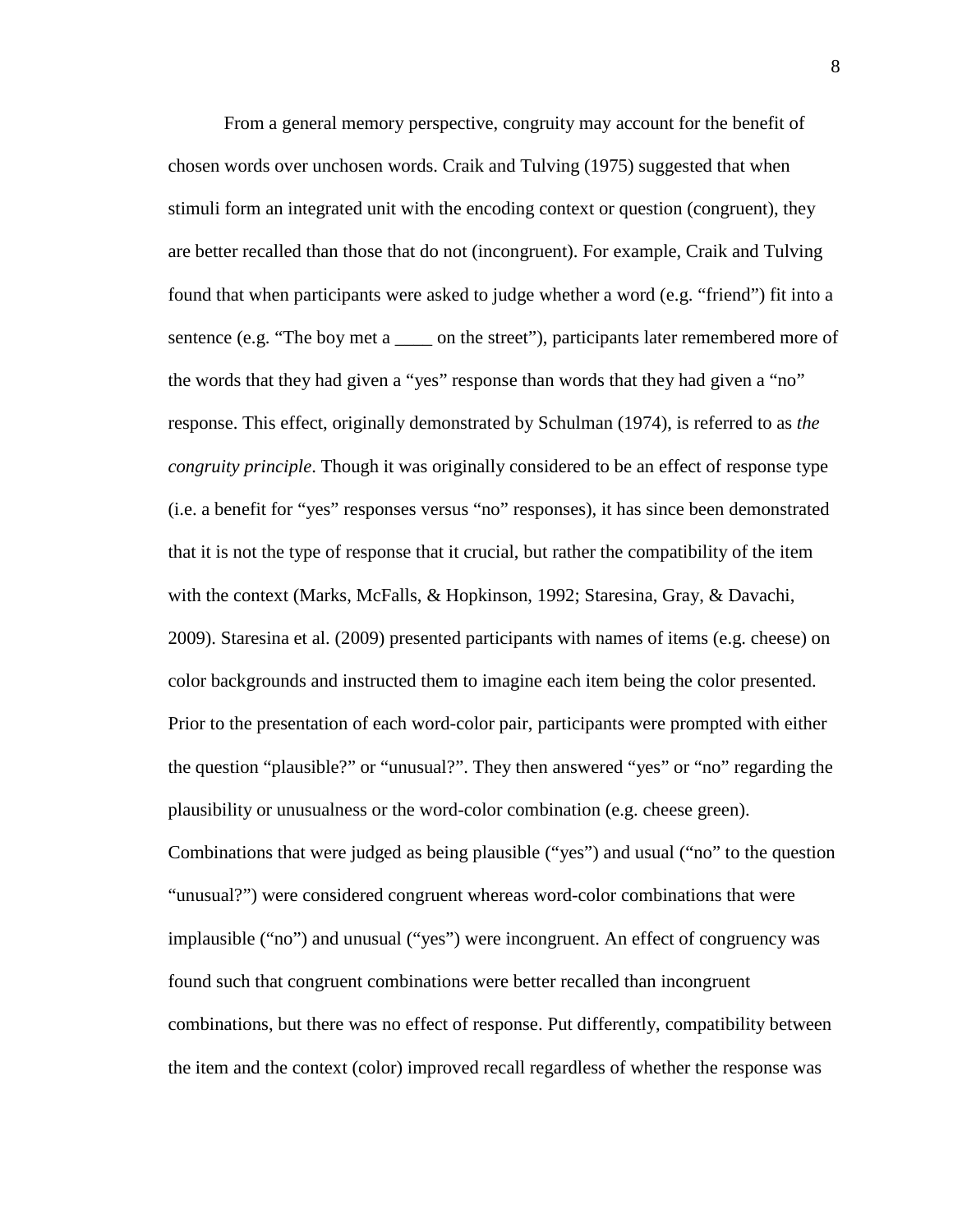From a general memory perspective, congruity may account for the benefit of chosen words over unchosen words. Craik and Tulving (1975) suggested that when stimuli form an integrated unit with the encoding context or question (congruent), they are better recalled than those that do not (incongruent). For example, Craik and Tulving found that when participants were asked to judge whether a word (e.g. “friend”) fit into a sentence (e.g. “The boy met a ____ on the street”), participants later remembered more of the words that they had given a “yes” response than words that they had given a “no” response. This effect, originally demonstrated by Schulman (1974), is referred to as *the congruity principle*. Though it was originally considered to be an effect of response type (i.e. a benefit for “yes” responses versus “no” responses), it has since been demonstrated that it is not the type of response that it crucial, but rather the compatibility of the item with the context (Marks, McFalls, & Hopkinson, 1992; Staresina, Gray, & Davachi, 2009). Staresina et al. (2009) presented participants with names of items (e.g. cheese) on color backgrounds and instructed them to imagine each item being the color presented. Prior to the presentation of each word-color pair, participants were prompted with either the question “plausible?” or “unusual?”. They then answered “yes” or “no” regarding the plausibility or unusualness or the word-color combination (e.g. cheese green). Combinations that were judged as being plausible (“yes”) and usual (“no” to the question “unusual?”) were considered congruent whereas word-color combinations that were implausible (“no”) and unusual (“yes”) were incongruent. An effect of congruency was found such that congruent combinations were better recalled than incongruent combinations, but there was no effect of response. Put differently, compatibility between the item and the context (color) improved recall regardless of whether the response was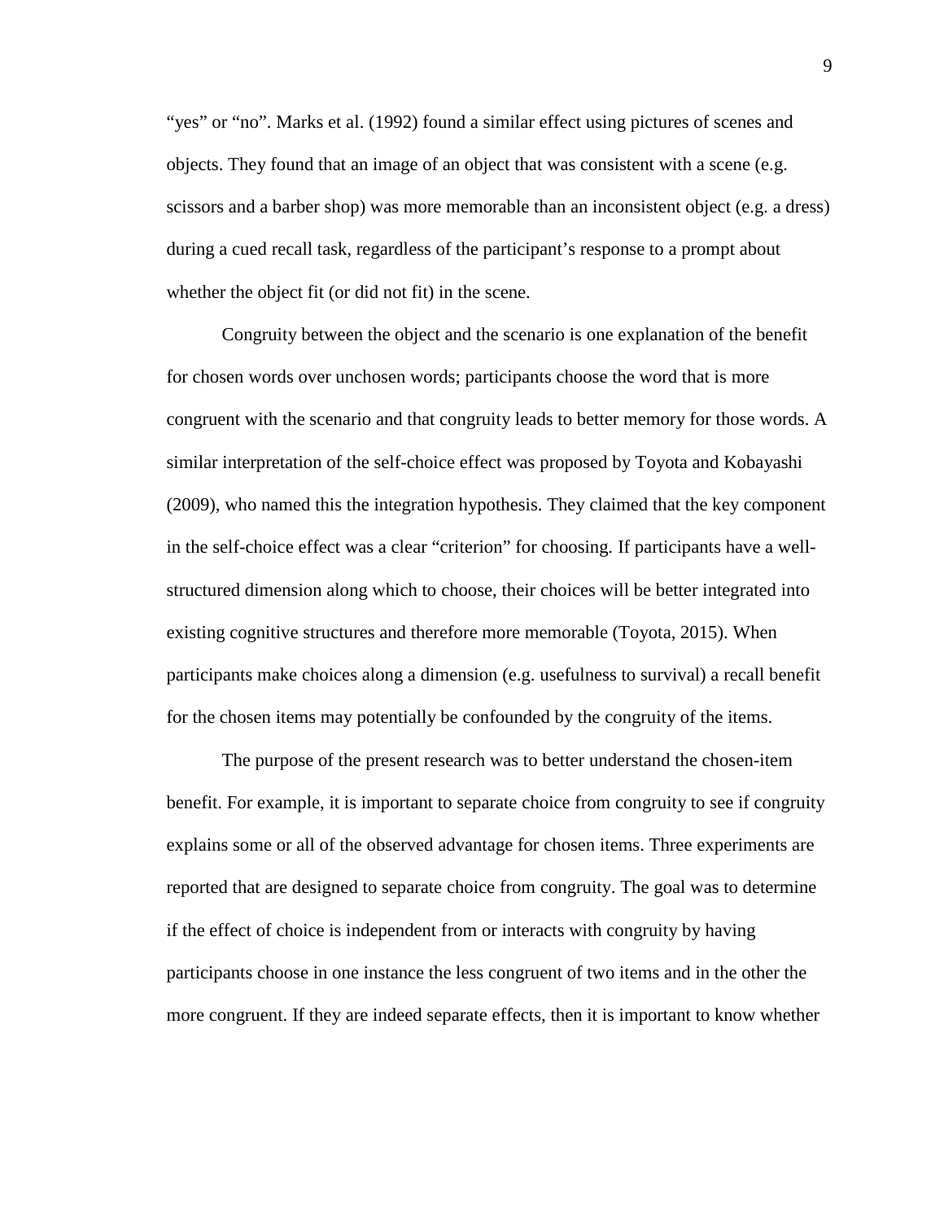"yes" or "no". Marks et al. (1992) found a similar effect using pictures of scenes and objects. They found that an image of an object that was consistent with a scene (e.g. scissors and a barber shop) was more memorable than an inconsistent object (e.g. a dress) during a cued recall task, regardless of the participant's response to a prompt about whether the object fit (or did not fit) in the scene.

Congruity between the object and the scenario is one explanation of the benefit for chosen words over unchosen words; participants choose the word that is more congruent with the scenario and that congruity leads to better memory for those words. A similar interpretation of the self-choice effect was proposed by Toyota and Kobayashi (2009), who named this the integration hypothesis. They claimed that the key component in the self-choice effect was a clear "criterion" for choosing. If participants have a well-structured dimension along which to choose, their choices will be better integrated into existing cognitive structures and therefore more memorable (Toyota, 2015). When participants make choices along a dimension (e.g. usefulness to survival) a recall benefit for the chosen items may potentially be confounded by the congruity of the items.

The purpose of the present research was to better understand the chosen-item benefit. For example, it is important to separate choice from congruity to see if congruity explains some or all of the observed advantage for chosen items. Three experiments are reported that are designed to separate choice from congruity. The goal was to determine if the effect of choice is independent from or interacts with congruity by having participants choose in one instance the less congruent of two items and in the other the more congruent. If they are indeed separate effects, then it is important to know whether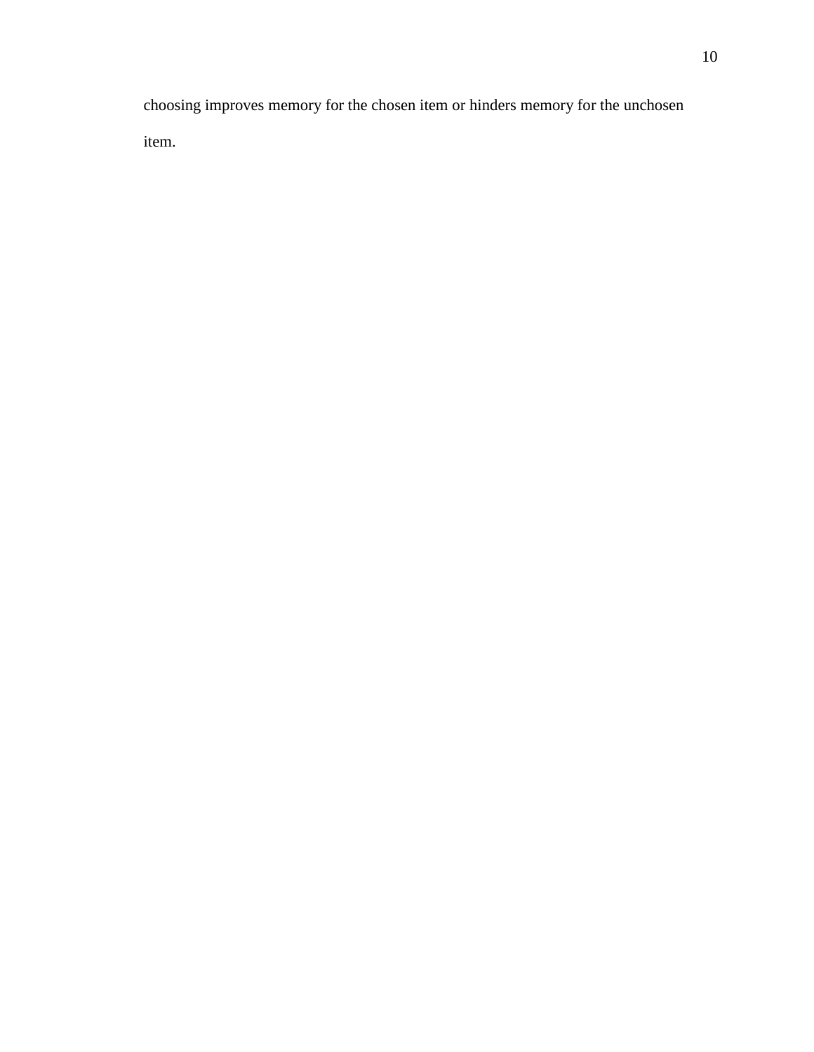choosing improves memory for the chosen item or hinders memory for the unchosen item.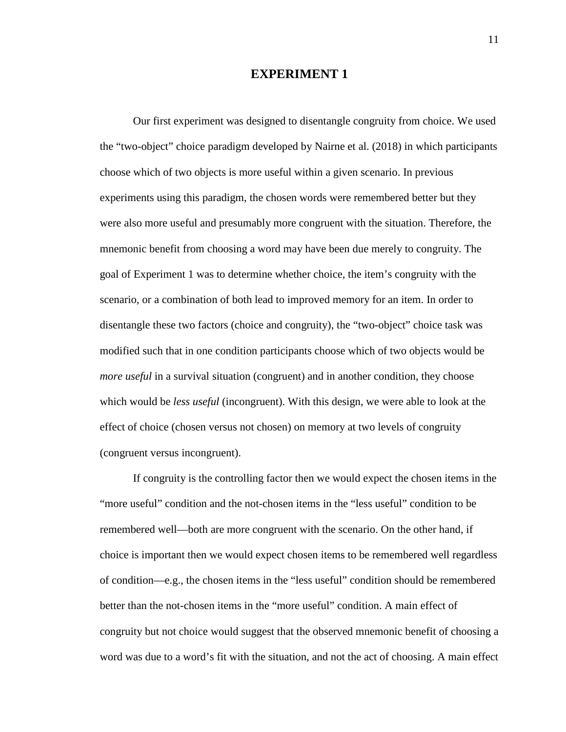# EXPERIMENT 1

Our first experiment was designed to disentangle congruity from choice. We used the "two-object" choice paradigm developed by Nairne et al. (2018) in which participants choose which of two objects is more useful within a given scenario. In previous experiments using this paradigm, the chosen words were remembered better but they were also more useful and presumably more congruent with the situation. Therefore, the mnemonic benefit from choosing a word may have been due merely to congruity. The goal of Experiment 1 was to determine whether choice, the item's congruity with the scenario, or a combination of both lead to improved memory for an item. In order to disentangle these two factors (choice and congruity), the "two-object" choice task was modified such that in one condition participants choose which of two objects would be *more useful* in a survival situation (congruent) and in another condition, they choose which would be *less useful* (incongruent). With this design, we were able to look at the effect of choice (chosen versus not chosen) on memory at two levels of congruity (congruent versus incongruent).

If congruity is the controlling factor then we would expect the chosen items in the "more useful" condition and the not-chosen items in the "less useful" condition to be remembered well—both are more congruent with the scenario. On the other hand, if choice is important then we would expect chosen items to be remembered well regardless of condition—e.g., the chosen items in the "less useful" condition should be remembered better than the not-chosen items in the "more useful" condition. A main effect of congruity but not choice would suggest that the observed mnemonic benefit of choosing a word was due to a word's fit with the situation, and not the act of choosing. A main effect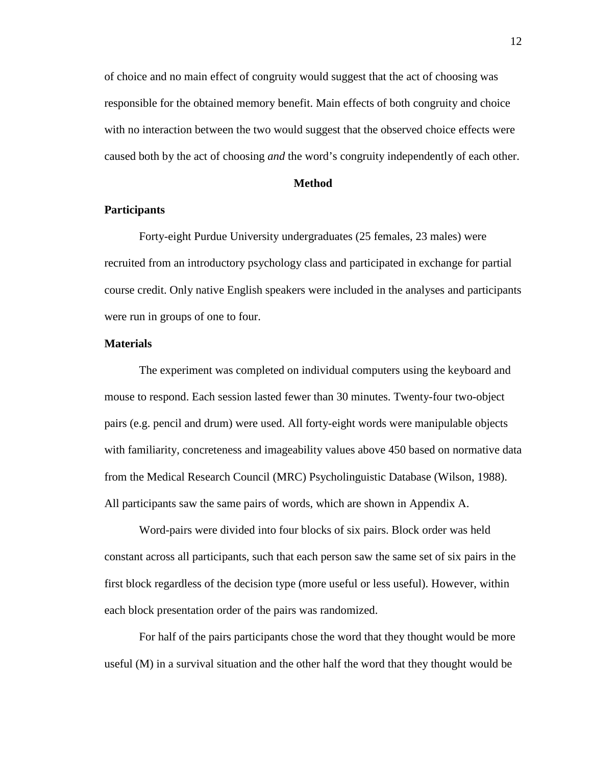of choice and no main effect of congruity would suggest that the act of choosing was responsible for the obtained memory benefit. Main effects of both congruity and choice with no interaction between the two would suggest that the observed choice effects were caused both by the act of choosing *and* the word's congruity independently of each other.

# Method

## Participants

Forty-eight Purdue University undergraduates (25 females, 23 males) were recruited from an introductory psychology class and participated in exchange for partial course credit. Only native English speakers were included in the analyses and participants were run in groups of one to four.

## Materials

The experiment was completed on individual computers using the keyboard and mouse to respond. Each session lasted fewer than 30 minutes. Twenty-four two-object pairs (e.g. pencil and drum) were used. All forty-eight words were manipulable objects with familiarity, concreteness and imageability values above 450 based on normative data from the Medical Research Council (MRC) Psycholinguistic Database (Wilson, 1988). All participants saw the same pairs of words, which are shown in Appendix A.

Word-pairs were divided into four blocks of six pairs. Block order was held constant across all participants, such that each person saw the same set of six pairs in the first block regardless of the decision type (more useful or less useful). However, within each block presentation order of the pairs was randomized.

For half of the pairs participants chose the word that they thought would be more useful (M) in a survival situation and the other half the word that they thought would be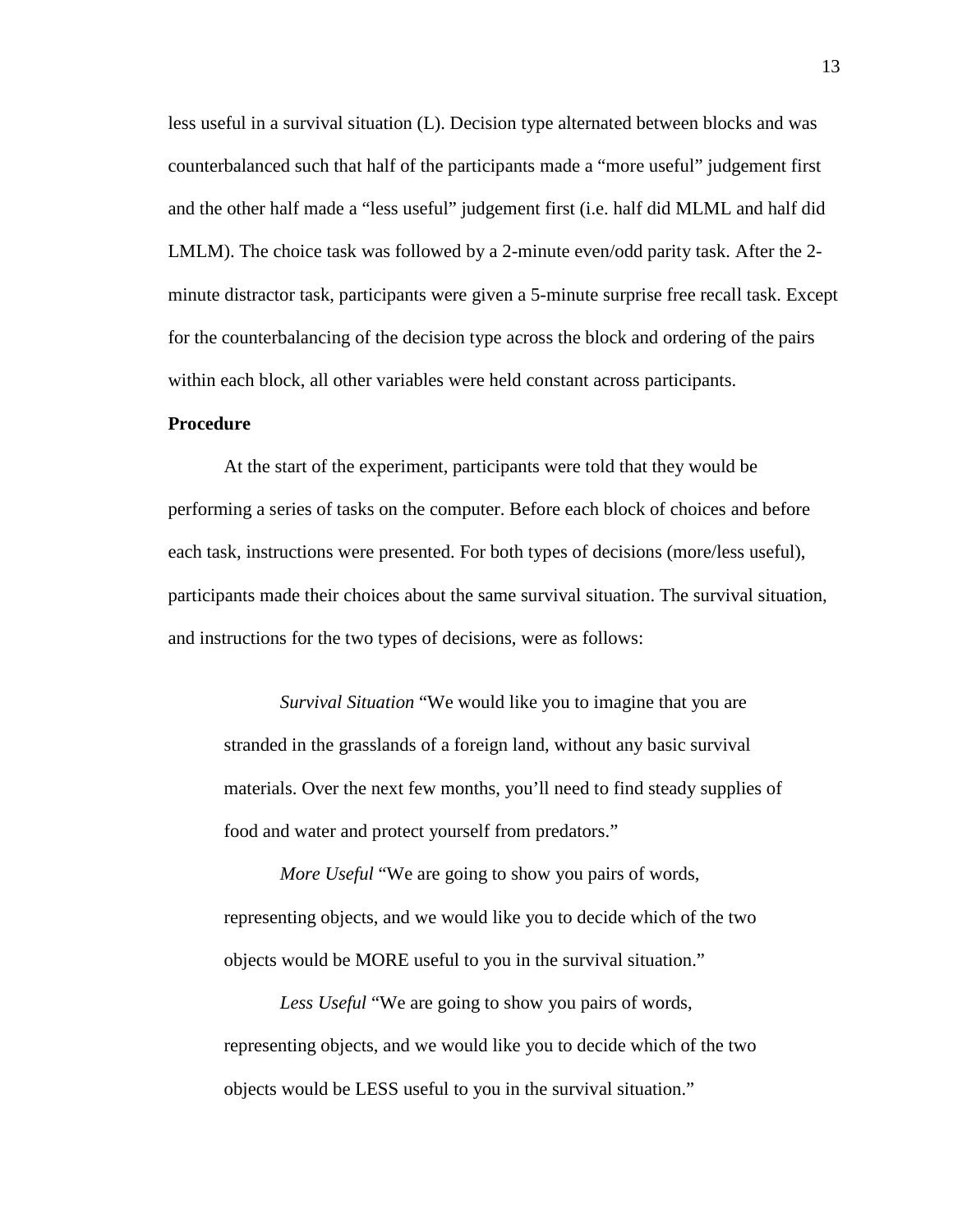less useful in a survival situation (L). Decision type alternated between blocks and was counterbalanced such that half of the participants made a "more useful" judgement first and the other half made a "less useful" judgement first (i.e. half did MLML and half did LMLM). The choice task was followed by a 2-minute even/odd parity task. After the 2-minute distractor task, participants were given a 5-minute surprise free recall task. Except for the counterbalancing of the decision type across the block and ordering of the pairs within each block, all other variables were held constant across participants.

**Procedure**

At the start of the experiment, participants were told that they would be performing a series of tasks on the computer. Before each block of choices and before each task, instructions were presented. For both types of decisions (more/less useful), participants made their choices about the same survival situation. The survival situation, and instructions for the two types of decisions, were as follows:

> *Survival Situation* "We would like you to imagine that you are stranded in the grasslands of a foreign land, without any basic survival materials. Over the next few months, you'll need to find steady supplies of food and water and protect yourself from predators."
>
> *More Useful* "We are going to show you pairs of words, representing objects, and we would like you to decide which of the two objects would be MORE useful to you in the survival situation."
>
> *Less Useful* "We are going to show you pairs of words, representing objects, and we would like you to decide which of the two objects would be LESS useful to you in the survival situation."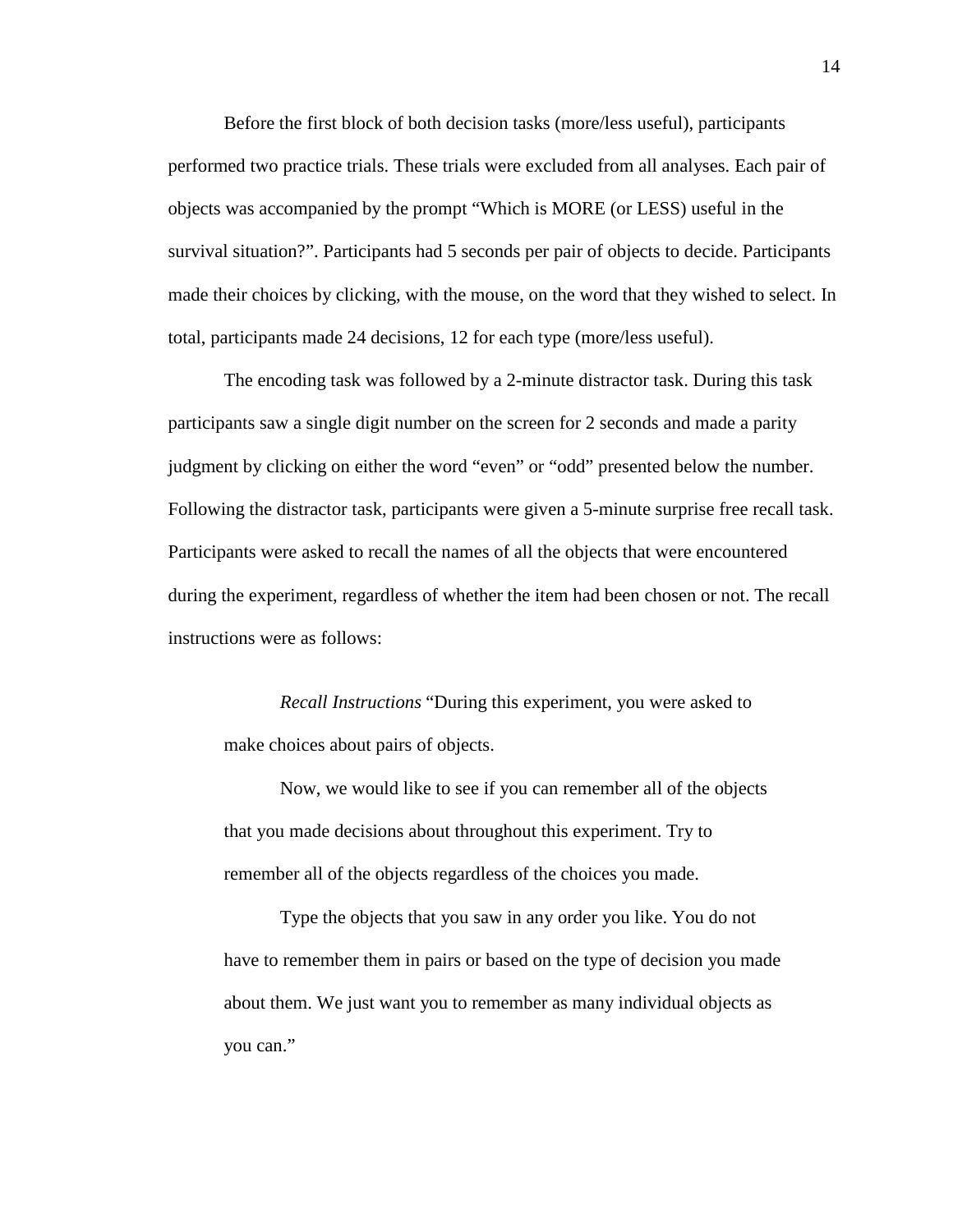Before the first block of both decision tasks (more/less useful), participants performed two practice trials. These trials were excluded from all analyses. Each pair of objects was accompanied by the prompt "Which is MORE (or LESS) useful in the survival situation?". Participants had 5 seconds per pair of objects to decide. Participants made their choices by clicking, with the mouse, on the word that they wished to select. In total, participants made 24 decisions, 12 for each type (more/less useful).

The encoding task was followed by a 2-minute distractor task. During this task participants saw a single digit number on the screen for 2 seconds and made a parity judgment by clicking on either the word "even" or "odd" presented below the number. Following the distractor task, participants were given a 5-minute surprise free recall task. Participants were asked to recall the names of all the objects that were encountered during the experiment, regardless of whether the item had been chosen or not. The recall instructions were as follows:

> *Recall Instructions* "During this experiment, you were asked to make choices about pairs of objects.
>
> Now, we would like to see if you can remember all of the objects that you made decisions about throughout this experiment. Try to remember all of the objects regardless of the choices you made.
>
> Type the objects that you saw in any order you like. You do not have to remember them in pairs or based on the type of decision you made about them. We just want you to remember as many individual objects as you can."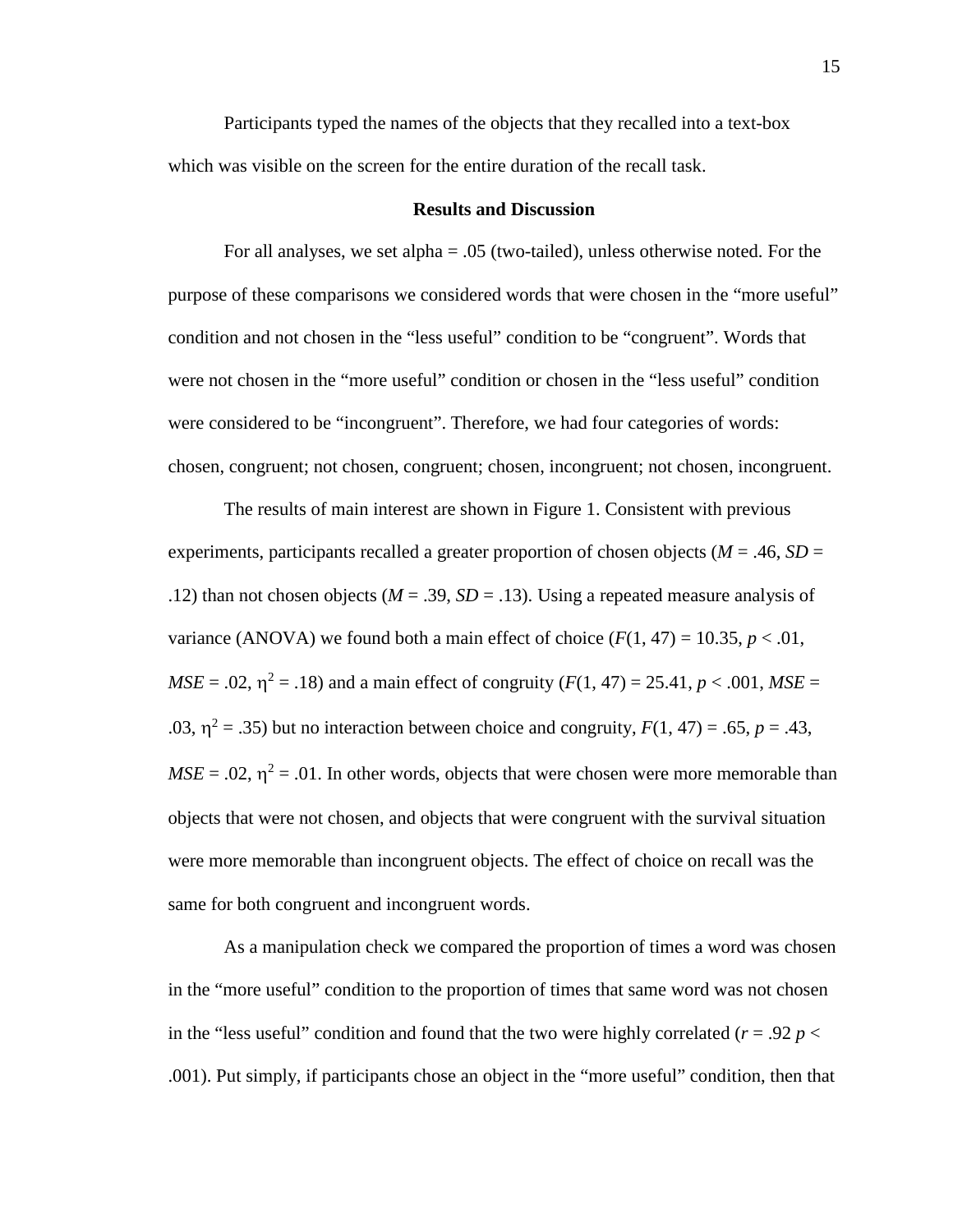Participants typed the names of the objects that they recalled into a text-box which was visible on the screen for the entire duration of the recall task.

## Results and Discussion

For all analyses, we set alpha = .05 (two-tailed), unless otherwise noted. For the purpose of these comparisons we considered words that were chosen in the "more useful" condition and not chosen in the "less useful" condition to be "congruent". Words that were not chosen in the "more useful" condition or chosen in the "less useful" condition were considered to be "incongruent". Therefore, we had four categories of words: chosen, congruent; not chosen, congruent; chosen, incongruent; not chosen, incongruent.

The results of main interest are shown in Figure 1. Consistent with previous experiments, participants recalled a greater proportion of chosen objects ($M$ = .46, $SD$ = .12) than not chosen objects ($M$ = .39, $SD$ = .13). Using a repeated measure analysis of variance (ANOVA) we found both a main effect of choice ($F(1, 47) = 10.35$, $p < .01$, $MSE = .02$, $\eta^2 = .18$) and a main effect of congruity ($F(1, 47) = 25.41$, $p < .001$, $MSE$ = .03, $\eta^2 = .35$) but no interaction between choice and congruity, $F(1, 47) = .65$, $p = .43$, $MSE = .02$, $\eta^2 = .01$. In other words, objects that were chosen were more memorable than objects that were not chosen, and objects that were congruent with the survival situation were more memorable than incongruent objects. The effect of choice on recall was the same for both congruent and incongruent words.

As a manipulation check we compared the proportion of times a word was chosen in the "more useful" condition to the proportion of times that same word was not chosen in the "less useful" condition and found that the two were highly correlated ($r = .92$ $p <$ .001). Put simply, if participants chose an object in the "more useful" condition, then that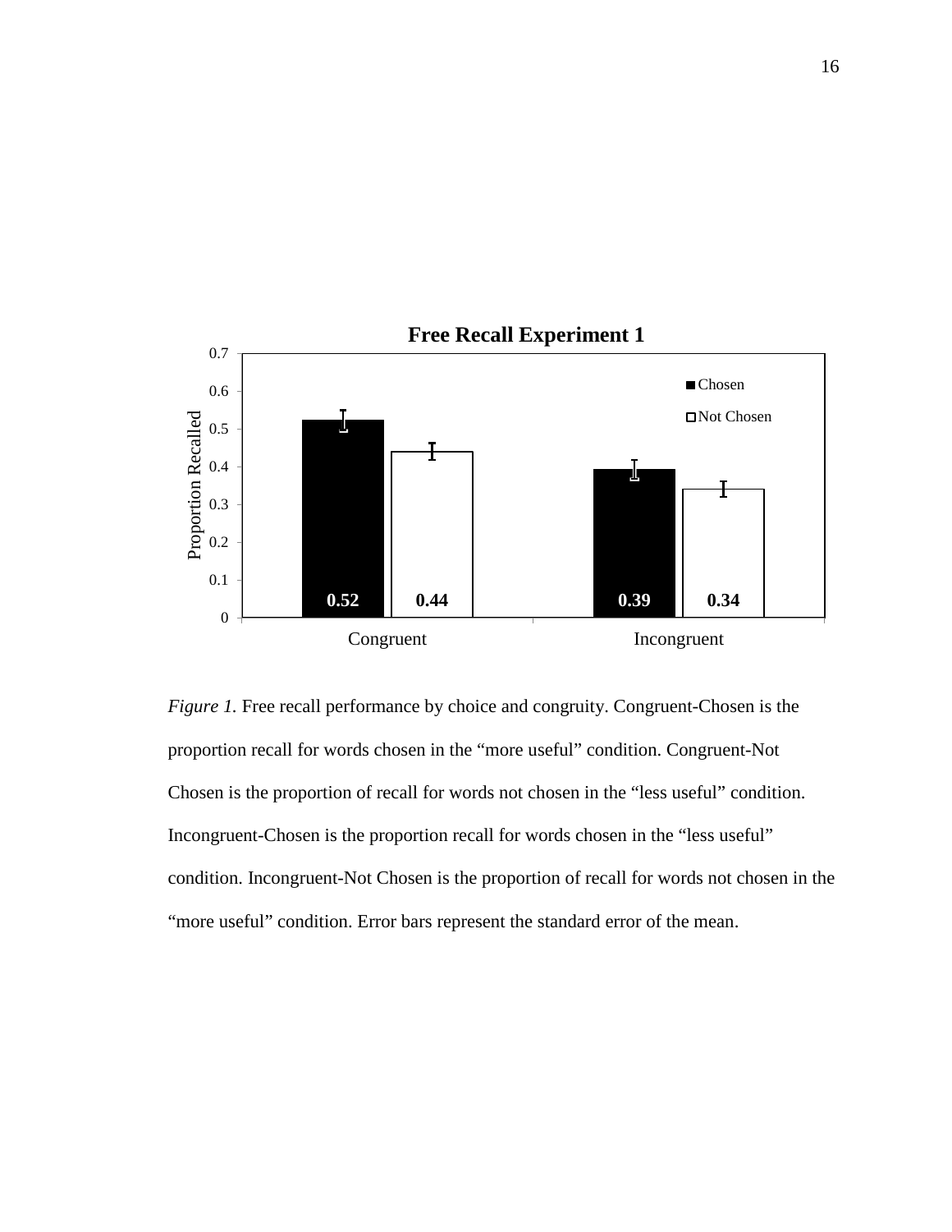Free Recall Experiment 1

| | Chosen | Not Chosen |
|---|---|---|
| Congruent | 0.52 | 0.44 |
| Incongruent | 0.39 | 0.34 |

*Figure 1.* Free recall performance by choice and congruity. Congruent-Chosen is the proportion recall for words chosen in the "more useful" condition. Congruent-Not Chosen is the proportion of recall for words not chosen in the "less useful" condition. Incongruent-Chosen is the proportion recall for words chosen in the "less useful" condition. Incongruent-Not Chosen is the proportion of recall for words not chosen in the "more useful" condition. Error bars represent the standard error of the mean.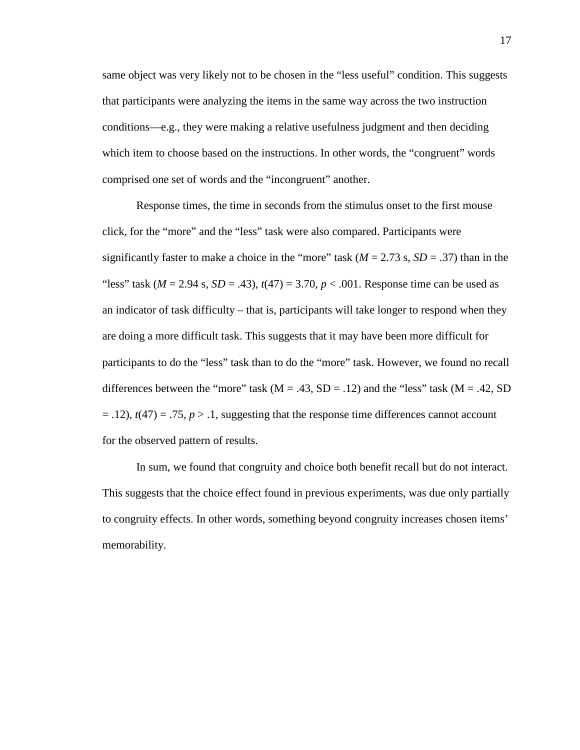same object was very likely not to be chosen in the “less useful” condition. This suggests that participants were analyzing the items in the same way across the two instruction conditions—e.g., they were making a relative usefulness judgment and then deciding which item to choose based on the instructions. In other words, the “congruent” words comprised one set of words and the “incongruent” another.

Response times, the time in seconds from the stimulus onset to the first mouse click, for the “more” and the “less” task were also compared. Participants were significantly faster to make a choice in the “more” task ($M$ = 2.73 s, $SD$ = .37) than in the “less” task ($M$ = 2.94 s, $SD$ = .43), $t(47) = 3.70$, $p < .001$. Response time can be used as an indicator of task difficulty – that is, participants will take longer to respond when they are doing a more difficult task. This suggests that it may have been more difficult for participants to do the “less” task than to do the “more” task. However, we found no recall differences between the “more” task (M = .43, SD = .12) and the “less” task (M = .42, SD = .12), $t(47) = .75$, $p > .1$, suggesting that the response time differences cannot account for the observed pattern of results.

In sum, we found that congruity and choice both benefit recall but do not interact. This suggests that the choice effect found in previous experiments, was due only partially to congruity effects. In other words, something beyond congruity increases chosen items’ memorability.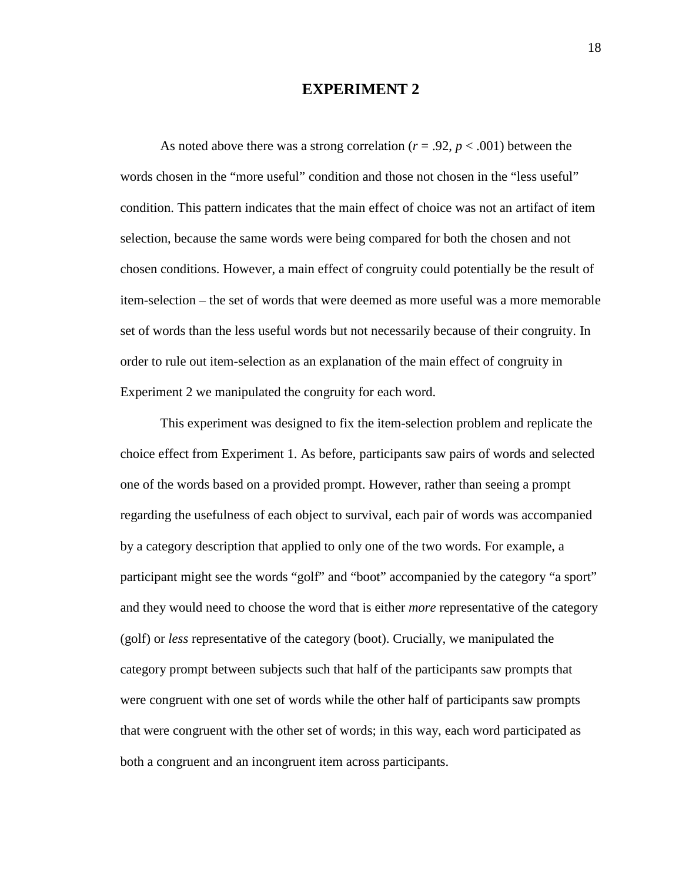# EXPERIMENT 2

As noted above there was a strong correlation ($r = .92$, $p < .001$) between the words chosen in the "more useful" condition and those not chosen in the "less useful" condition. This pattern indicates that the main effect of choice was not an artifact of item selection, because the same words were being compared for both the chosen and not chosen conditions. However, a main effect of congruity could potentially be the result of item-selection – the set of words that were deemed as more useful was a more memorable set of words than the less useful words but not necessarily because of their congruity. In order to rule out item-selection as an explanation of the main effect of congruity in Experiment 2 we manipulated the congruity for each word.

This experiment was designed to fix the item-selection problem and replicate the choice effect from Experiment 1. As before, participants saw pairs of words and selected one of the words based on a provided prompt. However, rather than seeing a prompt regarding the usefulness of each object to survival, each pair of words was accompanied by a category description that applied to only one of the two words. For example, a participant might see the words "golf" and "boot" accompanied by the category "a sport" and they would need to choose the word that is either *more* representative of the category (golf) or *less* representative of the category (boot). Crucially, we manipulated the category prompt between subjects such that half of the participants saw prompts that were congruent with one set of words while the other half of participants saw prompts that were congruent with the other set of words; in this way, each word participated as both a congruent and an incongruent item across participants.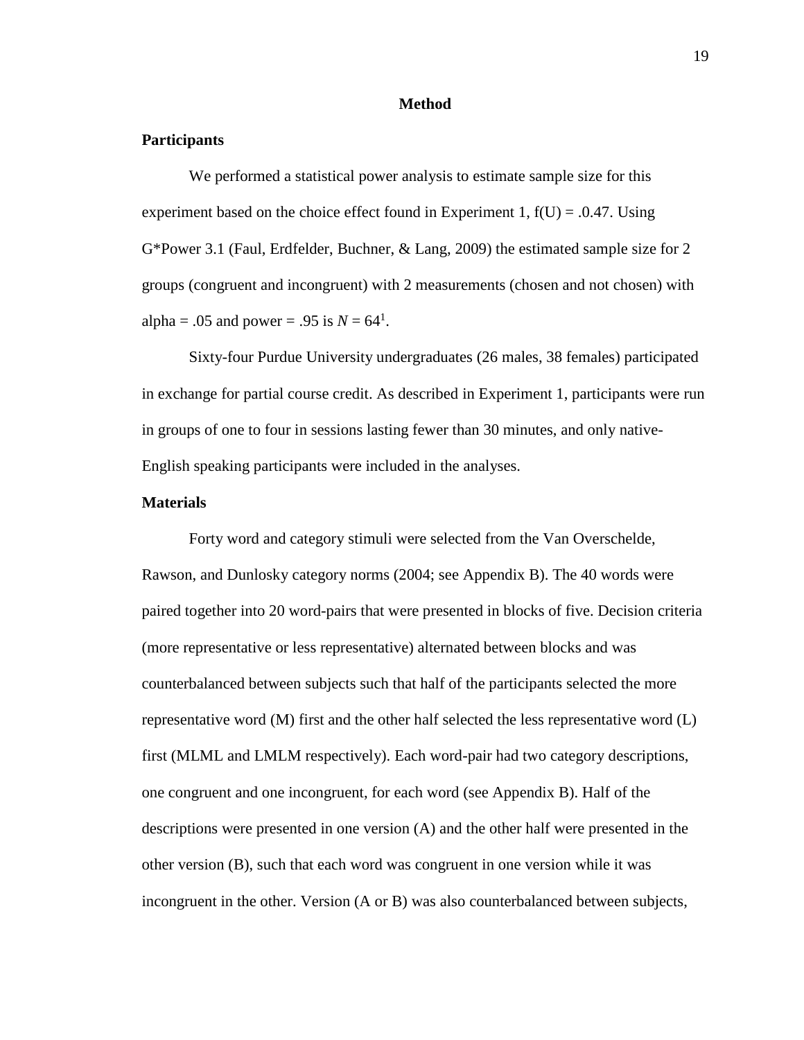# Method

## Participants

We performed a statistical power analysis to estimate sample size for this experiment based on the choice effect found in Experiment 1, f(U) = .0.47. Using G*Power 3.1 (Faul, Erdfelder, Buchner, & Lang, 2009) the estimated sample size for 2 groups (congruent and incongruent) with 2 measurements (chosen and not chosen) with alpha = .05 and power = .95 is $N = 64$[1].

Sixty-four Purdue University undergraduates (26 males, 38 females) participated in exchange for partial course credit. As described in Experiment 1, participants were run in groups of one to four in sessions lasting fewer than 30 minutes, and only native-English speaking participants were included in the analyses.

## Materials

Forty word and category stimuli were selected from the Van Overschelde, Rawson, and Dunlosky category norms (2004; see Appendix B). The 40 words were paired together into 20 word-pairs that were presented in blocks of five. Decision criteria (more representative or less representative) alternated between blocks and was counterbalanced between subjects such that half of the participants selected the more representative word (M) first and the other half selected the less representative word (L) first (MLML and LMLM respectively). Each word-pair had two category descriptions, one congruent and one incongruent, for each word (see Appendix B). Half of the descriptions were presented in one version (A) and the other half were presented in the other version (B), such that each word was congruent in one version while it was incongruent in the other. Version (A or B) was also counterbalanced between subjects,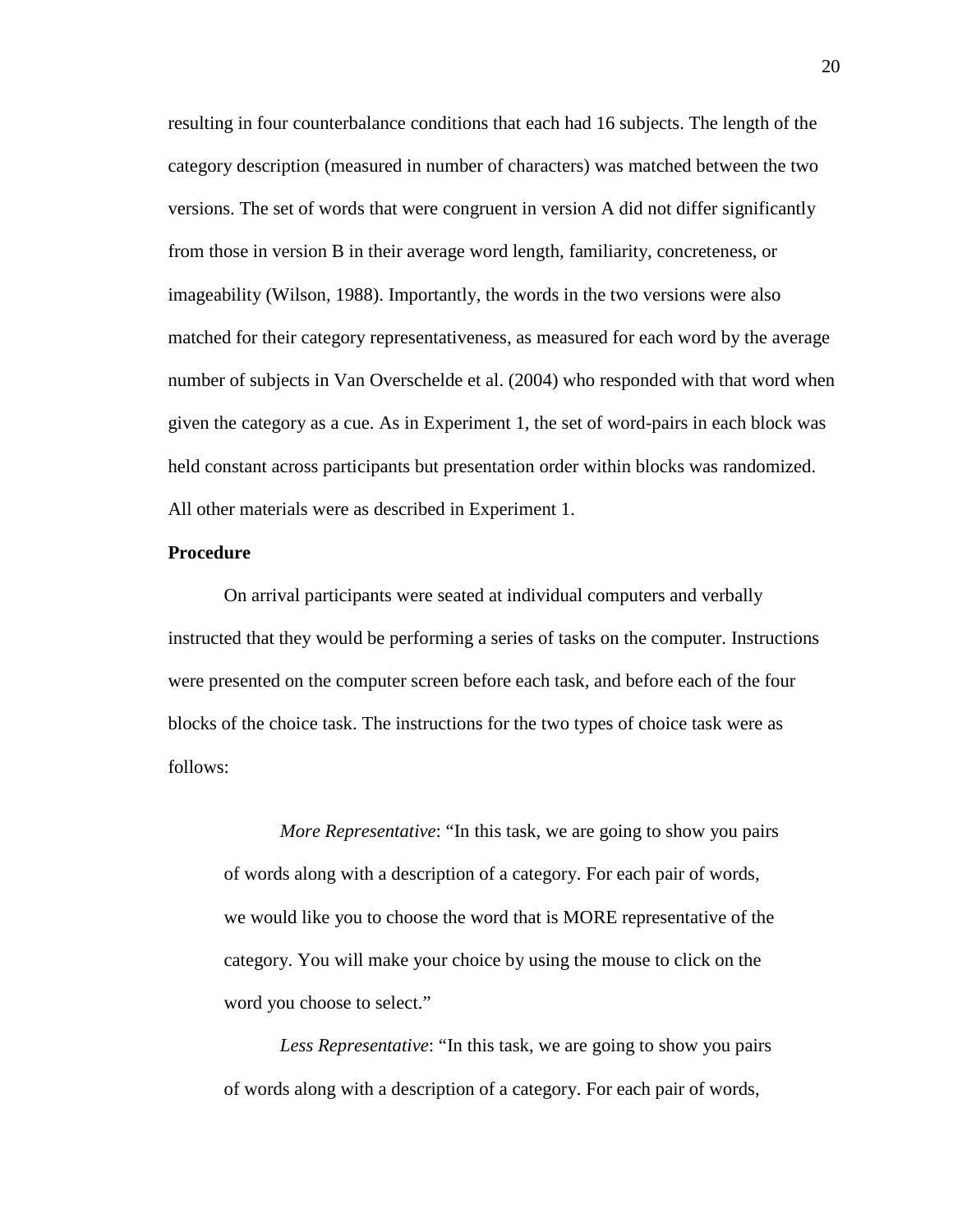resulting in four counterbalance conditions that each had 16 subjects. The length of the category description (measured in number of characters) was matched between the two versions. The set of words that were congruent in version A did not differ significantly from those in version B in their average word length, familiarity, concreteness, or imageability (Wilson, 1988). Importantly, the words in the two versions were also matched for their category representativeness, as measured for each word by the average number of subjects in Van Overschelde et al. (2004) who responded with that word when given the category as a cue. As in Experiment 1, the set of word-pairs in each block was held constant across participants but presentation order within blocks was randomized. All other materials were as described in Experiment 1.

**Procedure**

On arrival participants were seated at individual computers and verbally instructed that they would be performing a series of tasks on the computer. Instructions were presented on the computer screen before each task, and before each of the four blocks of the choice task. The instructions for the two types of choice task were as follows:

> *More Representative*: "In this task, we are going to show you pairs of words along with a description of a category. For each pair of words, we would like you to choose the word that is MORE representative of the category. You will make your choice by using the mouse to click on the word you choose to select."
>
> *Less Representative*: "In this task, we are going to show you pairs of words along with a description of a category. For each pair of words,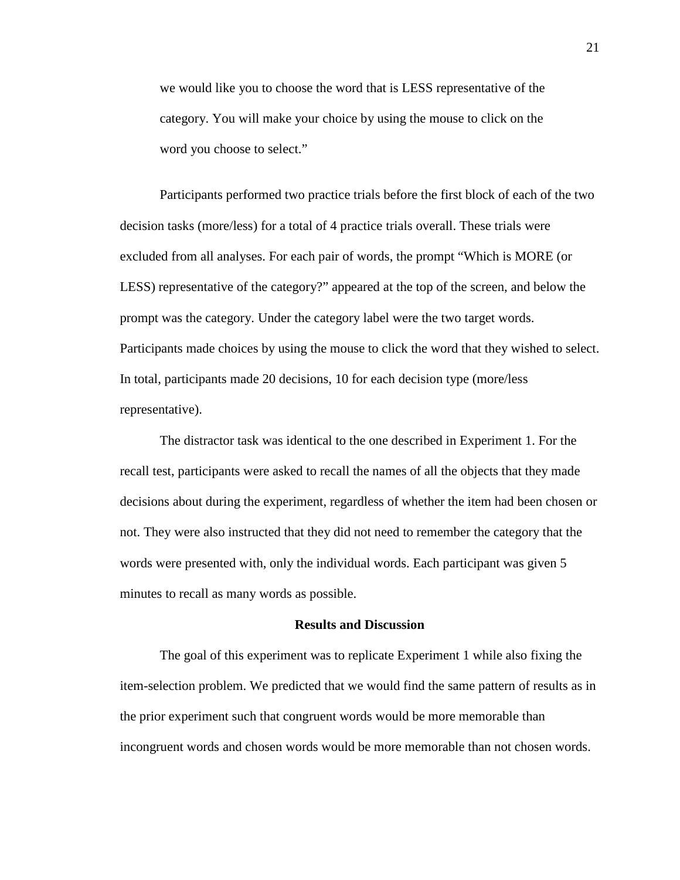> we would like you to choose the word that is LESS representative of the category. You will make your choice by using the mouse to click on the word you choose to select."

Participants performed two practice trials before the first block of each of the two decision tasks (more/less) for a total of 4 practice trials overall. These trials were excluded from all analyses. For each pair of words, the prompt "Which is MORE (or LESS) representative of the category?" appeared at the top of the screen, and below the prompt was the category. Under the category label were the two target words. Participants made choices by using the mouse to click the word that they wished to select. In total, participants made 20 decisions, 10 for each decision type (more/less representative).

The distractor task was identical to the one described in Experiment 1. For the recall test, participants were asked to recall the names of all the objects that they made decisions about during the experiment, regardless of whether the item had been chosen or not. They were also instructed that they did not need to remember the category that the words were presented with, only the individual words. Each participant was given 5 minutes to recall as many words as possible.

## Results and Discussion

The goal of this experiment was to replicate Experiment 1 while also fixing the item-selection problem. We predicted that we would find the same pattern of results as in the prior experiment such that congruent words would be more memorable than incongruent words and chosen words would be more memorable than not chosen words.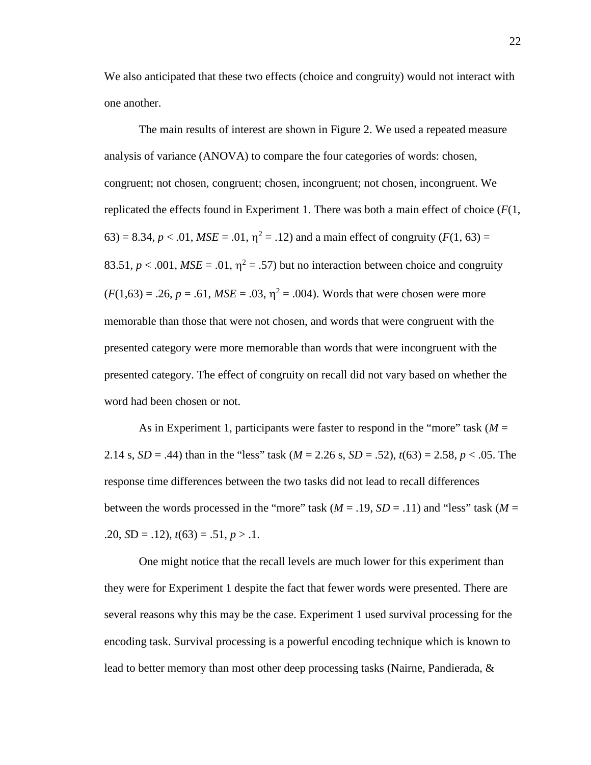We also anticipated that these two effects (choice and congruity) would not interact with one another.

The main results of interest are shown in Figure 2. We used a repeated measure analysis of variance (ANOVA) to compare the four categories of words: chosen, congruent; not chosen, congruent; chosen, incongruent; not chosen, incongruent. We replicated the effects found in Experiment 1. There was both a main effect of choice ($F(1, 63) = 8.34$, $p < .01$, $MSE = .01$, $\eta^2 = .12$) and a main effect of congruity ($F(1, 63) = 83.51$, $p < .001$, $MSE = .01$, $\eta^2 = .57$) but no interaction between choice and congruity ($F(1,63) = .26$, $p = .61$, $MSE = .03$, $\eta^2 = .004$). Words that were chosen were more memorable than those that were not chosen, and words that were congruent with the presented category were more memorable than words that were incongruent with the presented category. The effect of congruity on recall did not vary based on whether the word had been chosen or not.

As in Experiment 1, participants were faster to respond in the "more" task ($M = 2.14$ s, $SD = .44$) than in the "less" task ($M = 2.26$ s, $SD = .52$), $t(63) = 2.58$, $p < .05$. The response time differences between the two tasks did not lead to recall differences between the words processed in the "more" task ($M = .19$, $SD = .11$) and "less" task ($M = .20$, $SD = .12$), $t(63) = .51$, $p > .1$.

One might notice that the recall levels are much lower for this experiment than they were for Experiment 1 despite the fact that fewer words were presented. There are several reasons why this may be the case. Experiment 1 used survival processing for the encoding task. Survival processing is a powerful encoding technique which is known to lead to better memory than most other deep processing tasks (Nairne, Pandierada, &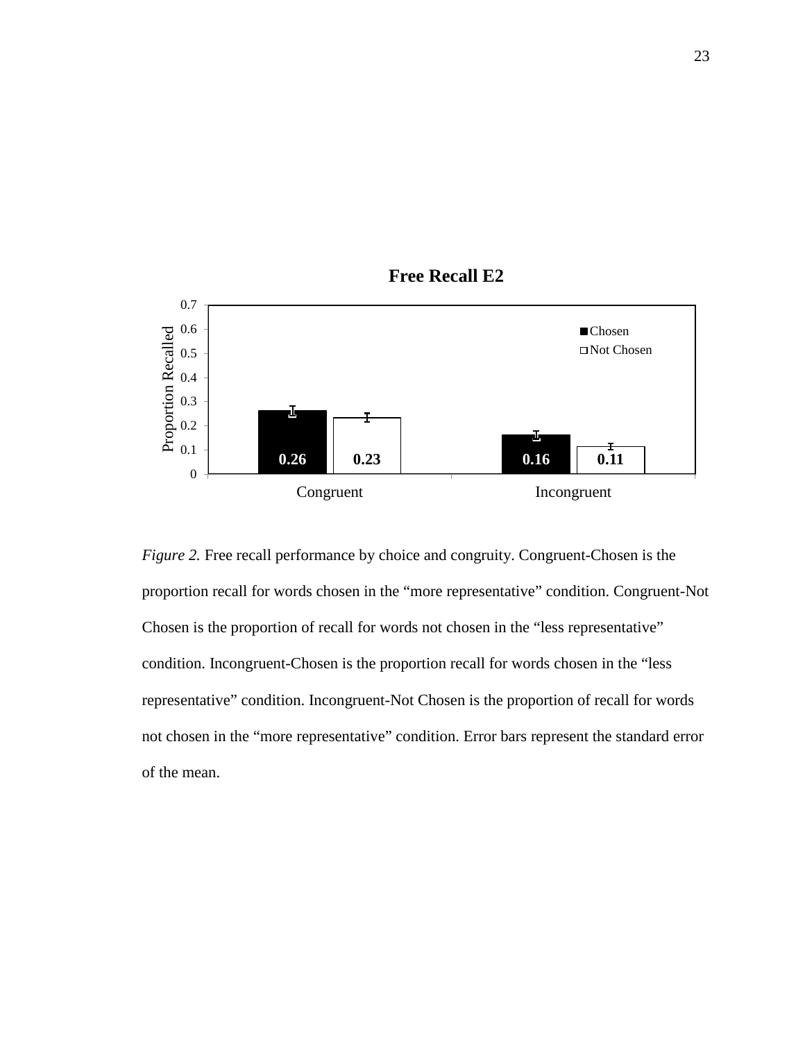**Free Recall E2**

| | Chosen | Not Chosen |
|---|---|---|
| Congruent | 0.26 | 0.23 |
| Incongruent | 0.16 | 0.11 |

*Figure 2.* Free recall performance by choice and congruity. Congruent-Chosen is the proportion recall for words chosen in the "more representative" condition. Congruent-Not Chosen is the proportion of recall for words not chosen in the "less representative" condition. Incongruent-Chosen is the proportion recall for words chosen in the "less representative" condition. Incongruent-Not Chosen is the proportion of recall for words not chosen in the "more representative" condition. Error bars represent the standard error of the mean.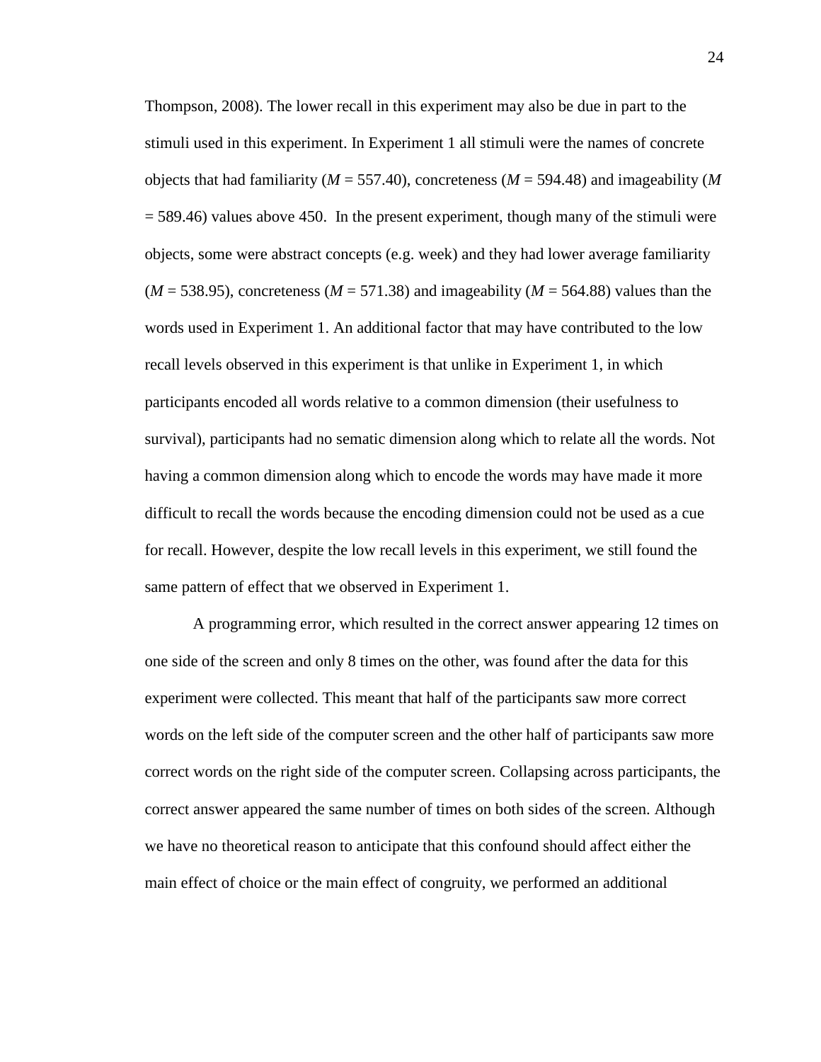Thompson, 2008). The lower recall in this experiment may also be due in part to the stimuli used in this experiment. In Experiment 1 all stimuli were the names of concrete objects that had familiarity (*M* = 557.40), concreteness (*M* = 594.48) and imageability (*M* = 589.46) values above 450. In the present experiment, though many of the stimuli were objects, some were abstract concepts (e.g. week) and they had lower average familiarity (*M* = 538.95), concreteness (*M* = 571.38) and imageability (*M* = 564.88) values than the words used in Experiment 1. An additional factor that may have contributed to the low recall levels observed in this experiment is that unlike in Experiment 1, in which participants encoded all words relative to a common dimension (their usefulness to survival), participants had no sematic dimension along which to relate all the words. Not having a common dimension along which to encode the words may have made it more difficult to recall the words because the encoding dimension could not be used as a cue for recall. However, despite the low recall levels in this experiment, we still found the same pattern of effect that we observed in Experiment 1.

A programming error, which resulted in the correct answer appearing 12 times on one side of the screen and only 8 times on the other, was found after the data for this experiment were collected. This meant that half of the participants saw more correct words on the left side of the computer screen and the other half of participants saw more correct words on the right side of the computer screen. Collapsing across participants, the correct answer appeared the same number of times on both sides of the screen. Although we have no theoretical reason to anticipate that this confound should affect either the main effect of choice or the main effect of congruity, we performed an additional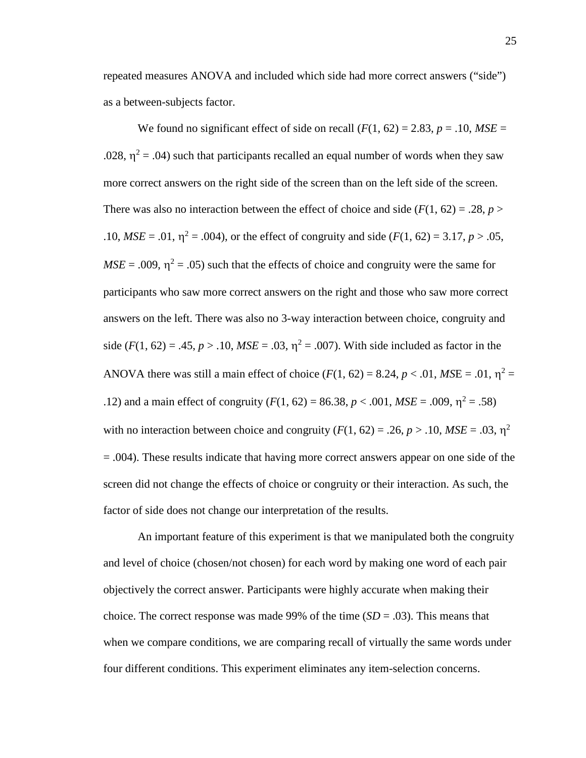repeated measures ANOVA and included which side had more correct answers ("side") as a between-subjects factor.

We found no significant effect of side on recall ($F(1, 62) = 2.83$, $p = .10$, $MSE = .028$, $\eta^2 = .04$) such that participants recalled an equal number of words when they saw more correct answers on the right side of the screen than on the left side of the screen. There was also no interaction between the effect of choice and side ($F(1, 62) = .28$, $p > .10$, $MSE = .01$, $\eta^2 = .004$), or the effect of congruity and side ($F(1, 62) = 3.17$, $p > .05$, $MSE = .009$, $\eta^2 = .05$) such that the effects of choice and congruity were the same for participants who saw more correct answers on the right and those who saw more correct answers on the left. There was also no 3-way interaction between choice, congruity and side ($F(1, 62) = .45$, $p > .10$, $MSE = .03$, $\eta^2 = .007$). With side included as factor in the ANOVA there was still a main effect of choice ($F(1, 62) = 8.24$, $p < .01$, $MSE = .01$, $\eta^2 = .12$) and a main effect of congruity ($F(1, 62) = 86.38$, $p < .001$, $MSE = .009$, $\eta^2 = .58$) with no interaction between choice and congruity ($F(1, 62) = .26$, $p > .10$, $MSE = .03$, $\eta^2 = .004$). These results indicate that having more correct answers appear on one side of the screen did not change the effects of choice or congruity or their interaction. As such, the factor of side does not change our interpretation of the results.

An important feature of this experiment is that we manipulated both the congruity and level of choice (chosen/not chosen) for each word by making one word of each pair objectively the correct answer. Participants were highly accurate when making their choice. The correct response was made 99% of the time ($SD = .03$). This means that when we compare conditions, we are comparing recall of virtually the same words under four different conditions. This experiment eliminates any item-selection concerns.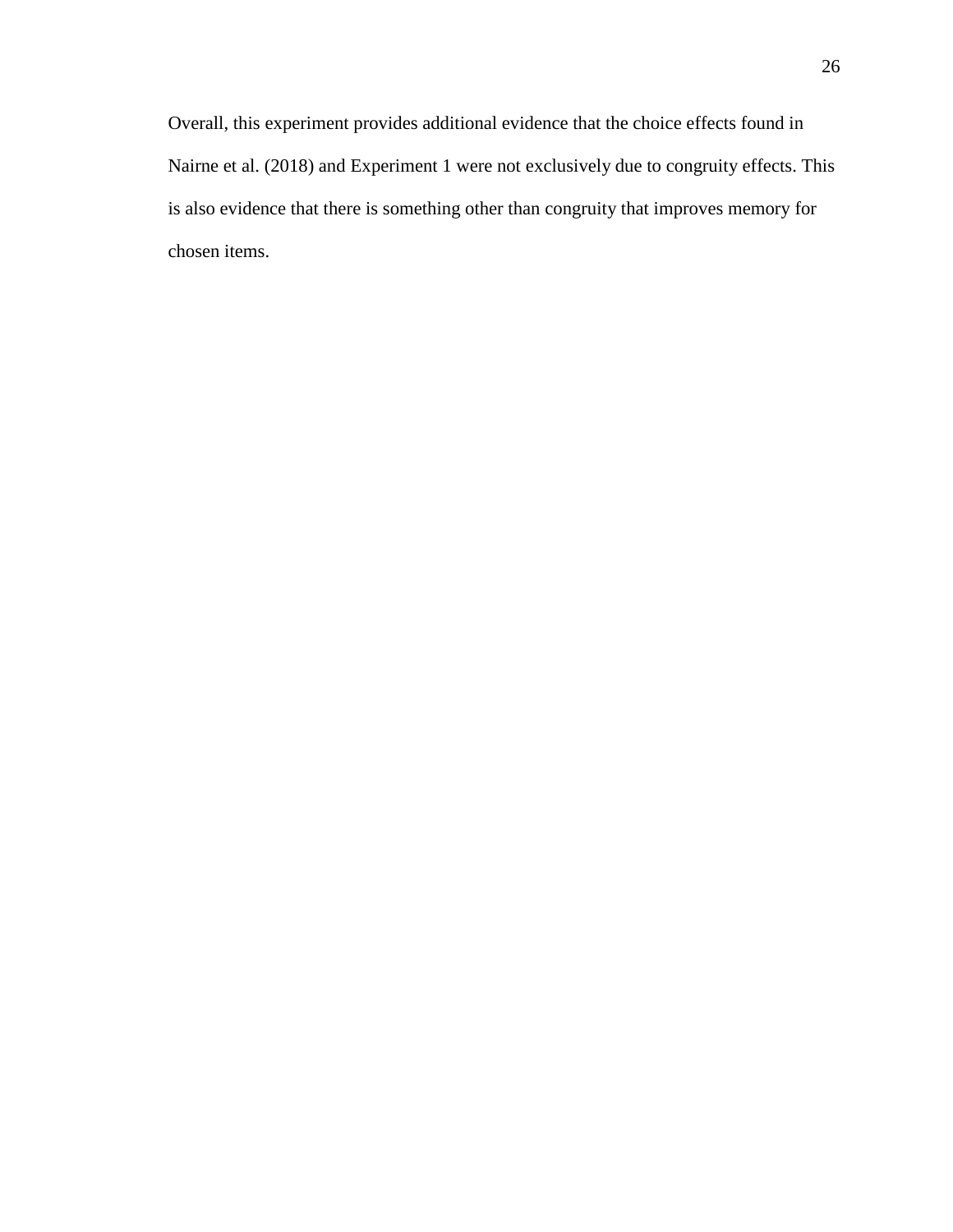Overall, this experiment provides additional evidence that the choice effects found in Nairne et al. (2018) and Experiment 1 were not exclusively due to congruity effects. This is also evidence that there is something other than congruity that improves memory for chosen items.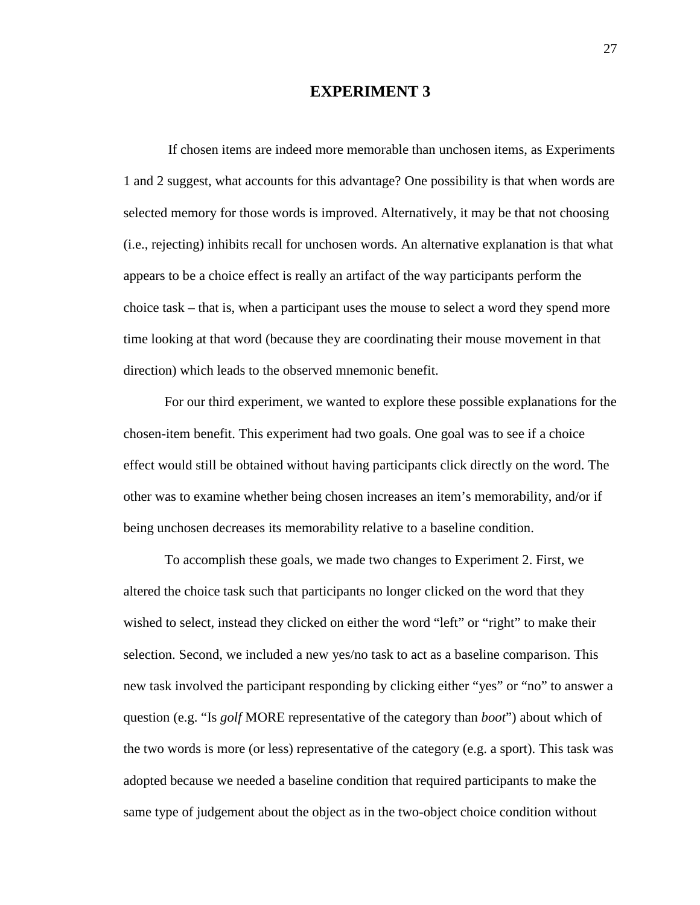# EXPERIMENT 3

If chosen items are indeed more memorable than unchosen items, as Experiments 1 and 2 suggest, what accounts for this advantage? One possibility is that when words are selected memory for those words is improved. Alternatively, it may be that not choosing (i.e., rejecting) inhibits recall for unchosen words. An alternative explanation is that what appears to be a choice effect is really an artifact of the way participants perform the choice task – that is, when a participant uses the mouse to select a word they spend more time looking at that word (because they are coordinating their mouse movement in that direction) which leads to the observed mnemonic benefit.

For our third experiment, we wanted to explore these possible explanations for the chosen-item benefit. This experiment had two goals. One goal was to see if a choice effect would still be obtained without having participants click directly on the word. The other was to examine whether being chosen increases an item's memorability, and/or if being unchosen decreases its memorability relative to a baseline condition.

To accomplish these goals, we made two changes to Experiment 2. First, we altered the choice task such that participants no longer clicked on the word that they wished to select, instead they clicked on either the word "left" or "right" to make their selection. Second, we included a new yes/no task to act as a baseline comparison. This new task involved the participant responding by clicking either "yes" or "no" to answer a question (e.g. "Is *golf* MORE representative of the category than *boot*") about which of the two words is more (or less) representative of the category (e.g. a sport). This task was adopted because we needed a baseline condition that required participants to make the same type of judgement about the object as in the two-object choice condition without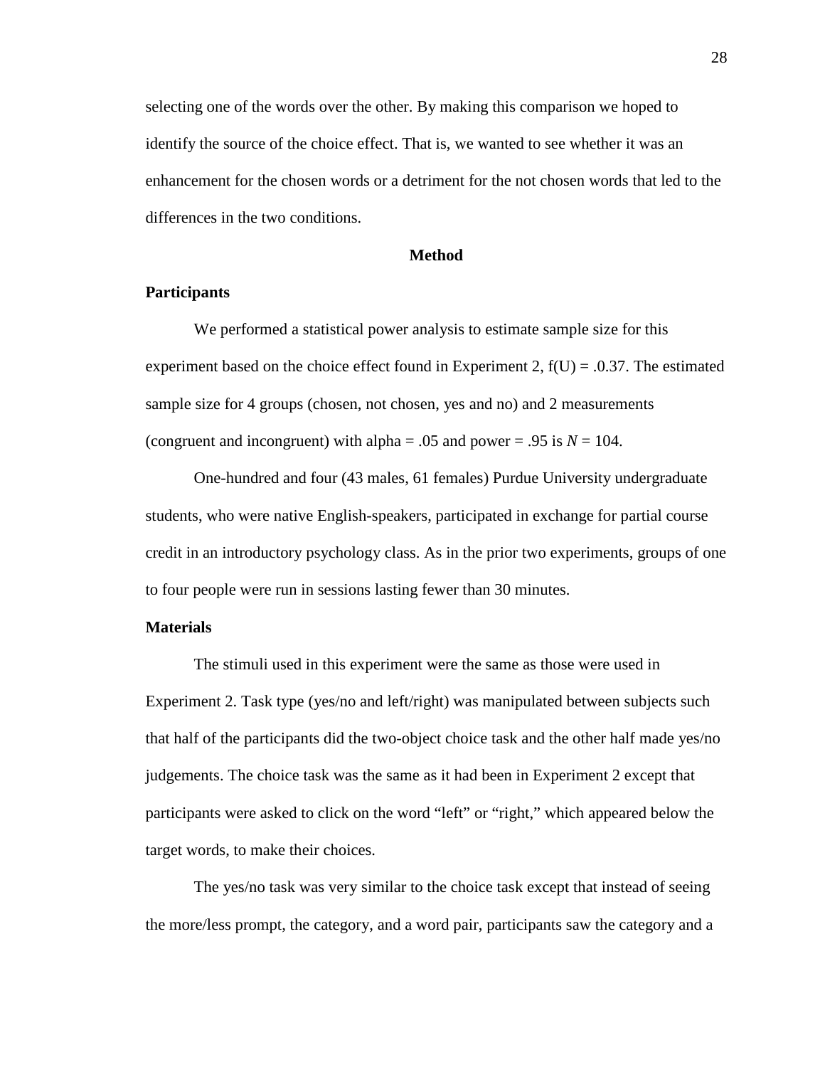selecting one of the words over the other. By making this comparison we hoped to identify the source of the choice effect. That is, we wanted to see whether it was an enhancement for the chosen words or a detriment for the not chosen words that led to the differences in the two conditions.

## Method

### Participants

We performed a statistical power analysis to estimate sample size for this experiment based on the choice effect found in Experiment 2, f(U) = .0.37. The estimated sample size for 4 groups (chosen, not chosen, yes and no) and 2 measurements (congruent and incongruent) with alpha = .05 and power = .95 is $N = 104$.

One-hundred and four (43 males, 61 females) Purdue University undergraduate students, who were native English-speakers, participated in exchange for partial course credit in an introductory psychology class. As in the prior two experiments, groups of one to four people were run in sessions lasting fewer than 30 minutes.

### Materials

The stimuli used in this experiment were the same as those were used in Experiment 2. Task type (yes/no and left/right) was manipulated between subjects such that half of the participants did the two-object choice task and the other half made yes/no judgements. The choice task was the same as it had been in Experiment 2 except that participants were asked to click on the word "left" or "right," which appeared below the target words, to make their choices.

The yes/no task was very similar to the choice task except that instead of seeing the more/less prompt, the category, and a word pair, participants saw the category and a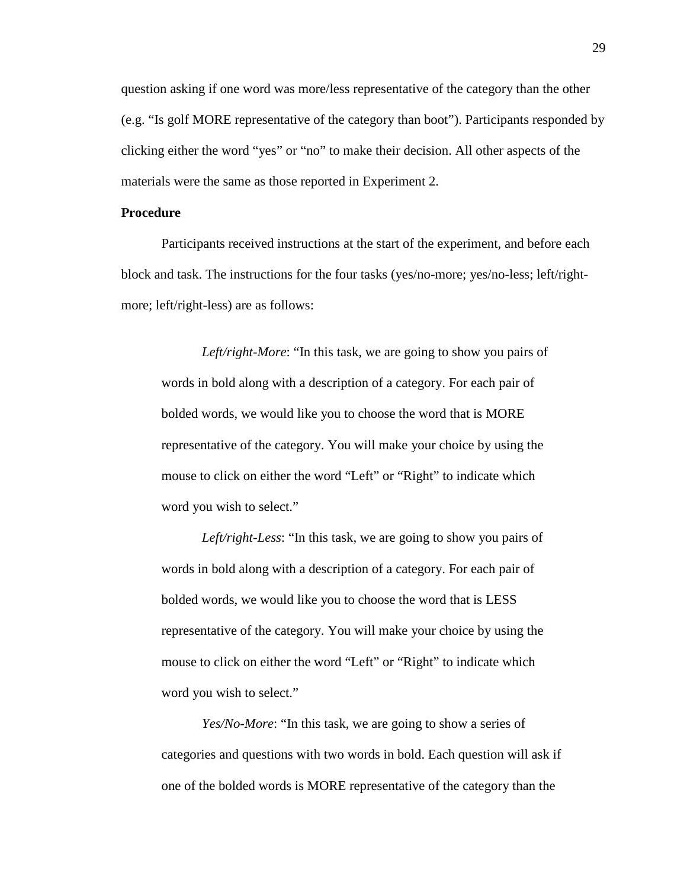question asking if one word was more/less representative of the category than the other (e.g. "Is golf MORE representative of the category than boot"). Participants responded by clicking either the word "yes" or "no" to make their decision. All other aspects of the materials were the same as those reported in Experiment 2.

**Procedure**

Participants received instructions at the start of the experiment, and before each block and task. The instructions for the four tasks (yes/no-more; yes/no-less; left/right-more; left/right-less) are as follows:

> *Left/right-More*: "In this task, we are going to show you pairs of words in bold along with a description of a category. For each pair of bolded words, we would like you to choose the word that is MORE representative of the category. You will make your choice by using the mouse to click on either the word "Left" or "Right" to indicate which word you wish to select."
>
> *Left/right-Less*: "In this task, we are going to show you pairs of words in bold along with a description of a category. For each pair of bolded words, we would like you to choose the word that is LESS representative of the category. You will make your choice by using the mouse to click on either the word "Left" or "Right" to indicate which word you wish to select."
>
> *Yes/No-More*: "In this task, we are going to show a series of categories and questions with two words in bold. Each question will ask if one of the bolded words is MORE representative of the category than the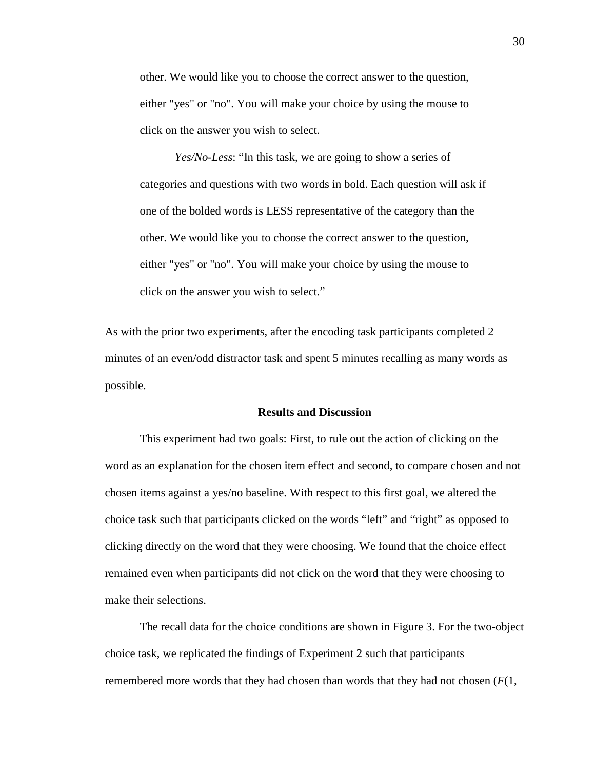other. We would like you to choose the correct answer to the question, either "yes" or "no". You will make your choice by using the mouse to click on the answer you wish to select.

*Yes/No-Less*: “In this task, we are going to show a series of categories and questions with two words in bold. Each question will ask if one of the bolded words is LESS representative of the category than the other. We would like you to choose the correct answer to the question, either "yes" or "no". You will make your choice by using the mouse to click on the answer you wish to select.”

As with the prior two experiments, after the encoding task participants completed 2 minutes of an even/odd distractor task and spent 5 minutes recalling as many words as possible.

## Results and Discussion

This experiment had two goals: First, to rule out the action of clicking on the word as an explanation for the chosen item effect and second, to compare chosen and not chosen items against a yes/no baseline. With respect to this first goal, we altered the choice task such that participants clicked on the words “left” and “right” as opposed to clicking directly on the word that they were choosing. We found that the choice effect remained even when participants did not click on the word that they were choosing to make their selections.

The recall data for the choice conditions are shown in Figure 3. For the two-object choice task, we replicated the findings of Experiment 2 such that participants remembered more words that they had chosen than words that they had not chosen ($F$(1,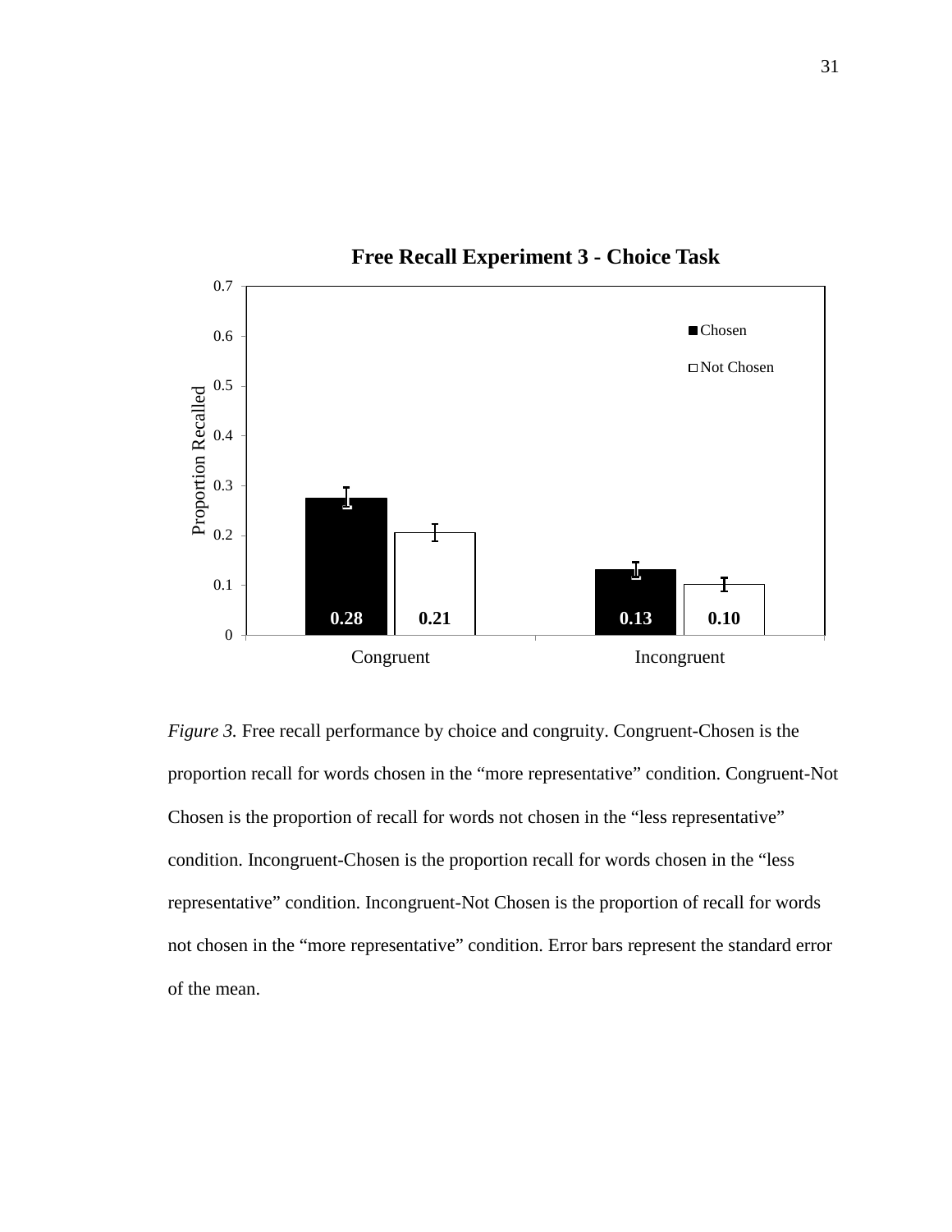**Free Recall Experiment 3 - Choice Task**

| | Chosen | Not Chosen |
|---|---|---|
| Congruent | 0.28 | 0.21 |
| Incongruent | 0.13 | 0.10 |

*Figure 3.* Free recall performance by choice and congruity. Congruent-Chosen is the proportion recall for words chosen in the "more representative" condition. Congruent-Not Chosen is the proportion of recall for words not chosen in the "less representative" condition. Incongruent-Chosen is the proportion recall for words chosen in the "less representative" condition. Incongruent-Not Chosen is the proportion of recall for words not chosen in the "more representative" condition. Error bars represent the standard error of the mean.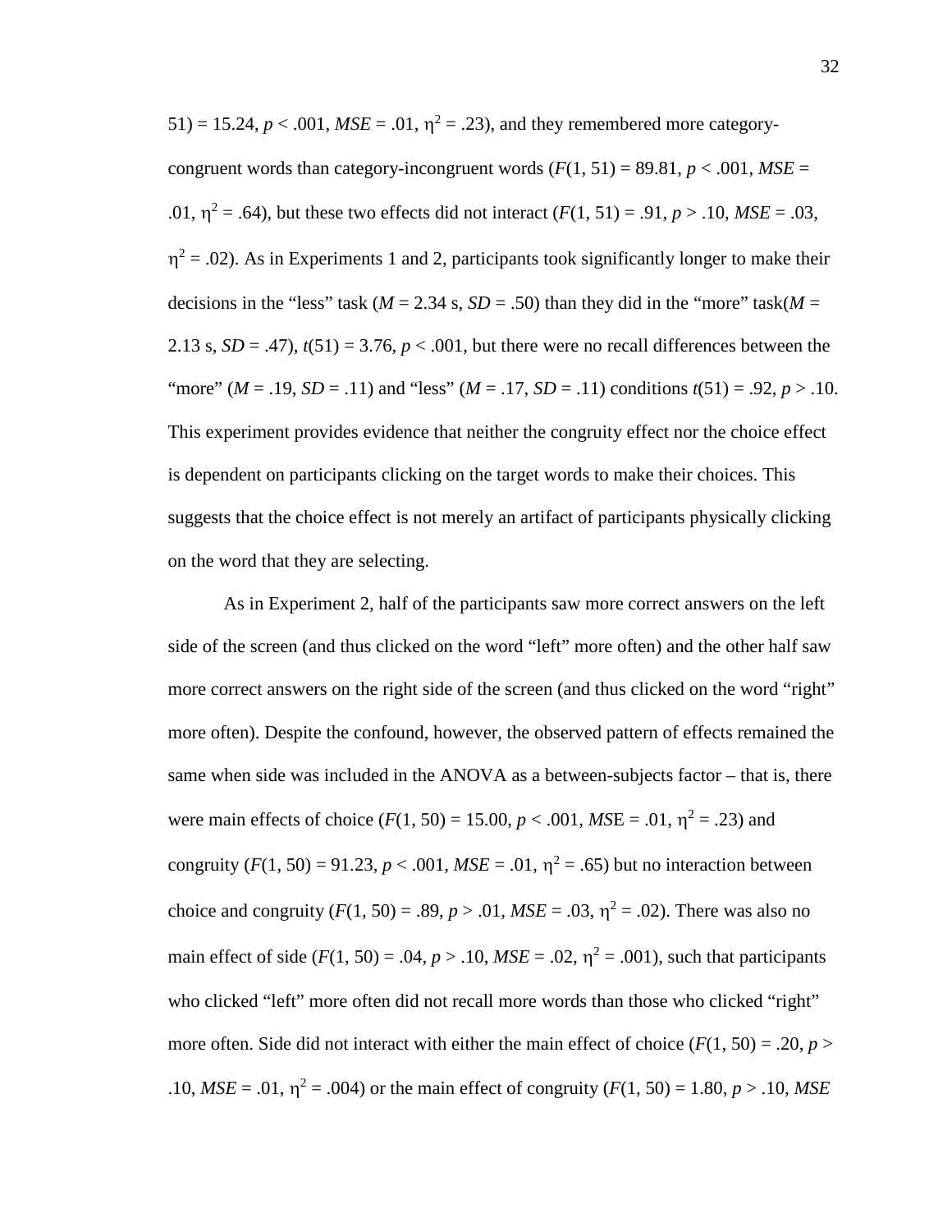51) = 15.24, $p < .001$, $MSE = .01$, $\eta^2 = .23$), and they remembered more category-congruent words than category-incongruent words ($F(1, 51) = 89.81$, $p < .001$, $MSE = .01$, $\eta^2 = .64$), but these two effects did not interact ($F(1, 51) = .91$, $p > .10$, $MSE = .03$, $\eta^2 = .02$). As in Experiments 1 and 2, participants took significantly longer to make their decisions in the "less" task ($M = 2.34$ s, $SD = .50$) than they did in the "more" task($M = 2.13$ s, $SD = .47$), $t(51) = 3.76$, $p < .001$, but there were no recall differences between the "more" ($M = .19$, $SD = .11$) and "less" ($M = .17$, $SD = .11$) conditions $t(51) = .92$, $p > .10$. This experiment provides evidence that neither the congruity effect nor the choice effect is dependent on participants clicking on the target words to make their choices. This suggests that the choice effect is not merely an artifact of participants physically clicking on the word that they are selecting.

As in Experiment 2, half of the participants saw more correct answers on the left side of the screen (and thus clicked on the word "left" more often) and the other half saw more correct answers on the right side of the screen (and thus clicked on the word "right" more often). Despite the confound, however, the observed pattern of effects remained the same when side was included in the ANOVA as a between-subjects factor – that is, there were main effects of choice ($F(1, 50) = 15.00$, $p < .001$, $MSE = .01$, $\eta^2 = .23$) and congruity ($F(1, 50) = 91.23$, $p < .001$, $MSE = .01$, $\eta^2 = .65$) but no interaction between choice and congruity ($F(1, 50) = .89$, $p > .01$, $MSE = .03$, $\eta^2 = .02$). There was also no main effect of side ($F(1, 50) = .04$, $p > .10$, $MSE = .02$, $\eta^2 = .001$), such that participants who clicked "left" more often did not recall more words than those who clicked "right" more often. Side did not interact with either the main effect of choice ($F(1, 50) = .20$, $p > .10$, $MSE = .01$, $\eta^2 = .004$) or the main effect of congruity ($F(1, 50) = 1.80$, $p > .10$, $MSE$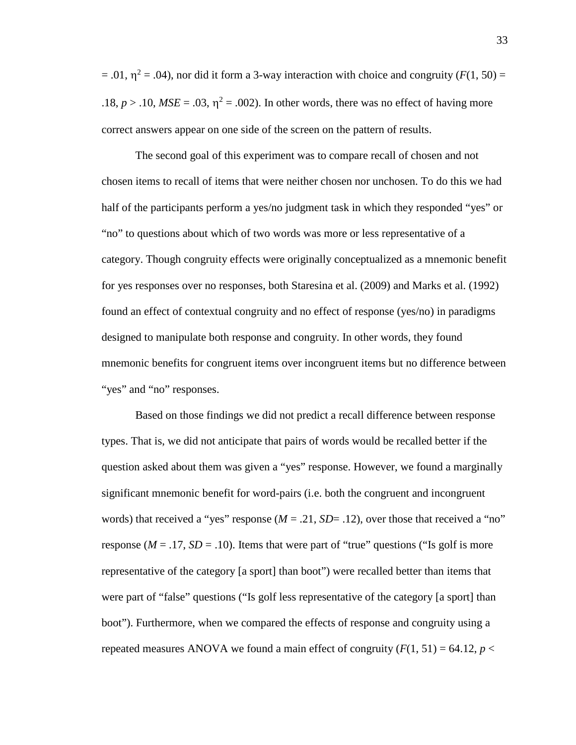= .01, $\eta^2$ = .04), nor did it form a 3-way interaction with choice and congruity ($F(1, 50)$ = .18, $p > .10$, $MSE$ = .03, $\eta^2$ = .002). In other words, there was no effect of having more correct answers appear on one side of the screen on the pattern of results.

The second goal of this experiment was to compare recall of chosen and not chosen items to recall of items that were neither chosen nor unchosen. To do this we had half of the participants perform a yes/no judgment task in which they responded "yes" or "no" to questions about which of two words was more or less representative of a category. Though congruity effects were originally conceptualized as a mnemonic benefit for yes responses over no responses, both Staresina et al. (2009) and Marks et al. (1992) found an effect of contextual congruity and no effect of response (yes/no) in paradigms designed to manipulate both response and congruity. In other words, they found mnemonic benefits for congruent items over incongruent items but no difference between "yes" and "no" responses.

Based on those findings we did not predict a recall difference between response types. That is, we did not anticipate that pairs of words would be recalled better if the question asked about them was given a "yes" response. However, we found a marginally significant mnemonic benefit for word-pairs (i.e. both the congruent and incongruent words) that received a "yes" response ($M$ = .21, $SD$= .12), over those that received a "no" response ($M$ = .17, $SD$ = .10). Items that were part of "true" questions ("Is golf is more representative of the category [a sport] than boot") were recalled better than items that were part of "false" questions ("Is golf less representative of the category [a sport] than boot"). Furthermore, when we compared the effects of response and congruity using a repeated measures ANOVA we found a main effect of congruity ($F(1, 51)$ = 64.12, $p$ <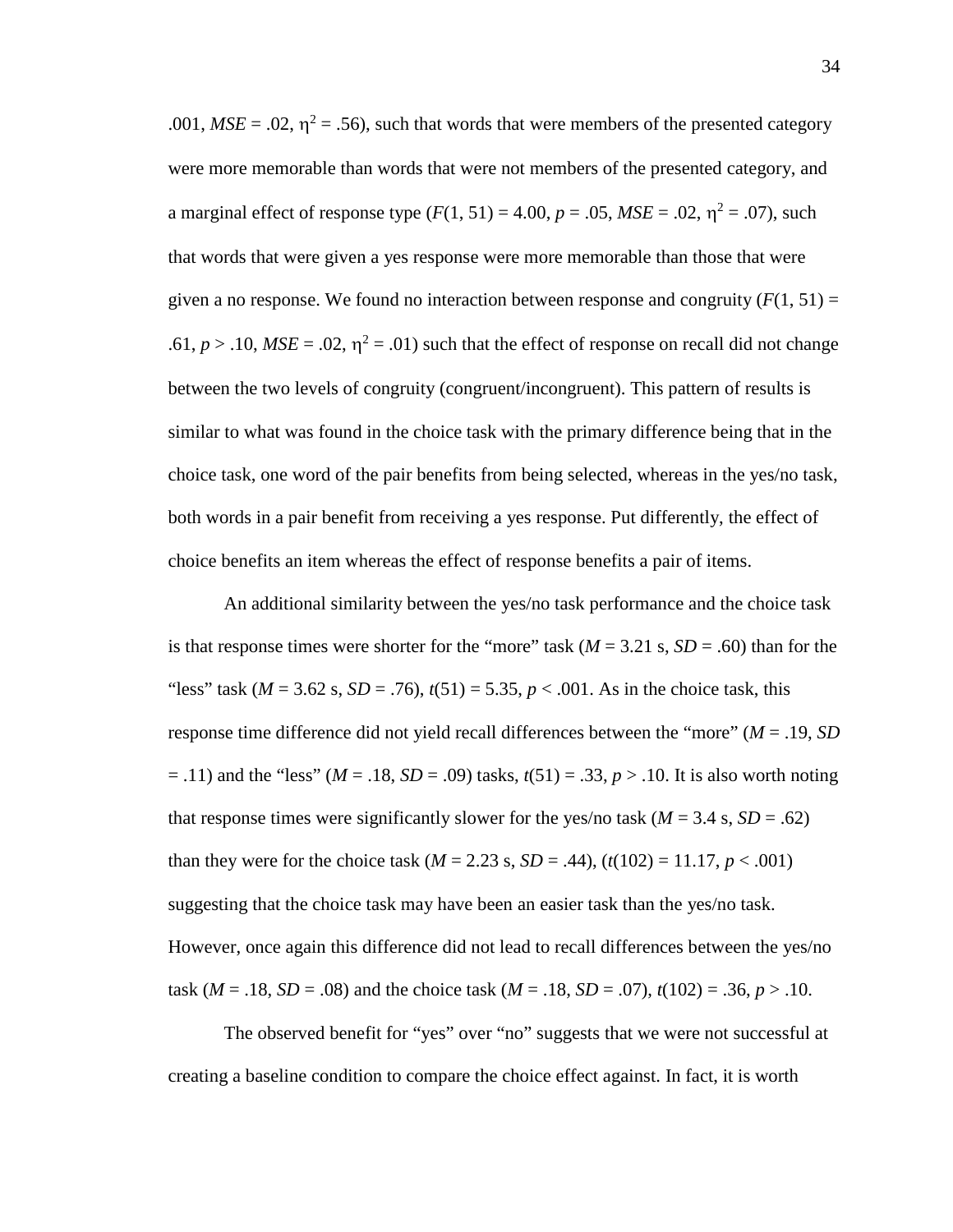.001, $MSE = .02$, $\eta^2 = .56$), such that words that were members of the presented category were more memorable than words that were not members of the presented category, and a marginal effect of response type ($F(1, 51) = 4.00$, $p = .05$, $MSE = .02$, $\eta^2 = .07$), such that words that were given a yes response were more memorable than those that were given a no response. We found no interaction between response and congruity ($F(1, 51) = .61$, $p > .10$, $MSE = .02$, $\eta^2 = .01$) such that the effect of response on recall did not change between the two levels of congruity (congruent/incongruent). This pattern of results is similar to what was found in the choice task with the primary difference being that in the choice task, one word of the pair benefits from being selected, whereas in the yes/no task, both words in a pair benefit from receiving a yes response. Put differently, the effect of choice benefits an item whereas the effect of response benefits a pair of items.

An additional similarity between the yes/no task performance and the choice task is that response times were shorter for the "more" task ($M = 3.21$ s, $SD = .60$) than for the "less" task ($M = 3.62$ s, $SD = .76$), $t(51) = 5.35$, $p < .001$. As in the choice task, this response time difference did not yield recall differences between the "more" ($M = .19$, $SD = .11$) and the "less" ($M = .18$, $SD = .09$) tasks, $t(51) = .33$, $p > .10$. It is also worth noting that response times were significantly slower for the yes/no task ($M = 3.4$ s, $SD = .62$) than they were for the choice task ($M = 2.23$ s, $SD = .44$), ($t(102) = 11.17$, $p < .001$) suggesting that the choice task may have been an easier task than the yes/no task. However, once again this difference did not lead to recall differences between the yes/no task ($M = .18$, $SD = .08$) and the choice task ($M = .18$, $SD = .07$), $t(102) = .36$, $p > .10$.

The observed benefit for "yes" over "no" suggests that we were not successful at creating a baseline condition to compare the choice effect against. In fact, it is worth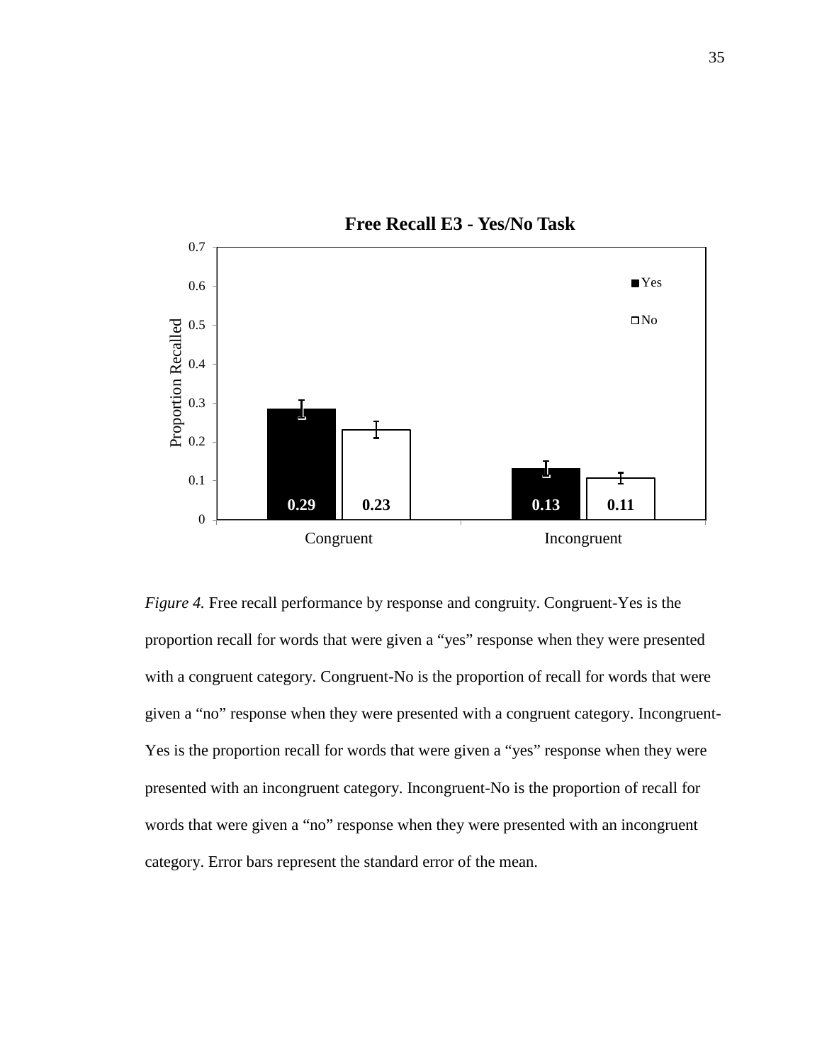**Free Recall E3 - Yes/No Task**

| | Yes | No |
|---|---|---|
| Congruent | 0.29 | 0.23 |
| Incongruent | 0.13 | 0.11 |

*Figure 4.* Free recall performance by response and congruity. Congruent-Yes is the proportion recall for words that were given a "yes" response when they were presented with a congruent category. Congruent-No is the proportion of recall for words that were given a "no" response when they were presented with a congruent category. Incongruent-Yes is the proportion recall for words that were given a "yes" response when they were presented with an incongruent category. Incongruent-No is the proportion of recall for words that were given a "no" response when they were presented with an incongruent category. Error bars represent the standard error of the mean.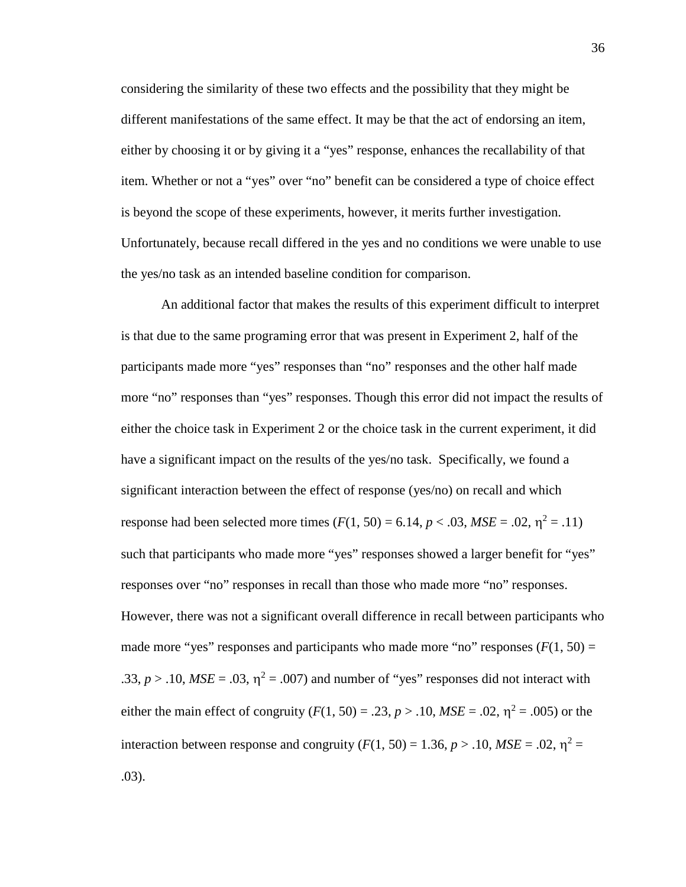considering the similarity of these two effects and the possibility that they might be different manifestations of the same effect. It may be that the act of endorsing an item, either by choosing it or by giving it a "yes" response, enhances the recallability of that item. Whether or not a "yes" over "no" benefit can be considered a type of choice effect is beyond the scope of these experiments, however, it merits further investigation. Unfortunately, because recall differed in the yes and no conditions we were unable to use the yes/no task as an intended baseline condition for comparison.

An additional factor that makes the results of this experiment difficult to interpret is that due to the same programing error that was present in Experiment 2, half of the participants made more "yes" responses than "no" responses and the other half made more "no" responses than "yes" responses. Though this error did not impact the results of either the choice task in Experiment 2 or the choice task in the current experiment, it did have a significant impact on the results of the yes/no task. Specifically, we found a significant interaction between the effect of response (yes/no) on recall and which response had been selected more times ($F(1, 50) = 6.14$, $p < .03$, $MSE = .02$, $\eta^2 = .11$) such that participants who made more "yes" responses showed a larger benefit for "yes" responses over "no" responses in recall than those who made more "no" responses. However, there was not a significant overall difference in recall between participants who made more "yes" responses and participants who made more "no" responses ($F(1, 50) = .33$, $p > .10$, $MSE = .03$, $\eta^2 = .007$) and number of "yes" responses did not interact with either the main effect of congruity ($F(1, 50) = .23$, $p > .10$, $MSE = .02$, $\eta^2 = .005$) or the interaction between response and congruity ($F(1, 50) = 1.36$, $p > .10$, $MSE = .02$, $\eta^2 = .03$).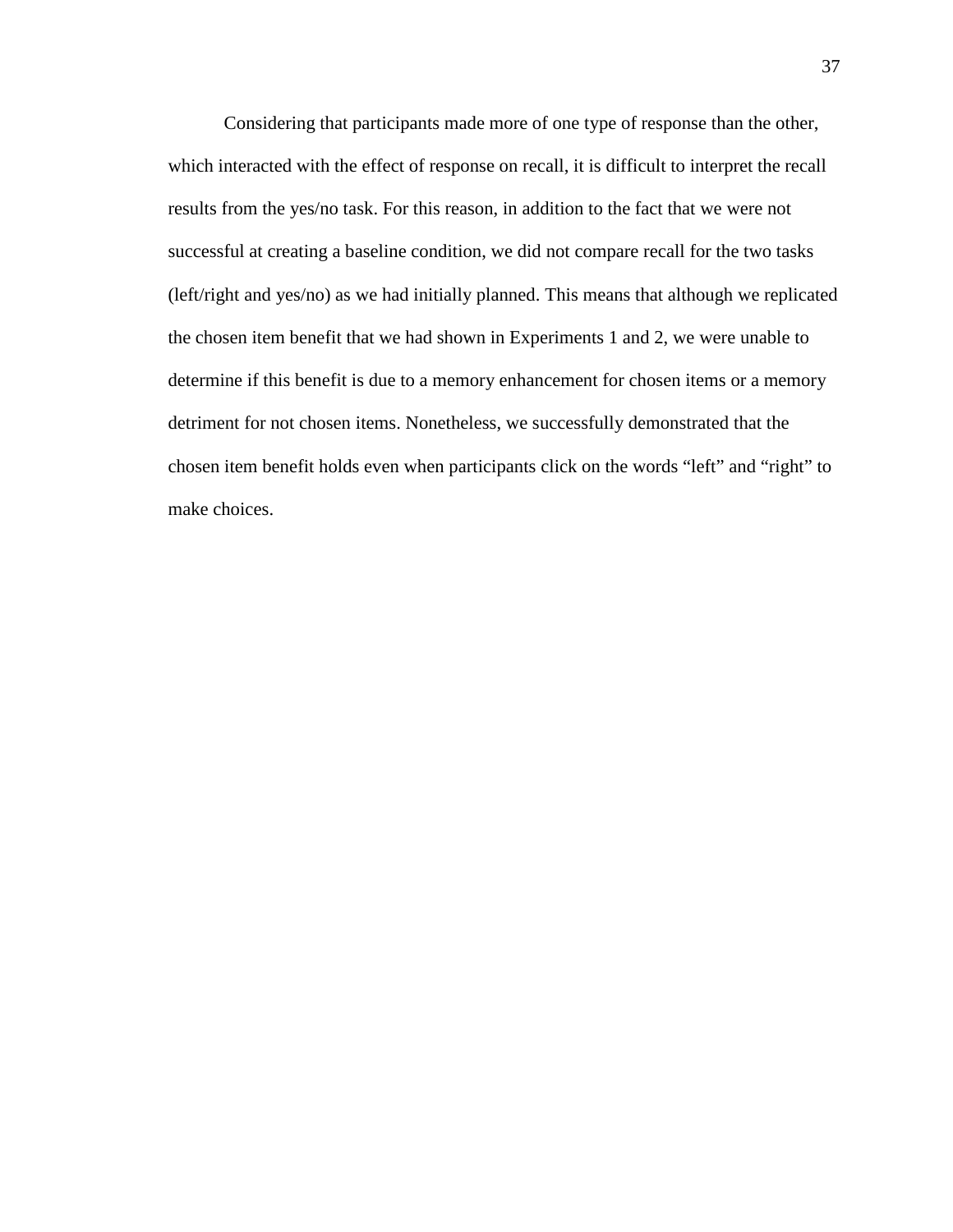Considering that participants made more of one type of response than the other, which interacted with the effect of response on recall, it is difficult to interpret the recall results from the yes/no task. For this reason, in addition to the fact that we were not successful at creating a baseline condition, we did not compare recall for the two tasks (left/right and yes/no) as we had initially planned. This means that although we replicated the chosen item benefit that we had shown in Experiments 1 and 2, we were unable to determine if this benefit is due to a memory enhancement for chosen items or a memory detriment for not chosen items. Nonetheless, we successfully demonstrated that the chosen item benefit holds even when participants click on the words "left" and "right" to make choices.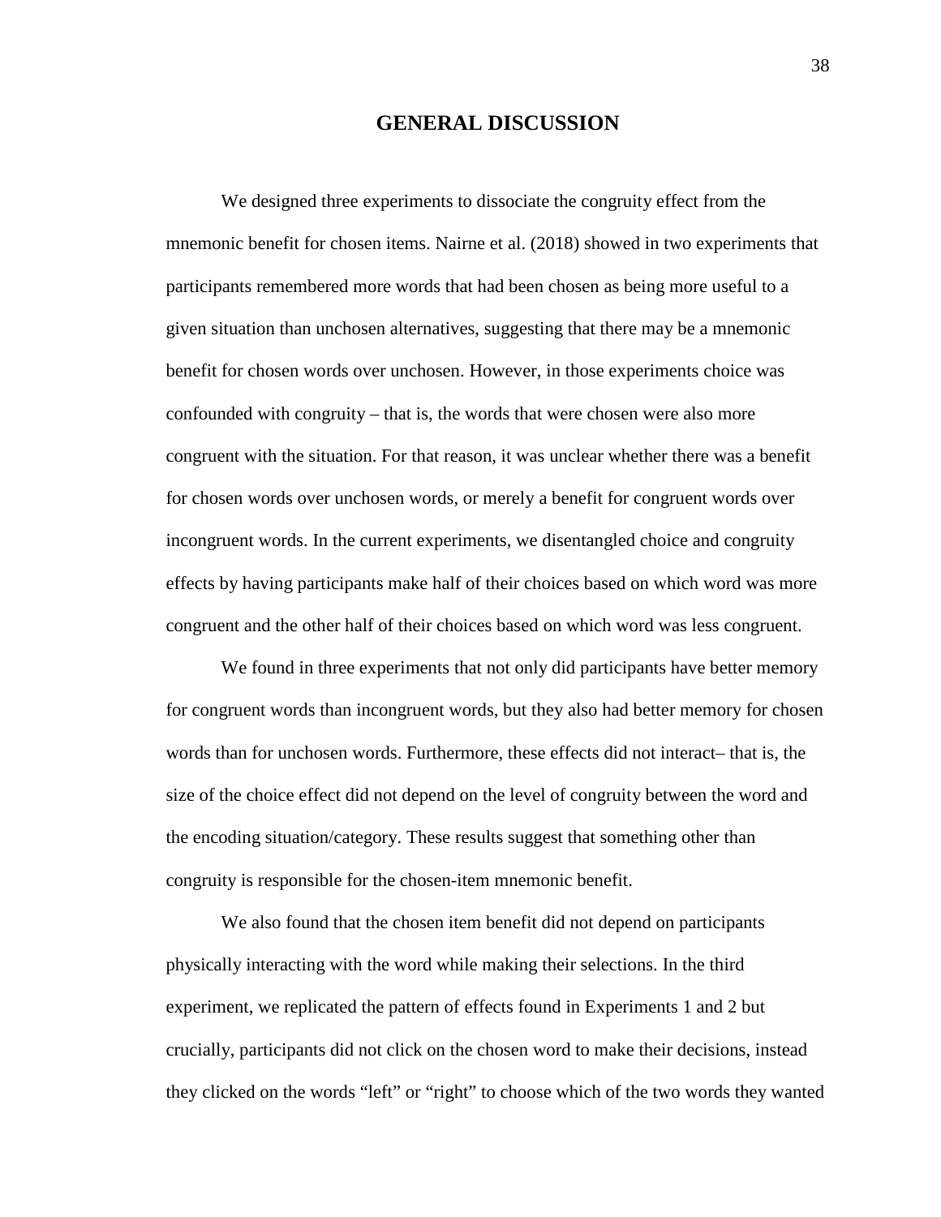# GENERAL DISCUSSION

We designed three experiments to dissociate the congruity effect from the mnemonic benefit for chosen items. Nairne et al. (2018) showed in two experiments that participants remembered more words that had been chosen as being more useful to a given situation than unchosen alternatives, suggesting that there may be a mnemonic benefit for chosen words over unchosen. However, in those experiments choice was confounded with congruity – that is, the words that were chosen were also more congruent with the situation. For that reason, it was unclear whether there was a benefit for chosen words over unchosen words, or merely a benefit for congruent words over incongruent words. In the current experiments, we disentangled choice and congruity effects by having participants make half of their choices based on which word was more congruent and the other half of their choices based on which word was less congruent.

We found in three experiments that not only did participants have better memory for congruent words than incongruent words, but they also had better memory for chosen words than for unchosen words. Furthermore, these effects did not interact– that is, the size of the choice effect did not depend on the level of congruity between the word and the encoding situation/category. These results suggest that something other than congruity is responsible for the chosen-item mnemonic benefit.

We also found that the chosen item benefit did not depend on participants physically interacting with the word while making their selections. In the third experiment, we replicated the pattern of effects found in Experiments 1 and 2 but crucially, participants did not click on the chosen word to make their decisions, instead they clicked on the words "left" or "right" to choose which of the two words they wanted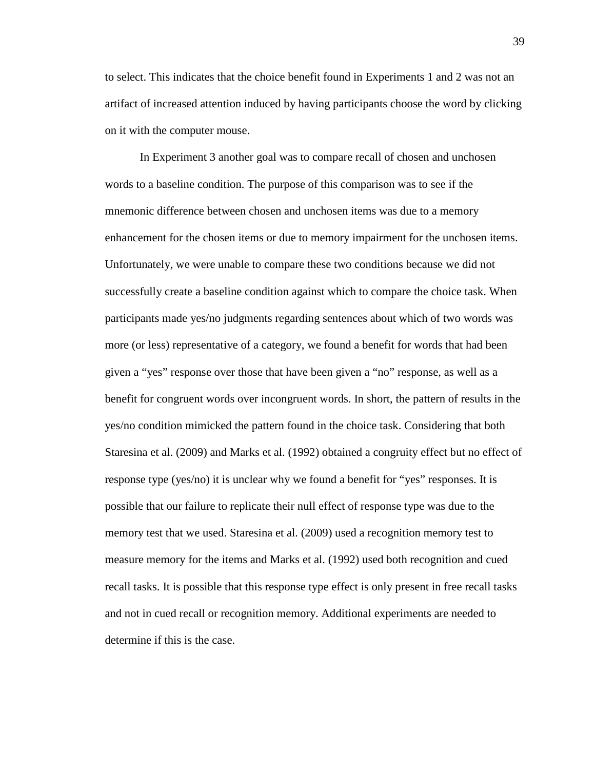to select. This indicates that the choice benefit found in Experiments 1 and 2 was not an artifact of increased attention induced by having participants choose the word by clicking on it with the computer mouse.

In Experiment 3 another goal was to compare recall of chosen and unchosen words to a baseline condition. The purpose of this comparison was to see if the mnemonic difference between chosen and unchosen items was due to a memory enhancement for the chosen items or due to memory impairment for the unchosen items. Unfortunately, we were unable to compare these two conditions because we did not successfully create a baseline condition against which to compare the choice task. When participants made yes/no judgments regarding sentences about which of two words was more (or less) representative of a category, we found a benefit for words that had been given a "yes" response over those that have been given a "no" response, as well as a benefit for congruent words over incongruent words. In short, the pattern of results in the yes/no condition mimicked the pattern found in the choice task. Considering that both Staresina et al. (2009) and Marks et al. (1992) obtained a congruity effect but no effect of response type (yes/no) it is unclear why we found a benefit for "yes" responses. It is possible that our failure to replicate their null effect of response type was due to the memory test that we used. Staresina et al. (2009) used a recognition memory test to measure memory for the items and Marks et al. (1992) used both recognition and cued recall tasks. It is possible that this response type effect is only present in free recall tasks and not in cued recall or recognition memory. Additional experiments are needed to determine if this is the case.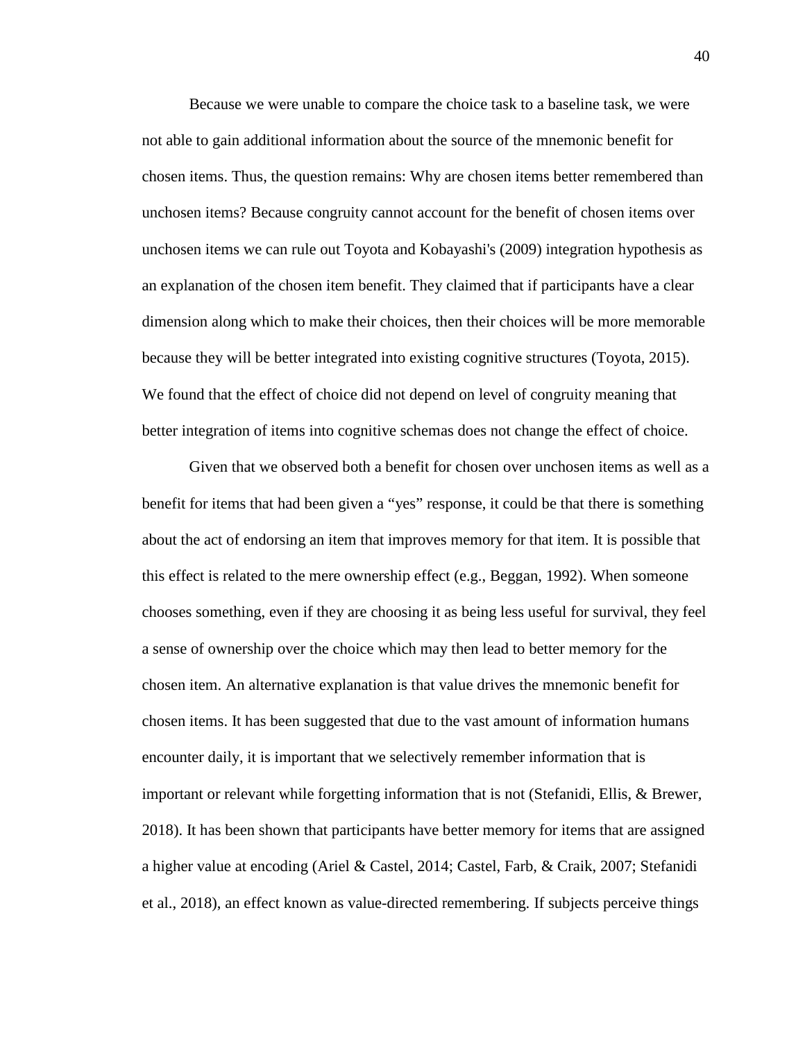Because we were unable to compare the choice task to a baseline task, we were not able to gain additional information about the source of the mnemonic benefit for chosen items. Thus, the question remains: Why are chosen items better remembered than unchosen items? Because congruity cannot account for the benefit of chosen items over unchosen items we can rule out Toyota and Kobayashi's (2009) integration hypothesis as an explanation of the chosen item benefit. They claimed that if participants have a clear dimension along which to make their choices, then their choices will be more memorable because they will be better integrated into existing cognitive structures (Toyota, 2015). We found that the effect of choice did not depend on level of congruity meaning that better integration of items into cognitive schemas does not change the effect of choice.

Given that we observed both a benefit for chosen over unchosen items as well as a benefit for items that had been given a "yes" response, it could be that there is something about the act of endorsing an item that improves memory for that item. It is possible that this effect is related to the mere ownership effect (e.g., Beggan, 1992). When someone chooses something, even if they are choosing it as being less useful for survival, they feel a sense of ownership over the choice which may then lead to better memory for the chosen item. An alternative explanation is that value drives the mnemonic benefit for chosen items. It has been suggested that due to the vast amount of information humans encounter daily, it is important that we selectively remember information that is important or relevant while forgetting information that is not (Stefanidi, Ellis, & Brewer, 2018). It has been shown that participants have better memory for items that are assigned a higher value at encoding (Ariel & Castel, 2014; Castel, Farb, & Craik, 2007; Stefanidi et al., 2018), an effect known as value-directed remembering. If subjects perceive things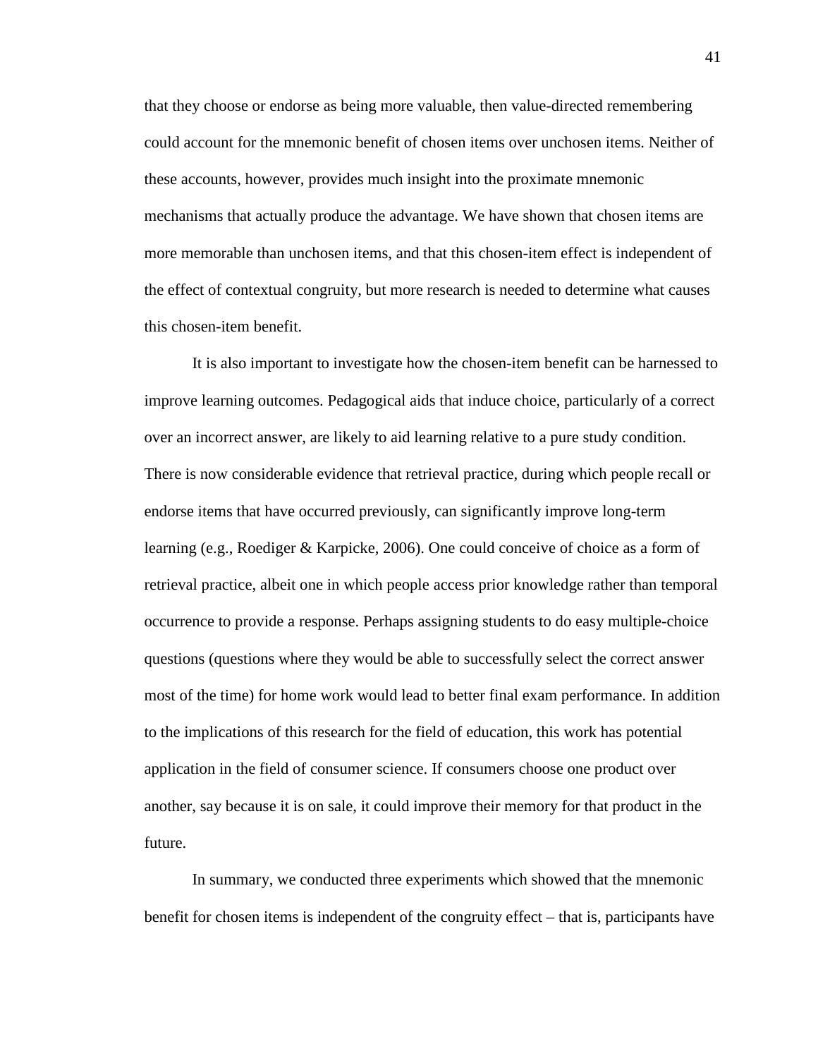that they choose or endorse as being more valuable, then value-directed remembering could account for the mnemonic benefit of chosen items over unchosen items. Neither of these accounts, however, provides much insight into the proximate mnemonic mechanisms that actually produce the advantage. We have shown that chosen items are more memorable than unchosen items, and that this chosen-item effect is independent of the effect of contextual congruity, but more research is needed to determine what causes this chosen-item benefit.

It is also important to investigate how the chosen-item benefit can be harnessed to improve learning outcomes. Pedagogical aids that induce choice, particularly of a correct over an incorrect answer, are likely to aid learning relative to a pure study condition. There is now considerable evidence that retrieval practice, during which people recall or endorse items that have occurred previously, can significantly improve long-term learning (e.g., Roediger & Karpicke, 2006). One could conceive of choice as a form of retrieval practice, albeit one in which people access prior knowledge rather than temporal occurrence to provide a response. Perhaps assigning students to do easy multiple-choice questions (questions where they would be able to successfully select the correct answer most of the time) for home work would lead to better final exam performance. In addition to the implications of this research for the field of education, this work has potential application in the field of consumer science. If consumers choose one product over another, say because it is on sale, it could improve their memory for that product in the future.

In summary, we conducted three experiments which showed that the mnemonic benefit for chosen items is independent of the congruity effect – that is, participants have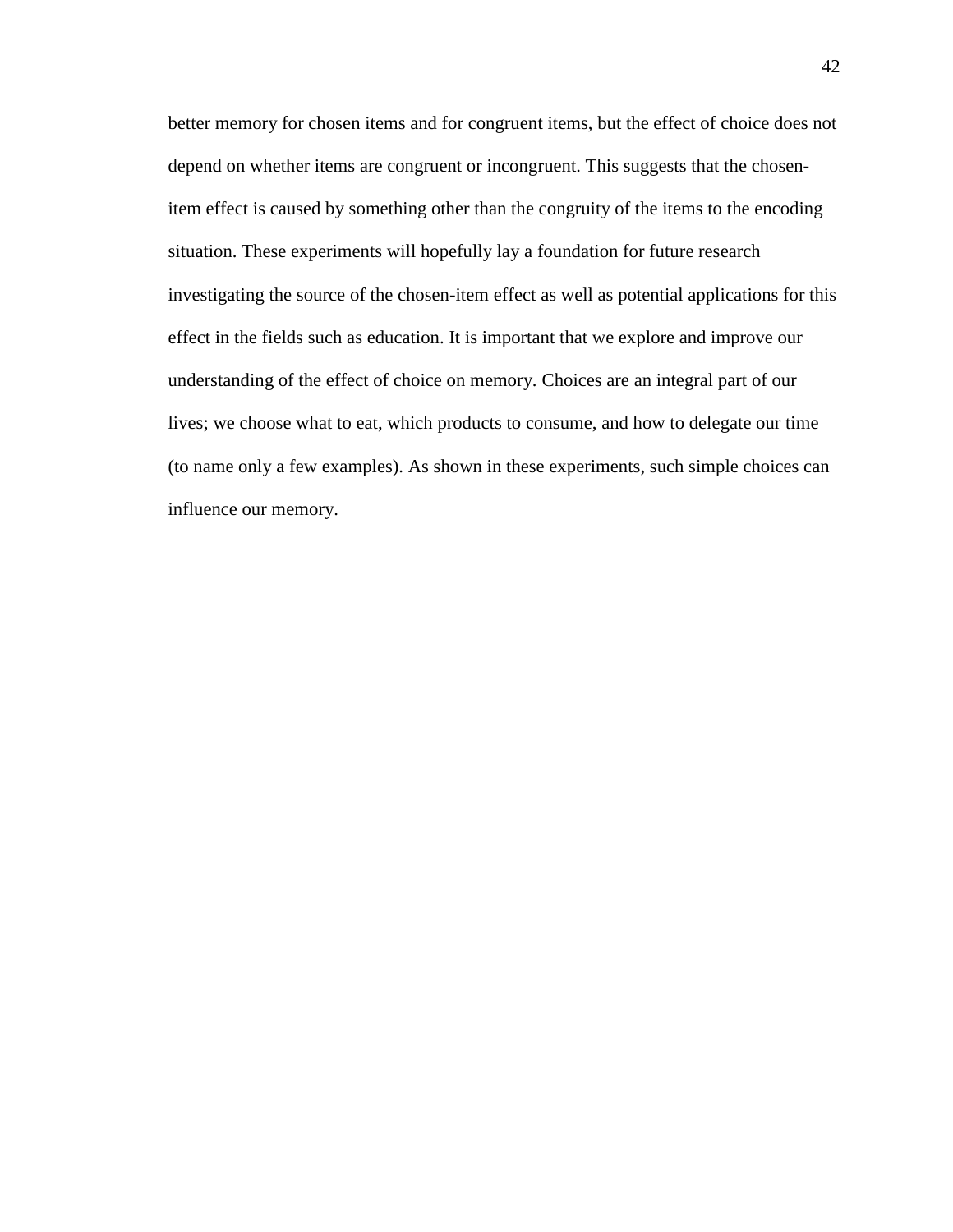better memory for chosen items and for congruent items, but the effect of choice does not depend on whether items are congruent or incongruent. This suggests that the chosen-item effect is caused by something other than the congruity of the items to the encoding situation. These experiments will hopefully lay a foundation for future research investigating the source of the chosen-item effect as well as potential applications for this effect in the fields such as education. It is important that we explore and improve our understanding of the effect of choice on memory. Choices are an integral part of our lives; we choose what to eat, which products to consume, and how to delegate our time (to name only a few examples). As shown in these experiments, such simple choices can influence our memory.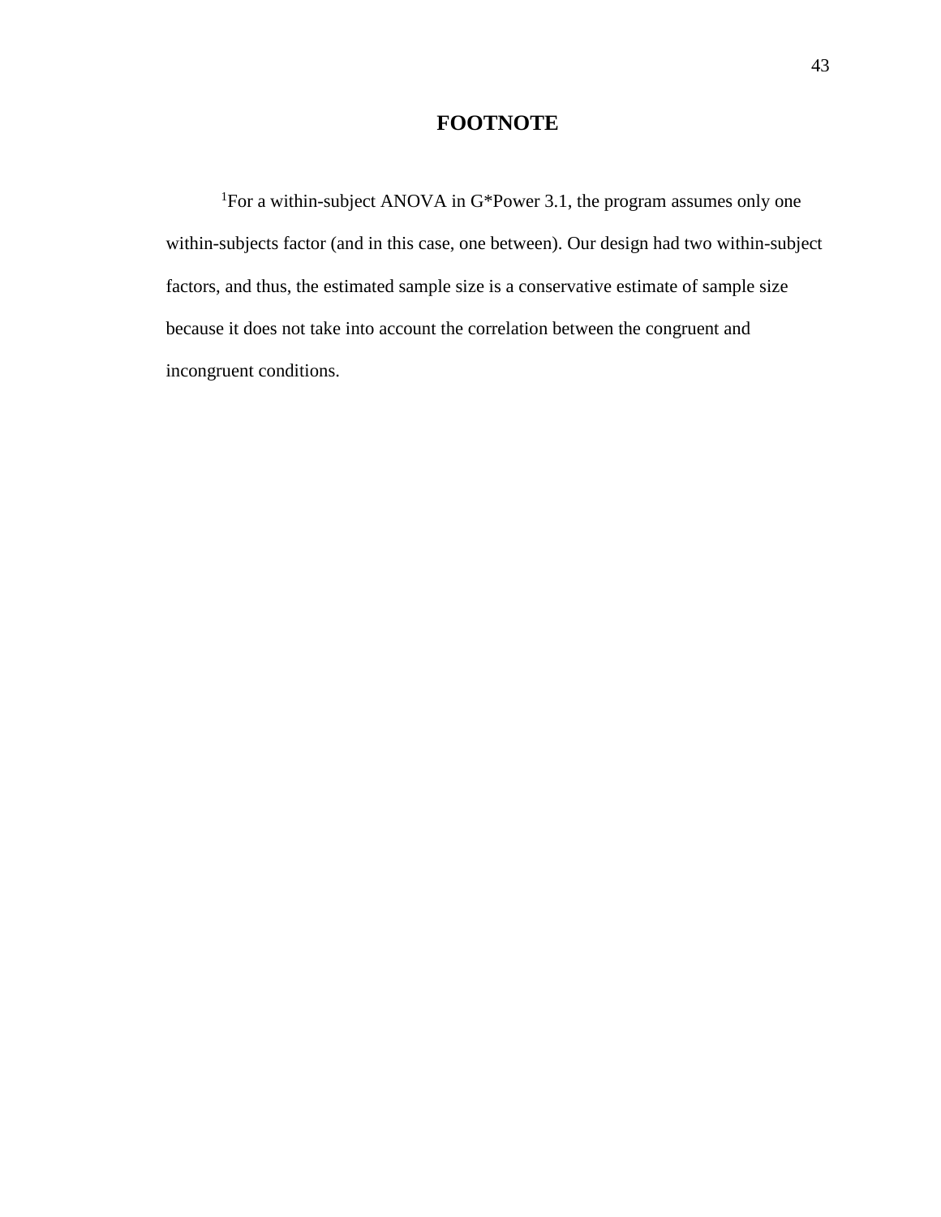# FOOTNOTE

[1]For a within-subject ANOVA in G*Power 3.1, the program assumes only one within-subjects factor (and in this case, one between). Our design had two within-subject factors, and thus, the estimated sample size is a conservative estimate of sample size because it does not take into account the correlation between the congruent and incongruent conditions.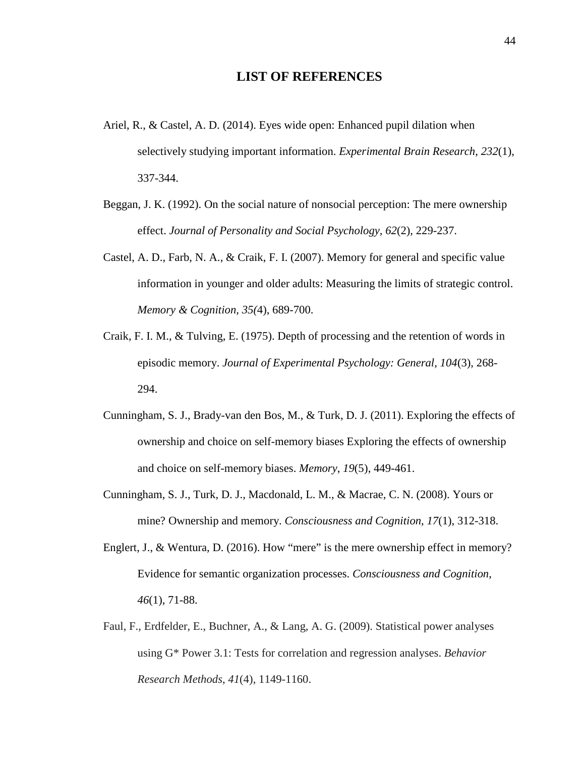# LIST OF REFERENCES

Ariel, R., & Castel, A. D. (2014). Eyes wide open: Enhanced pupil dilation when selectively studying important information. *Experimental Brain Research, 232*(1), 337-344.

Beggan, J. K. (1992). On the social nature of nonsocial perception: The mere ownership effect. *Journal of Personality and Social Psychology, 62*(2), 229-237.

Castel, A. D., Farb, N. A., & Craik, F. I. (2007). Memory for general and specific value information in younger and older adults: Measuring the limits of strategic control. *Memory & Cognition, 35(*4), 689-700.

Craik, F. I. M., & Tulving, E. (1975). Depth of processing and the retention of words in episodic memory. *Journal of Experimental Psychology: General*, *104*(3), 268-294.

Cunningham, S. J., Brady-van den Bos, M., & Turk, D. J. (2011). Exploring the effects of ownership and choice on self-memory biases Exploring the effects of ownership and choice on self-memory biases. *Memory*, *19*(5), 449-461.

Cunningham, S. J., Turk, D. J., Macdonald, L. M., & Macrae, C. N. (2008). Yours or mine? Ownership and memory. *Consciousness and Cognition*, *17*(1), 312-318.

Englert, J., & Wentura, D. (2016). How "mere" is the mere ownership effect in memory? Evidence for semantic organization processes. *Consciousness and Cognition*, *46*(1), 71-88.

Faul, F., Erdfelder, E., Buchner, A., & Lang, A. G. (2009). Statistical power analyses using G* Power 3.1: Tests for correlation and regression analyses. *Behavior Research Methods*, *41*(4), 1149-1160.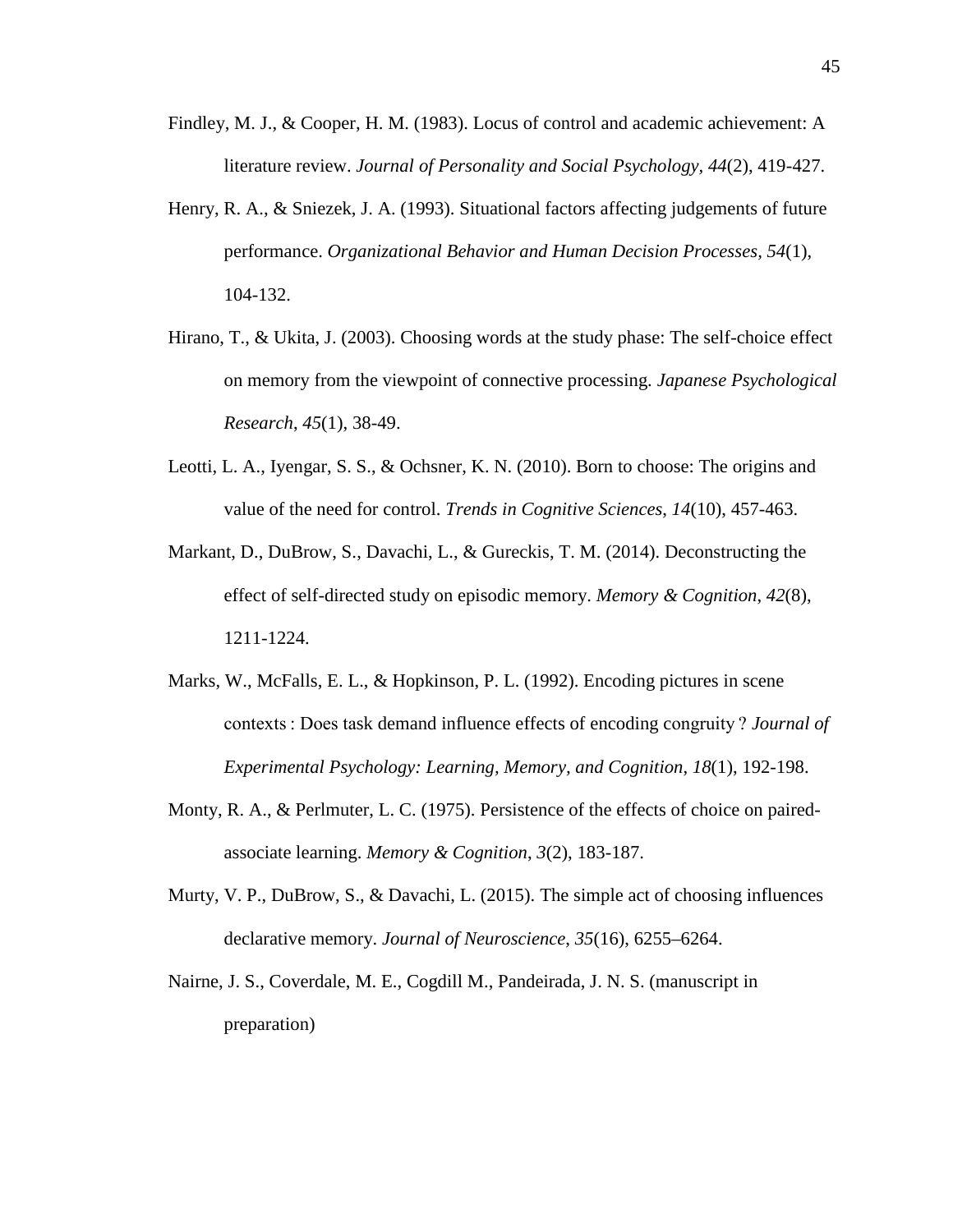Findley, M. J., & Cooper, H. M. (1983). Locus of control and academic achievement: A literature review. *Journal of Personality and Social Psychology, 44*(2), 419-427.

Henry, R. A., & Sniezek, J. A. (1993). Situational factors affecting judgements of future performance. *Organizational Behavior and Human Decision Processes, 54*(1), 104-132.

Hirano, T., & Ukita, J. (2003). Choosing words at the study phase: The self-choice effect on memory from the viewpoint of connective processing. *Japanese Psychological Research*, *45*(1), 38-49.

Leotti, L. A., Iyengar, S. S., & Ochsner, K. N. (2010). Born to choose: The origins and value of the need for control. *Trends in Cognitive Sciences*, *14*(10), 457-463.

Markant, D., DuBrow, S., Davachi, L., & Gureckis, T. M. (2014). Deconstructing the effect of self-directed study on episodic memory. *Memory & Cognition*, *42*(8), 1211-1224.

Marks, W., McFalls, E. L., & Hopkinson, P. L. (1992). Encoding pictures in scene contexts : Does task demand influence effects of encoding congruity ? *Journal of Experimental Psychology: Learning, Memory, and Cognition*, *18*(1), 192-198.

Monty, R. A., & Perlmuter, L. C. (1975). Persistence of the effects of choice on paired-associate learning. *Memory & Cognition*, *3*(2), 183-187.

Murty, V. P., DuBrow, S., & Davachi, L. (2015). The simple act of choosing influences declarative memory. *Journal of Neuroscience*, *35*(16), 6255–6264.

Nairne, J. S., Coverdale, M. E., Cogdill M., Pandeirada, J. N. S. (manuscript in preparation)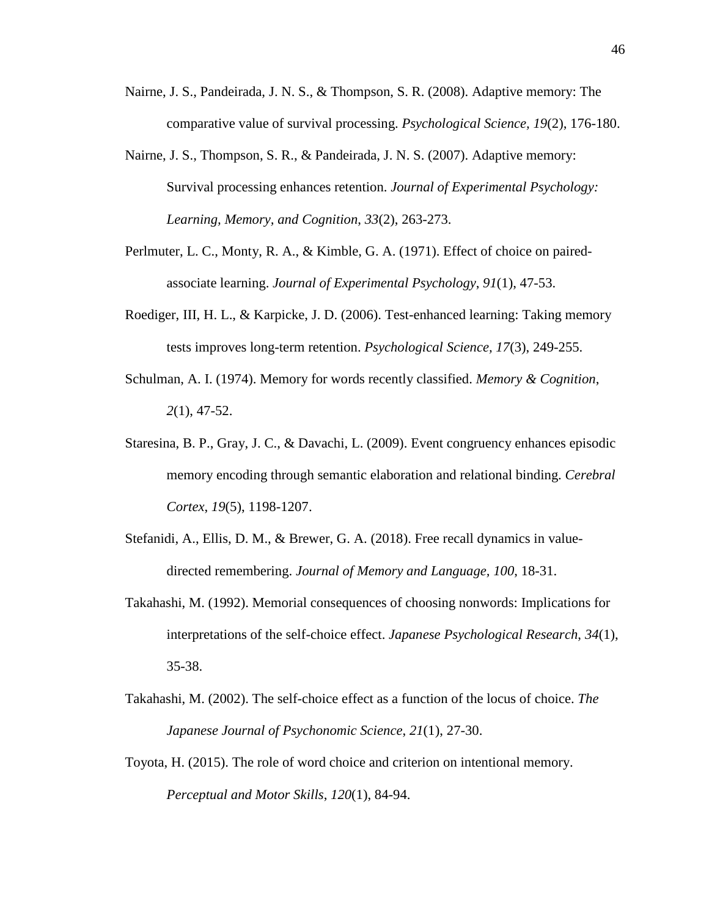Nairne, J. S., Pandeirada, J. N. S., & Thompson, S. R. (2008). Adaptive memory: The comparative value of survival processing. *Psychological Science, 19*(2), 176-180.

Nairne, J. S., Thompson, S. R., & Pandeirada, J. N. S. (2007). Adaptive memory: Survival processing enhances retention. *Journal of Experimental Psychology: Learning, Memory, and Cognition*, *33*(2), 263-273.

Perlmuter, L. C., Monty, R. A., & Kimble, G. A. (1971). Effect of choice on paired-associate learning. *Journal of Experimental Psychology*, *91*(1), 47-53.

Roediger, III, H. L., & Karpicke, J. D. (2006). Test-enhanced learning: Taking memory tests improves long-term retention. *Psychological Science, 17*(3), 249-255.

Schulman, A. I. (1974). Memory for words recently classified. *Memory & Cognition*, *2*(1), 47-52.

Staresina, B. P., Gray, J. C., & Davachi, L. (2009). Event congruency enhances episodic memory encoding through semantic elaboration and relational binding. *Cerebral Cortex*, *19*(5), 1198-1207.

Stefanidi, A., Ellis, D. M., & Brewer, G. A. (2018). Free recall dynamics in value-directed remembering. *Journal of Memory and Language, 100*, 18-31.

Takahashi, M. (1992). Memorial consequences of choosing nonwords: Implications for interpretations of the self-choice effect. *Japanese Psychological Research*, *34*(1), 35-38.

Takahashi, M. (2002). The self-choice effect as a function of the locus of choice. *The Japanese Journal of Psychonomic Science*, *21*(1), 27-30.

Toyota, H. (2015). The role of word choice and criterion on intentional memory. *Perceptual and Motor Skills*, *120*(1), 84-94.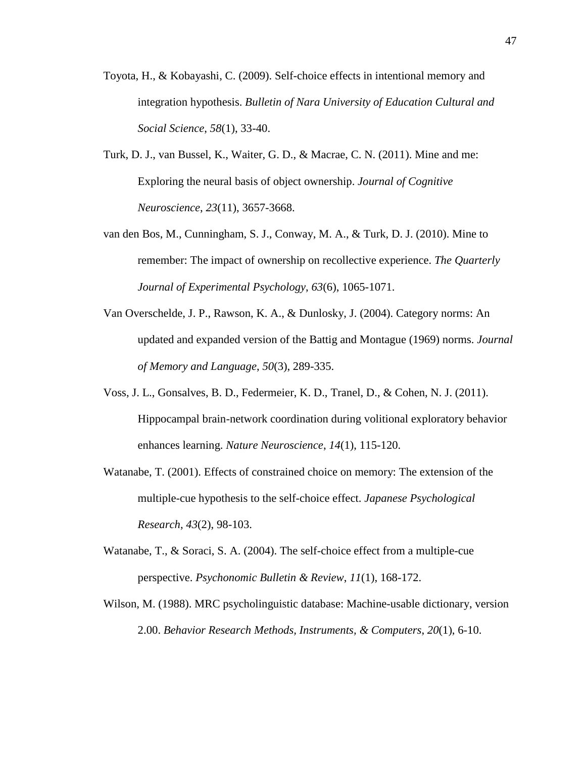Toyota, H., & Kobayashi, C. (2009). Self-choice effects in intentional memory and integration hypothesis. *Bulletin of Nara University of Education Cultural and Social Science*, *58*(1), 33-40.

Turk, D. J., van Bussel, K., Waiter, G. D., & Macrae, C. N. (2011). Mine and me: Exploring the neural basis of object ownership. *Journal of Cognitive Neuroscience*, *23*(11), 3657-3668.

van den Bos, M., Cunningham, S. J., Conway, M. A., & Turk, D. J. (2010). Mine to remember: The impact of ownership on recollective experience. *The Quarterly Journal of Experimental Psychology*, *63*(6), 1065-1071.

Van Overschelde, J. P., Rawson, K. A., & Dunlosky, J. (2004). Category norms: An updated and expanded version of the Battig and Montague (1969) norms. *Journal of Memory and Language*, *50*(3), 289-335.

Voss, J. L., Gonsalves, B. D., Federmeier, K. D., Tranel, D., & Cohen, N. J. (2011). Hippocampal brain-network coordination during volitional exploratory behavior enhances learning. *Nature Neuroscience*, *14*(1), 115-120.

Watanabe, T. (2001). Effects of constrained choice on memory: The extension of the multiple-cue hypothesis to the self-choice effect. *Japanese Psychological Research*, *43*(2), 98-103.

Watanabe, T., & Soraci, S. A. (2004). The self-choice effect from a multiple-cue perspective. *Psychonomic Bulletin & Review*, *11*(1), 168-172.

Wilson, M. (1988). MRC psycholinguistic database: Machine-usable dictionary, version 2.00. *Behavior Research Methods, Instruments, & Computers*, *20*(1), 6-10.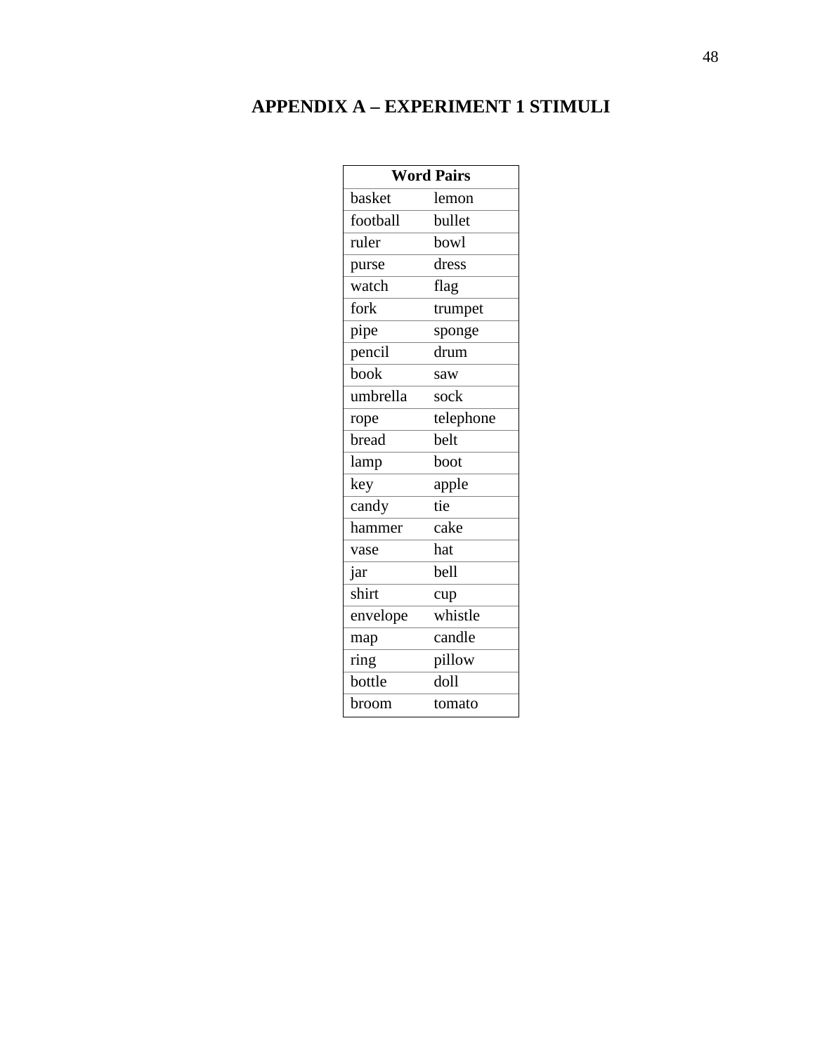# APPENDIX A – EXPERIMENT 1 STIMULI

| Word Pairs | |
|---|---|
| basket | lemon |
| football | bullet |
| ruler | bowl |
| purse | dress |
| watch | flag |
| fork | trumpet |
| pipe | sponge |
| pencil | drum |
| book | saw |
| umbrella | sock |
| rope | telephone |
| bread | belt |
| lamp | boot |
| key | apple |
| candy | tie |
| hammer | cake |
| vase | hat |
| jar | bell |
| shirt | cup |
| envelope | whistle |
| map | candle |
| ring | pillow |
| bottle | doll |
| broom | tomato |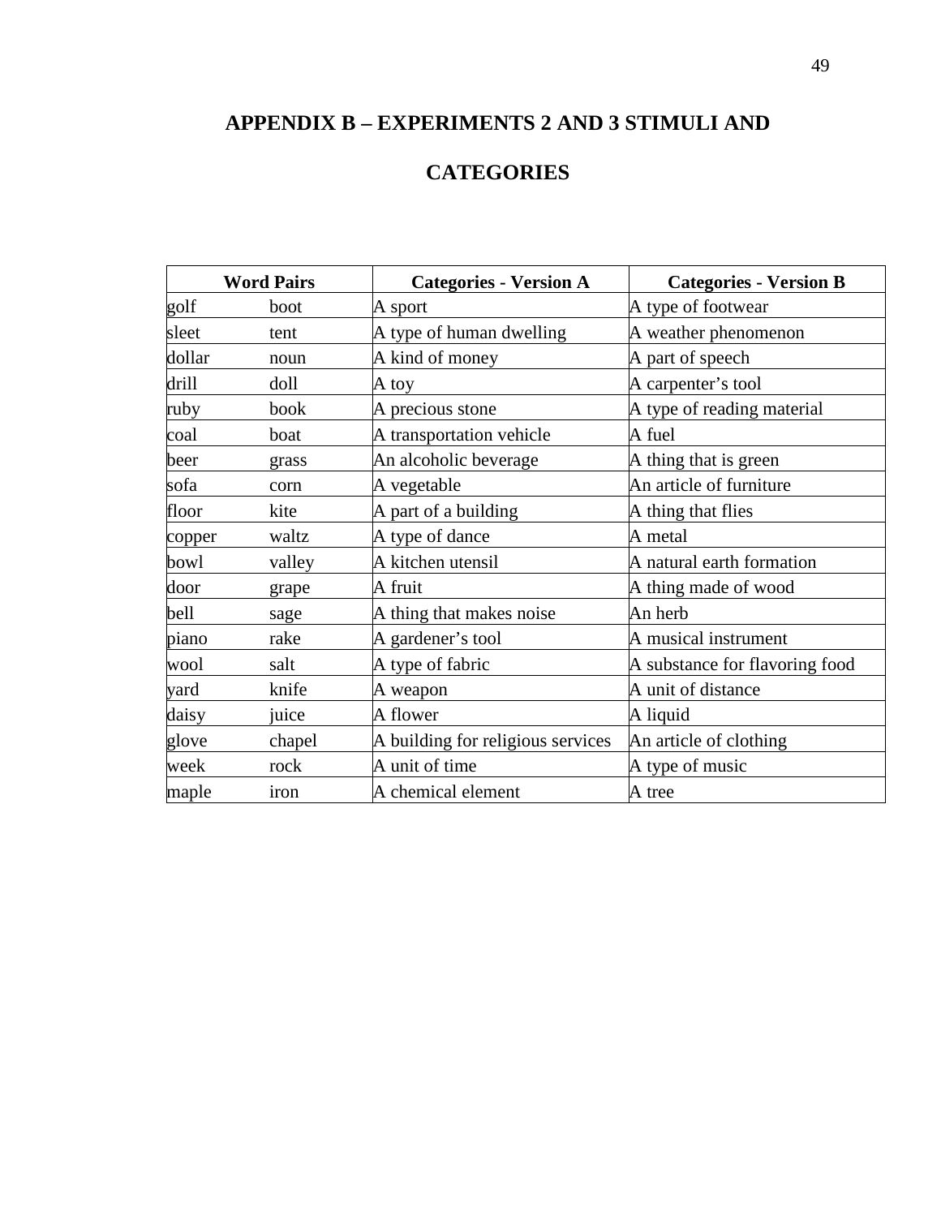# APPENDIX B – EXPERIMENTS 2 AND 3 STIMULI AND CATEGORIES

| Word Pairs | | Categories - Version A | Categories - Version B |
|---|---|---|---|
| golf | boot | A sport | A type of footwear |
| sleet | tent | A type of human dwelling | A weather phenomenon |
| dollar | noun | A kind of money | A part of speech |
| drill | doll | A toy | A carpenter's tool |
| ruby | book | A precious stone | A type of reading material |
| coal | boat | A transportation vehicle | A fuel |
| beer | grass | An alcoholic beverage | A thing that is green |
| sofa | corn | A vegetable | An article of furniture |
| floor | kite | A part of a building | A thing that flies |
| copper | waltz | A type of dance | A metal |
| bowl | valley | A kitchen utensil | A natural earth formation |
| door | grape | A fruit | A thing made of wood |
| bell | sage | A thing that makes noise | An herb |
| piano | rake | A gardener's tool | A musical instrument |
| wool | salt | A type of fabric | A substance for flavoring food |
| yard | knife | A weapon | A unit of distance |
| daisy | juice | A flower | A liquid |
| glove | chapel | A building for religious services | An article of clothing |
| week | rock | A unit of time | A type of music |
| maple | iron | A chemical element | A tree |